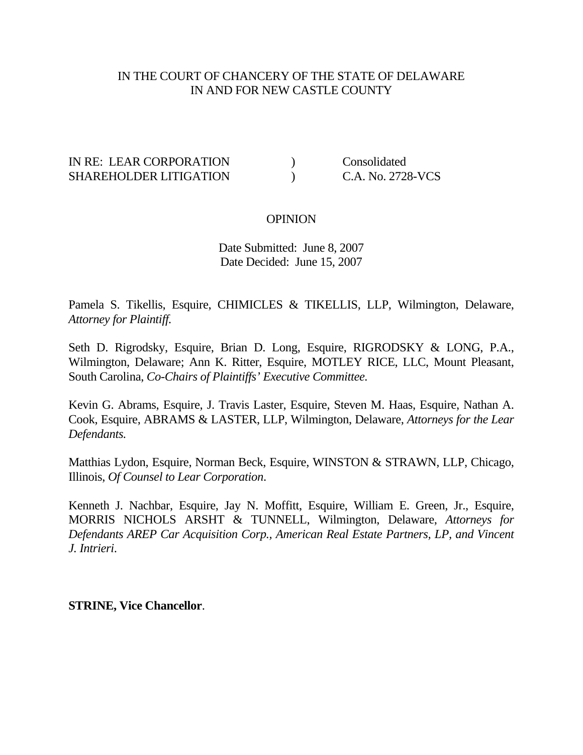IN THE COURT OF CHANCERY OF THE STATE OF DELAWARE
IN AND FOR NEW CASTLE COUNTY

| | | |
|---|---|---|
| IN RE: LEAR CORPORATION SHAREHOLDER LITIGATION | ) ) | Consolidated C.A. No. 2728-VCS |

OPINION

Date Submitted: June 8, 2007
Date Decided: June 15, 2007

Pamela S. Tikellis, Esquire, CHIMICLES & TIKELLIS, LLP, Wilmington, Delaware, *Attorney for Plaintiff.*

Seth D. Rigrodsky, Esquire, Brian D. Long, Esquire, RIGRODSKY & LONG, P.A., Wilmington, Delaware; Ann K. Ritter, Esquire, MOTLEY RICE, LLC, Mount Pleasant, South Carolina, *Co-Chairs of Plaintiffs' Executive Committee.*

Kevin G. Abrams, Esquire, J. Travis Laster, Esquire, Steven M. Haas, Esquire, Nathan A. Cook, Esquire, ABRAMS & LASTER, LLP, Wilmington, Delaware, *Attorneys for the Lear Defendants.*

Matthias Lydon, Esquire, Norman Beck, Esquire, WINSTON & STRAWN, LLP, Chicago, Illinois, *Of Counsel to Lear Corporation*.

Kenneth J. Nachbar, Esquire, Jay N. Moffitt, Esquire, William E. Green, Jr., Esquire, MORRIS NICHOLS ARSHT & TUNNELL, Wilmington, Delaware, *Attorneys for Defendants AREP Car Acquisition Corp., American Real Estate Partners, LP, and Vincent J. Intrieri*.

**STRINE, Vice Chancellor**.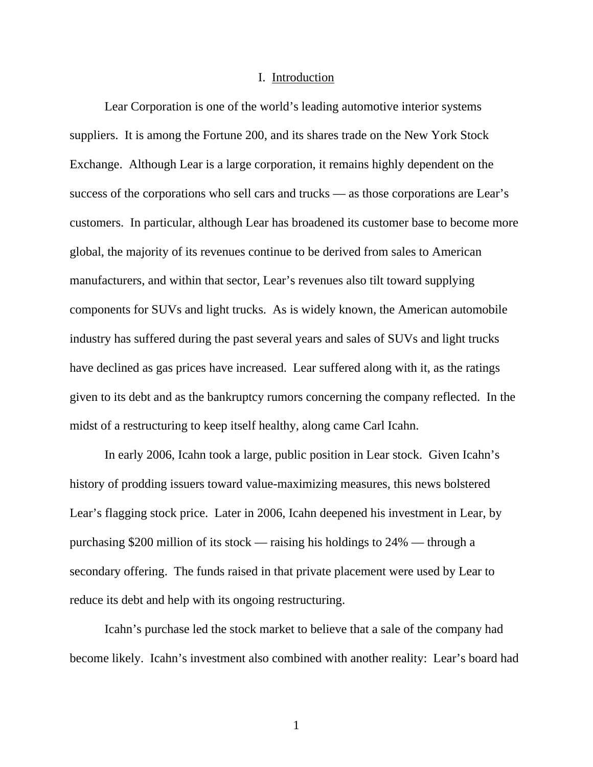# I. Introduction

Lear Corporation is one of the world's leading automotive interior systems suppliers. It is among the Fortune 200, and its shares trade on the New York Stock Exchange. Although Lear is a large corporation, it remains highly dependent on the success of the corporations who sell cars and trucks — as those corporations are Lear's customers. In particular, although Lear has broadened its customer base to become more global, the majority of its revenues continue to be derived from sales to American manufacturers, and within that sector, Lear's revenues also tilt toward supplying components for SUVs and light trucks. As is widely known, the American automobile industry has suffered during the past several years and sales of SUVs and light trucks have declined as gas prices have increased. Lear suffered along with it, as the ratings given to its debt and as the bankruptcy rumors concerning the company reflected. In the midst of a restructuring to keep itself healthy, along came Carl Icahn.

In early 2006, Icahn took a large, public position in Lear stock. Given Icahn's history of prodding issuers toward value-maximizing measures, this news bolstered Lear's flagging stock price. Later in 2006, Icahn deepened his investment in Lear, by purchasing $200 million of its stock — raising his holdings to 24% — through a secondary offering. The funds raised in that private placement were used by Lear to reduce its debt and help with its ongoing restructuring.

Icahn's purchase led the stock market to believe that a sale of the company had become likely. Icahn's investment also combined with another reality: Lear's board had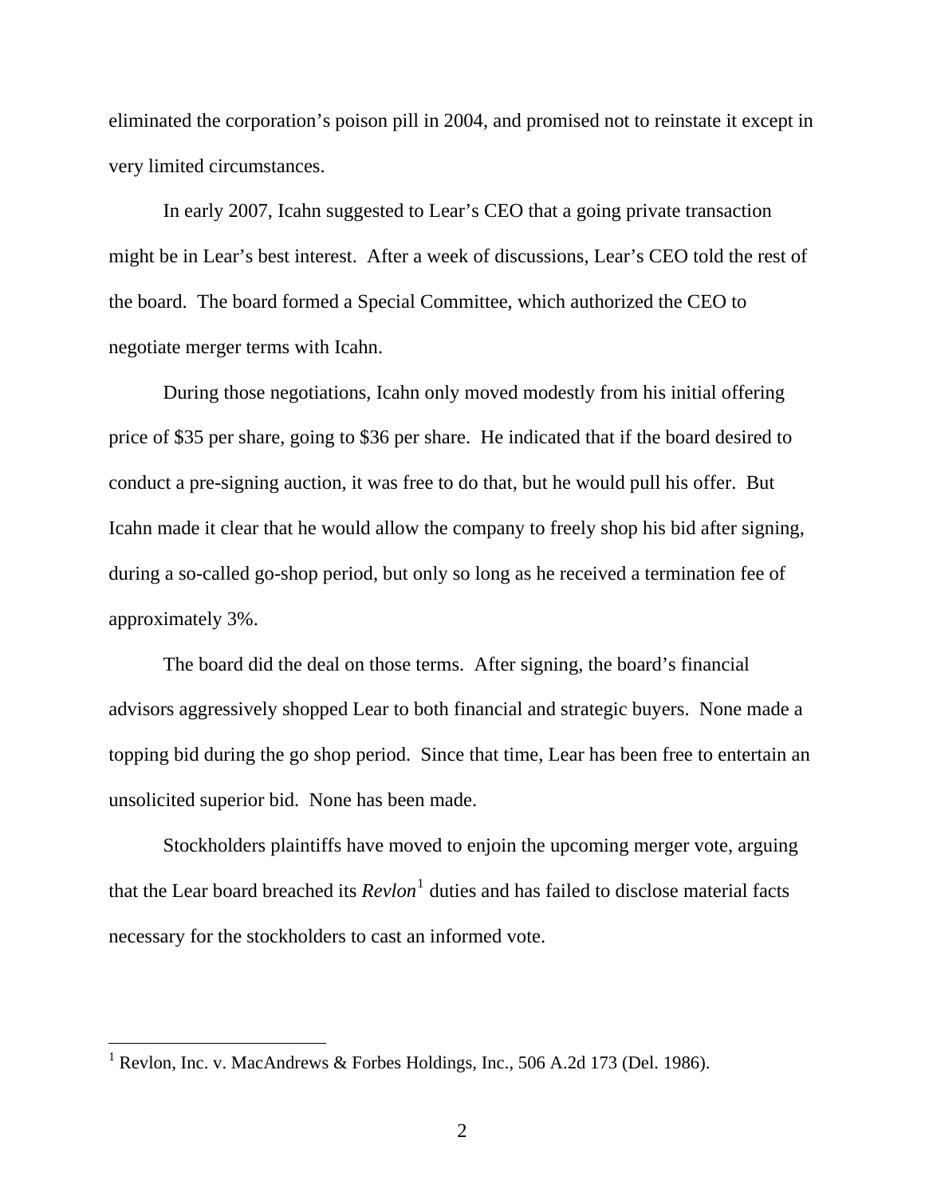eliminated the corporation's poison pill in 2004, and promised not to reinstate it except in very limited circumstances.

In early 2007, Icahn suggested to Lear's CEO that a going private transaction might be in Lear's best interest. After a week of discussions, Lear's CEO told the rest of the board. The board formed a Special Committee, which authorized the CEO to negotiate merger terms with Icahn.

During those negotiations, Icahn only moved modestly from his initial offering price of $35 per share, going to $36 per share. He indicated that if the board desired to conduct a pre-signing auction, it was free to do that, but he would pull his offer. But Icahn made it clear that he would allow the company to freely shop his bid after signing, during a so-called go-shop period, but only so long as he received a termination fee of approximately 3%.

The board did the deal on those terms. After signing, the board's financial advisors aggressively shopped Lear to both financial and strategic buyers. None made a topping bid during the go shop period. Since that time, Lear has been free to entertain an unsolicited superior bid. None has been made.

Stockholders plaintiffs have moved to enjoin the upcoming merger vote, arguing that the Lear board breached its *Revlon*[1] duties and has failed to disclose material facts necessary for the stockholders to cast an informed vote.

---

[1] Revlon, Inc. v. MacAndrews & Forbes Holdings, Inc., 506 A.2d 173 (Del. 1986).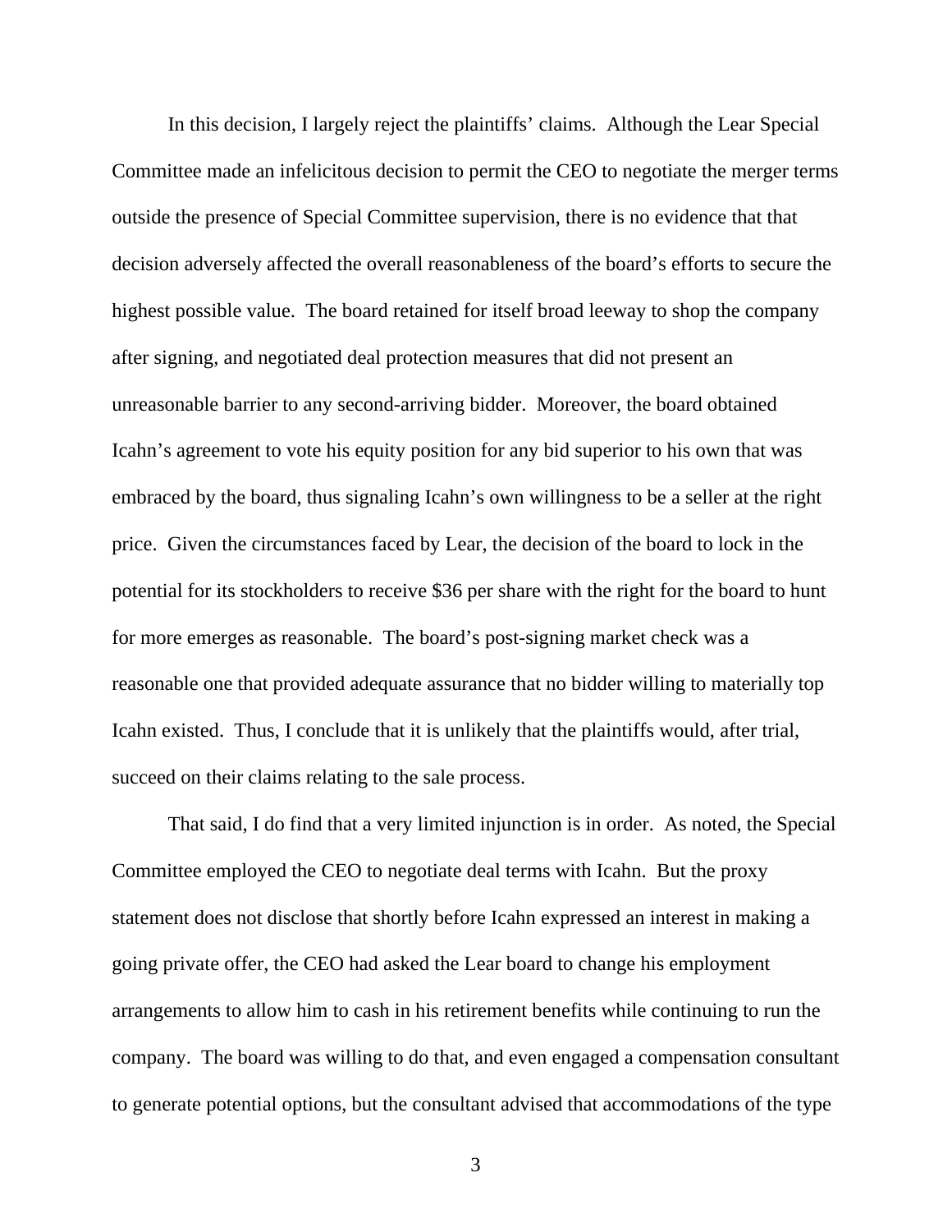In this decision, I largely reject the plaintiffs' claims. Although the Lear Special Committee made an infelicitous decision to permit the CEO to negotiate the merger terms outside the presence of Special Committee supervision, there is no evidence that that decision adversely affected the overall reasonableness of the board's efforts to secure the highest possible value. The board retained for itself broad leeway to shop the company after signing, and negotiated deal protection measures that did not present an unreasonable barrier to any second-arriving bidder. Moreover, the board obtained Icahn's agreement to vote his equity position for any bid superior to his own that was embraced by the board, thus signaling Icahn's own willingness to be a seller at the right price. Given the circumstances faced by Lear, the decision of the board to lock in the potential for its stockholders to receive $36 per share with the right for the board to hunt for more emerges as reasonable. The board's post-signing market check was a reasonable one that provided adequate assurance that no bidder willing to materially top Icahn existed. Thus, I conclude that it is unlikely that the plaintiffs would, after trial, succeed on their claims relating to the sale process.

That said, I do find that a very limited injunction is in order. As noted, the Special Committee employed the CEO to negotiate deal terms with Icahn. But the proxy statement does not disclose that shortly before Icahn expressed an interest in making a going private offer, the CEO had asked the Lear board to change his employment arrangements to allow him to cash in his retirement benefits while continuing to run the company. The board was willing to do that, and even engaged a compensation consultant to generate potential options, but the consultant advised that accommodations of the type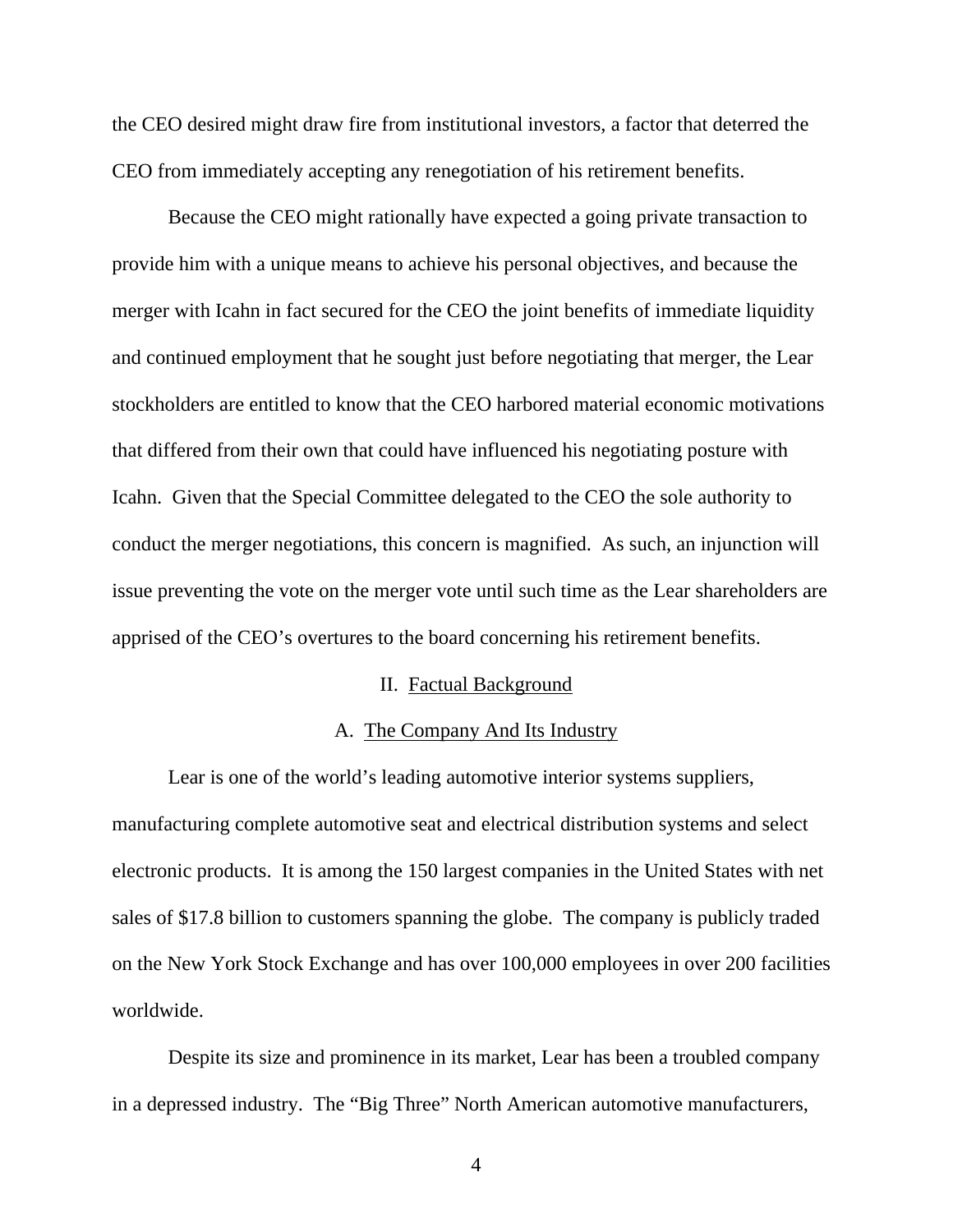the CEO desired might draw fire from institutional investors, a factor that deterred the CEO from immediately accepting any renegotiation of his retirement benefits.

Because the CEO might rationally have expected a going private transaction to provide him with a unique means to achieve his personal objectives, and because the merger with Icahn in fact secured for the CEO the joint benefits of immediate liquidity and continued employment that he sought just before negotiating that merger, the Lear stockholders are entitled to know that the CEO harbored material economic motivations that differed from their own that could have influenced his negotiating posture with Icahn. Given that the Special Committee delegated to the CEO the sole authority to conduct the merger negotiations, this concern is magnified. As such, an injunction will issue preventing the vote on the merger vote until such time as the Lear shareholders are apprised of the CEO's overtures to the board concerning his retirement benefits.

## II. Factual Background

### A. The Company And Its Industry

Lear is one of the world's leading automotive interior systems suppliers, manufacturing complete automotive seat and electrical distribution systems and select electronic products. It is among the 150 largest companies in the United States with net sales of $17.8 billion to customers spanning the globe. The company is publicly traded on the New York Stock Exchange and has over 100,000 employees in over 200 facilities worldwide.

Despite its size and prominence in its market, Lear has been a troubled company in a depressed industry. The "Big Three" North American automotive manufacturers,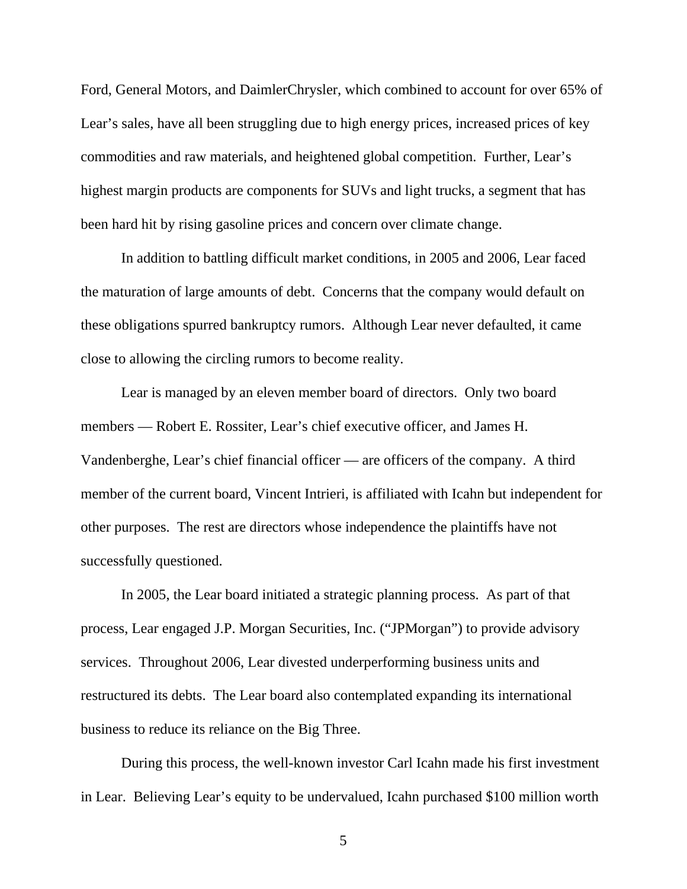Ford, General Motors, and DaimlerChrysler, which combined to account for over 65% of Lear's sales, have all been struggling due to high energy prices, increased prices of key commodities and raw materials, and heightened global competition. Further, Lear's highest margin products are components for SUVs and light trucks, a segment that has been hard hit by rising gasoline prices and concern over climate change.

In addition to battling difficult market conditions, in 2005 and 2006, Lear faced the maturation of large amounts of debt. Concerns that the company would default on these obligations spurred bankruptcy rumors. Although Lear never defaulted, it came close to allowing the circling rumors to become reality.

Lear is managed by an eleven member board of directors. Only two board members — Robert E. Rossiter, Lear's chief executive officer, and James H. Vandenberghe, Lear's chief financial officer — are officers of the company. A third member of the current board, Vincent Intrieri, is affiliated with Icahn but independent for other purposes. The rest are directors whose independence the plaintiffs have not successfully questioned.

In 2005, the Lear board initiated a strategic planning process. As part of that process, Lear engaged J.P. Morgan Securities, Inc. ("JPMorgan") to provide advisory services. Throughout 2006, Lear divested underperforming business units and restructured its debts. The Lear board also contemplated expanding its international business to reduce its reliance on the Big Three.

During this process, the well-known investor Carl Icahn made his first investment in Lear. Believing Lear's equity to be undervalued, Icahn purchased $100 million worth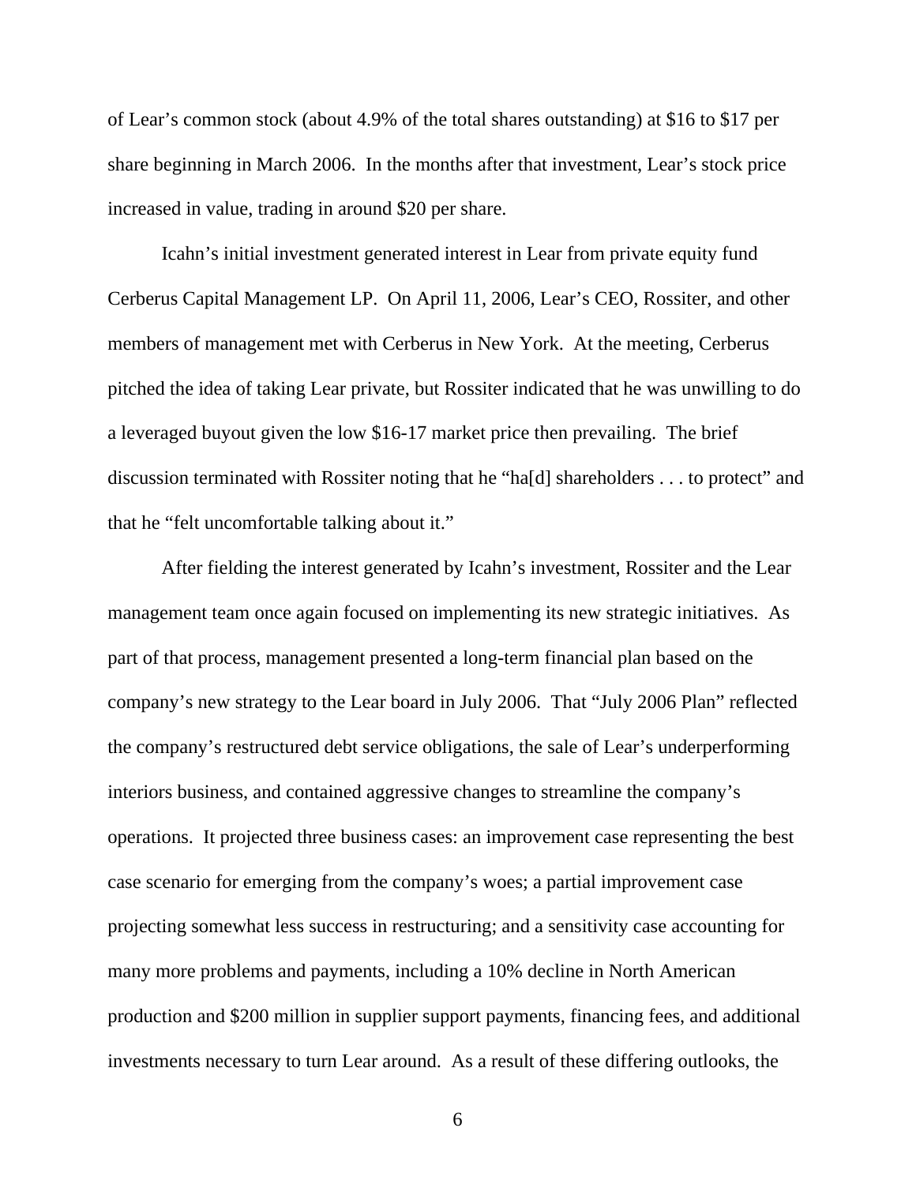of Lear's common stock (about 4.9% of the total shares outstanding) at $16 to $17 per share beginning in March 2006. In the months after that investment, Lear's stock price increased in value, trading in around $20 per share.

Icahn's initial investment generated interest in Lear from private equity fund Cerberus Capital Management LP. On April 11, 2006, Lear's CEO, Rossiter, and other members of management met with Cerberus in New York. At the meeting, Cerberus pitched the idea of taking Lear private, but Rossiter indicated that he was unwilling to do a leveraged buyout given the low $16-17 market price then prevailing. The brief discussion terminated with Rossiter noting that he "ha[d] shareholders . . . to protect" and that he "felt uncomfortable talking about it."

After fielding the interest generated by Icahn's investment, Rossiter and the Lear management team once again focused on implementing its new strategic initiatives. As part of that process, management presented a long-term financial plan based on the company's new strategy to the Lear board in July 2006. That "July 2006 Plan" reflected the company's restructured debt service obligations, the sale of Lear's underperforming interiors business, and contained aggressive changes to streamline the company's operations. It projected three business cases: an improvement case representing the best case scenario for emerging from the company's woes; a partial improvement case projecting somewhat less success in restructuring; and a sensitivity case accounting for many more problems and payments, including a 10% decline in North American production and $200 million in supplier support payments, financing fees, and additional investments necessary to turn Lear around. As a result of these differing outlooks, the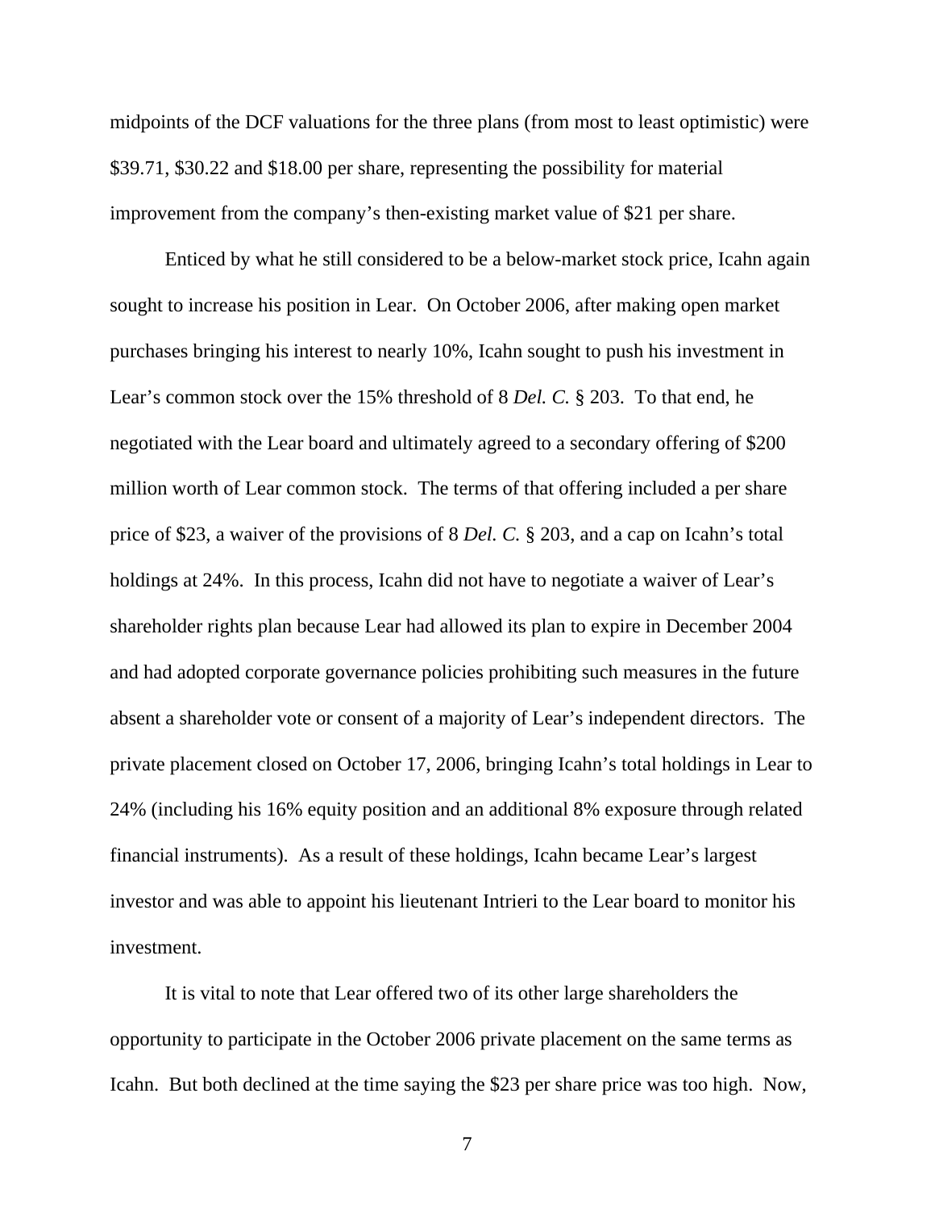midpoints of the DCF valuations for the three plans (from most to least optimistic) were $39.71, $30.22 and $18.00 per share, representing the possibility for material improvement from the company's then-existing market value of $21 per share.

Enticed by what he still considered to be a below-market stock price, Icahn again sought to increase his position in Lear. On October 2006, after making open market purchases bringing his interest to nearly 10%, Icahn sought to push his investment in Lear's common stock over the 15% threshold of 8 *Del. C.* § 203. To that end, he negotiated with the Lear board and ultimately agreed to a secondary offering of $200 million worth of Lear common stock. The terms of that offering included a per share price of $23, a waiver of the provisions of 8 *Del. C.* § 203, and a cap on Icahn's total holdings at 24%. In this process, Icahn did not have to negotiate a waiver of Lear's shareholder rights plan because Lear had allowed its plan to expire in December 2004 and had adopted corporate governance policies prohibiting such measures in the future absent a shareholder vote or consent of a majority of Lear's independent directors. The private placement closed on October 17, 2006, bringing Icahn's total holdings in Lear to 24% (including his 16% equity position and an additional 8% exposure through related financial instruments). As a result of these holdings, Icahn became Lear's largest investor and was able to appoint his lieutenant Intrieri to the Lear board to monitor his investment.

It is vital to note that Lear offered two of its other large shareholders the opportunity to participate in the October 2006 private placement on the same terms as Icahn. But both declined at the time saying the $23 per share price was too high. Now,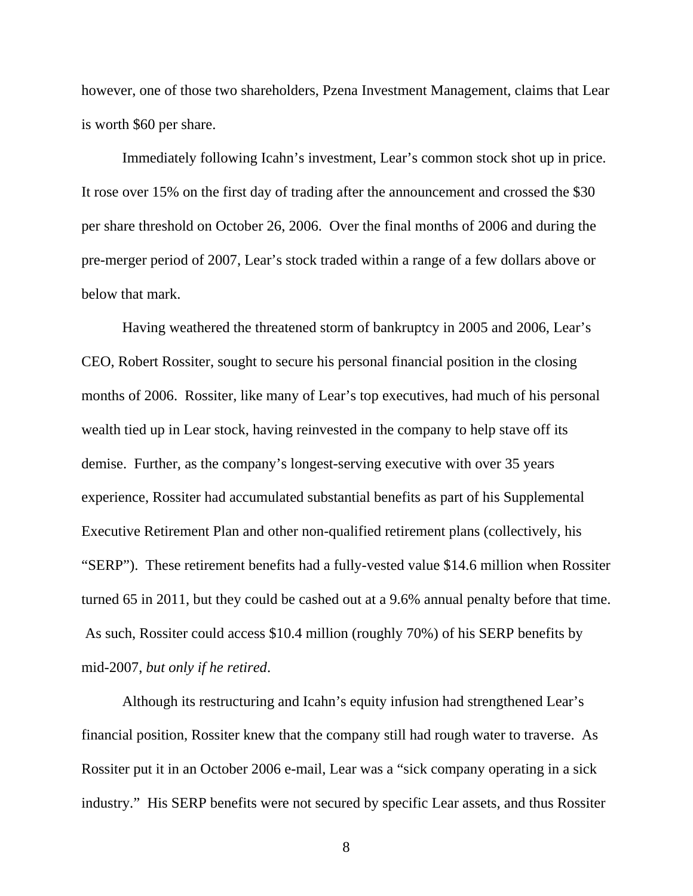however, one of those two shareholders, Pzena Investment Management, claims that Lear is worth $60 per share.

Immediately following Icahn's investment, Lear's common stock shot up in price. It rose over 15% on the first day of trading after the announcement and crossed the $30 per share threshold on October 26, 2006. Over the final months of 2006 and during the pre-merger period of 2007, Lear's stock traded within a range of a few dollars above or below that mark.

Having weathered the threatened storm of bankruptcy in 2005 and 2006, Lear's CEO, Robert Rossiter, sought to secure his personal financial position in the closing months of 2006. Rossiter, like many of Lear's top executives, had much of his personal wealth tied up in Lear stock, having reinvested in the company to help stave off its demise. Further, as the company's longest-serving executive with over 35 years experience, Rossiter had accumulated substantial benefits as part of his Supplemental Executive Retirement Plan and other non-qualified retirement plans (collectively, his "SERP"). These retirement benefits had a fully-vested value $14.6 million when Rossiter turned 65 in 2011, but they could be cashed out at a 9.6% annual penalty before that time. As such, Rossiter could access $10.4 million (roughly 70%) of his SERP benefits by mid-2007, *but only if he retired*.

Although its restructuring and Icahn's equity infusion had strengthened Lear's financial position, Rossiter knew that the company still had rough water to traverse. As Rossiter put it in an October 2006 e-mail, Lear was a "sick company operating in a sick industry." His SERP benefits were not secured by specific Lear assets, and thus Rossiter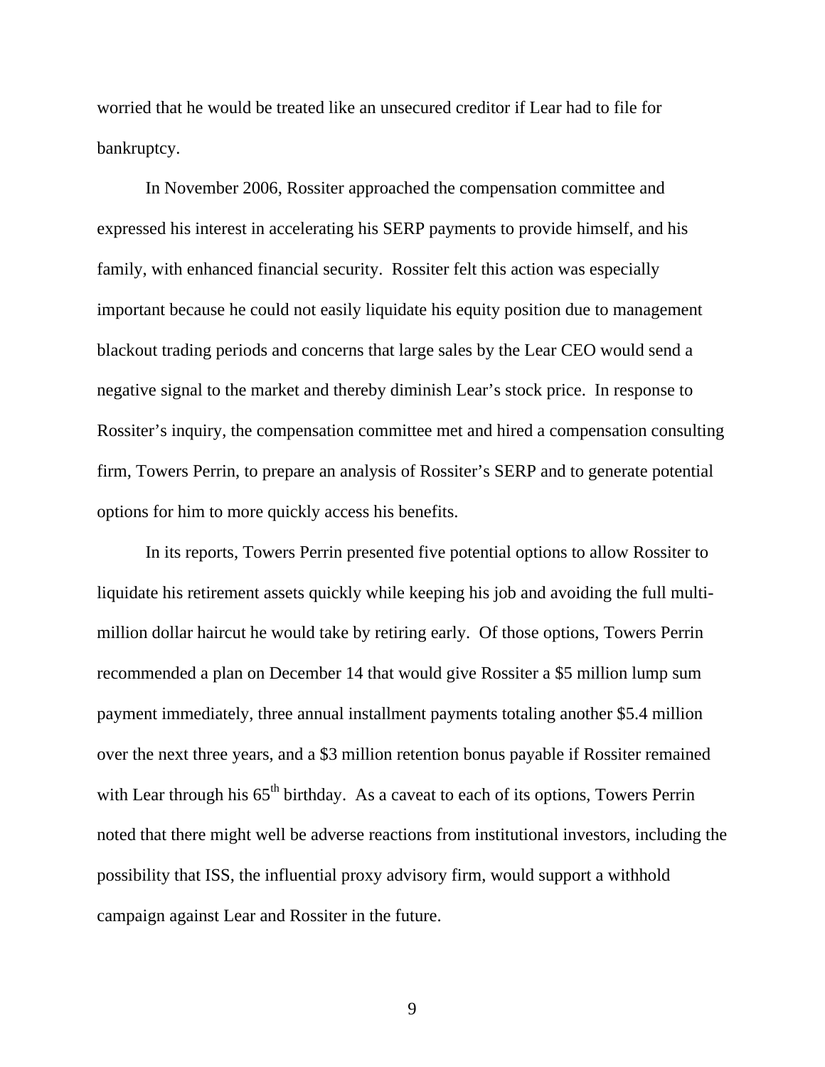worried that he would be treated like an unsecured creditor if Lear had to file for bankruptcy.

In November 2006, Rossiter approached the compensation committee and expressed his interest in accelerating his SERP payments to provide himself, and his family, with enhanced financial security. Rossiter felt this action was especially important because he could not easily liquidate his equity position due to management blackout trading periods and concerns that large sales by the Lear CEO would send a negative signal to the market and thereby diminish Lear's stock price. In response to Rossiter's inquiry, the compensation committee met and hired a compensation consulting firm, Towers Perrin, to prepare an analysis of Rossiter's SERP and to generate potential options for him to more quickly access his benefits.

In its reports, Towers Perrin presented five potential options to allow Rossiter to liquidate his retirement assets quickly while keeping his job and avoiding the full multi-million dollar haircut he would take by retiring early. Of those options, Towers Perrin recommended a plan on December 14 that would give Rossiter a \$5 million lump sum payment immediately, three annual installment payments totaling another \$5.4 million over the next three years, and a \$3 million retention bonus payable if Rossiter remained with Lear through his 65th birthday. As a caveat to each of its options, Towers Perrin noted that there might well be adverse reactions from institutional investors, including the possibility that ISS, the influential proxy advisory firm, would support a withhold campaign against Lear and Rossiter in the future.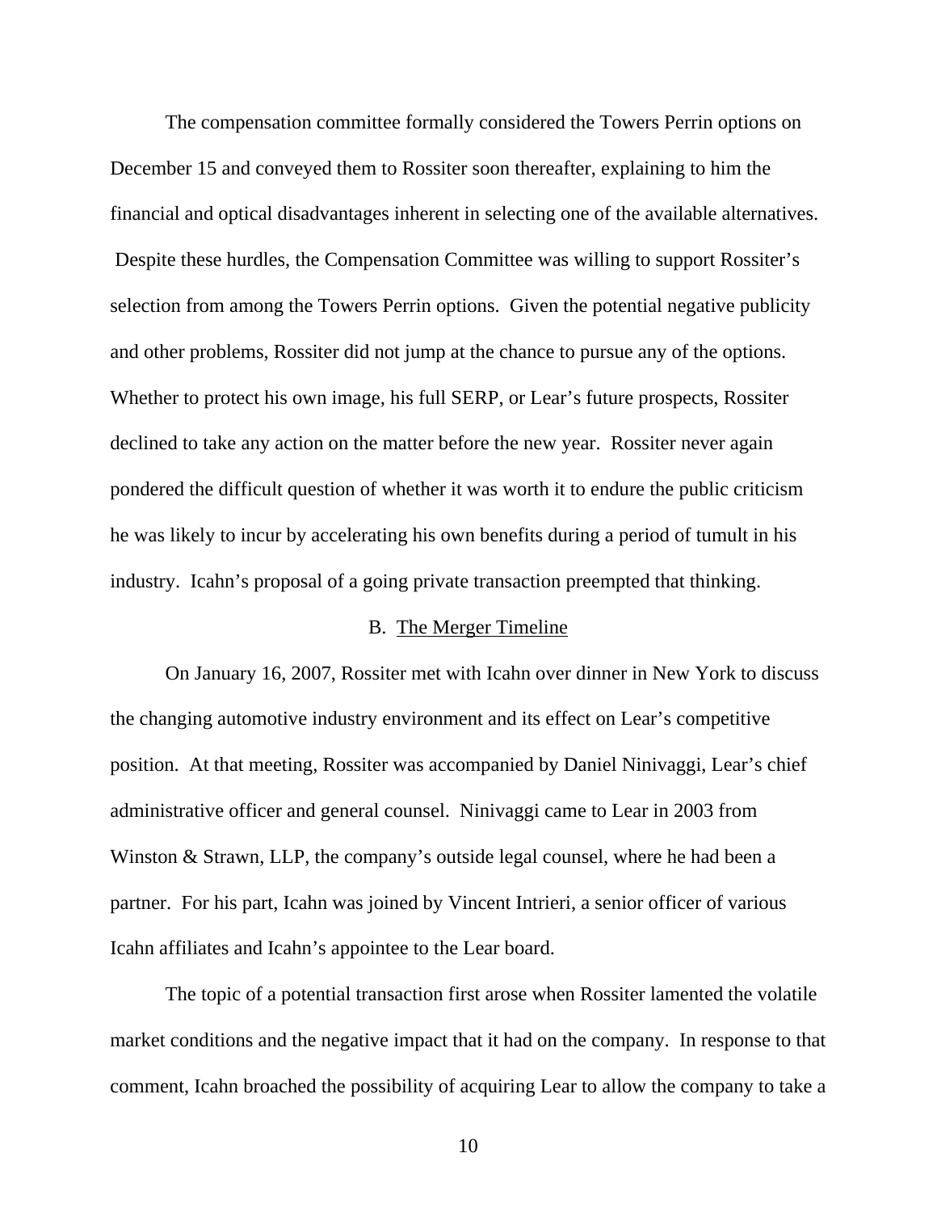The compensation committee formally considered the Towers Perrin options on December 15 and conveyed them to Rossiter soon thereafter, explaining to him the financial and optical disadvantages inherent in selecting one of the available alternatives. Despite these hurdles, the Compensation Committee was willing to support Rossiter's selection from among the Towers Perrin options. Given the potential negative publicity and other problems, Rossiter did not jump at the chance to pursue any of the options. Whether to protect his own image, his full SERP, or Lear's future prospects, Rossiter declined to take any action on the matter before the new year. Rossiter never again pondered the difficult question of whether it was worth it to endure the public criticism he was likely to incur by accelerating his own benefits during a period of tumult in his industry. Icahn's proposal of a going private transaction preempted that thinking.

### B. The Merger Timeline

On January 16, 2007, Rossiter met with Icahn over dinner in New York to discuss the changing automotive industry environment and its effect on Lear's competitive position. At that meeting, Rossiter was accompanied by Daniel Ninivaggi, Lear's chief administrative officer and general counsel. Ninivaggi came to Lear in 2003 from Winston & Strawn, LLP, the company's outside legal counsel, where he had been a partner. For his part, Icahn was joined by Vincent Intrieri, a senior officer of various Icahn affiliates and Icahn's appointee to the Lear board.

The topic of a potential transaction first arose when Rossiter lamented the volatile market conditions and the negative impact that it had on the company. In response to that comment, Icahn broached the possibility of acquiring Lear to allow the company to take a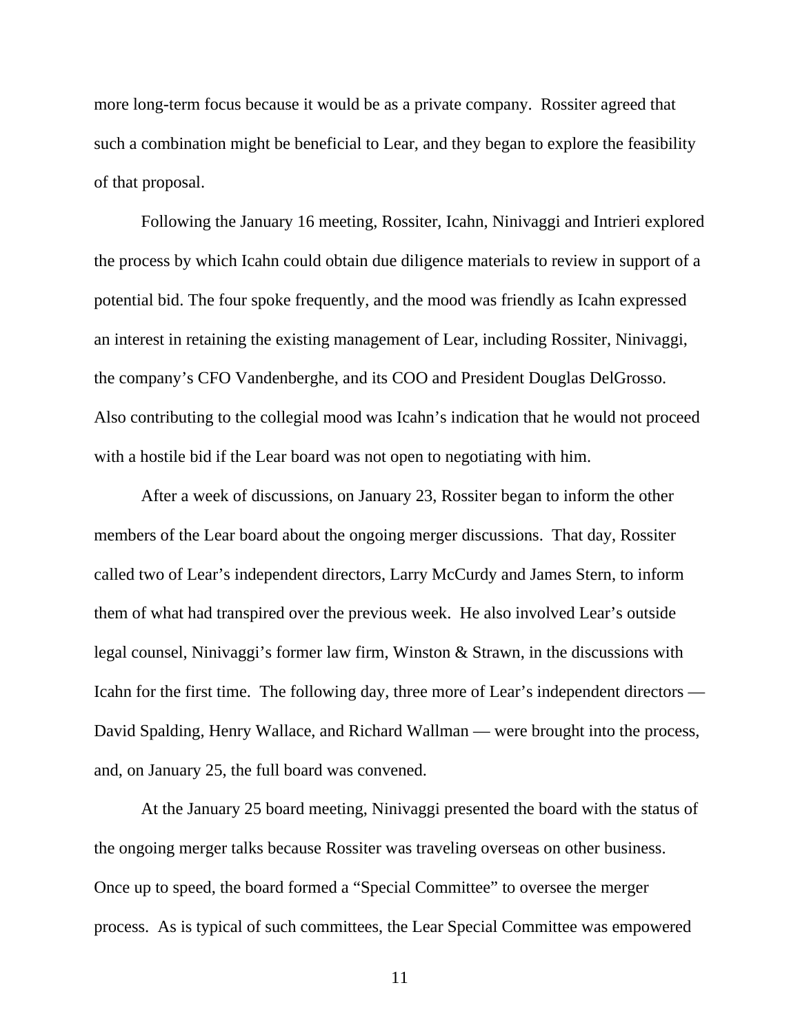more long-term focus because it would be as a private company. Rossiter agreed that such a combination might be beneficial to Lear, and they began to explore the feasibility of that proposal.

Following the January 16 meeting, Rossiter, Icahn, Ninivaggi and Intrieri explored the process by which Icahn could obtain due diligence materials to review in support of a potential bid. The four spoke frequently, and the mood was friendly as Icahn expressed an interest in retaining the existing management of Lear, including Rossiter, Ninivaggi, the company's CFO Vandenberghe, and its COO and President Douglas DelGrosso. Also contributing to the collegial mood was Icahn's indication that he would not proceed with a hostile bid if the Lear board was not open to negotiating with him.

After a week of discussions, on January 23, Rossiter began to inform the other members of the Lear board about the ongoing merger discussions. That day, Rossiter called two of Lear's independent directors, Larry McCurdy and James Stern, to inform them of what had transpired over the previous week. He also involved Lear's outside legal counsel, Ninivaggi's former law firm, Winston & Strawn, in the discussions with Icahn for the first time. The following day, three more of Lear's independent directors — David Spalding, Henry Wallace, and Richard Wallman — were brought into the process, and, on January 25, the full board was convened.

At the January 25 board meeting, Ninivaggi presented the board with the status of the ongoing merger talks because Rossiter was traveling overseas on other business. Once up to speed, the board formed a "Special Committee" to oversee the merger process. As is typical of such committees, the Lear Special Committee was empowered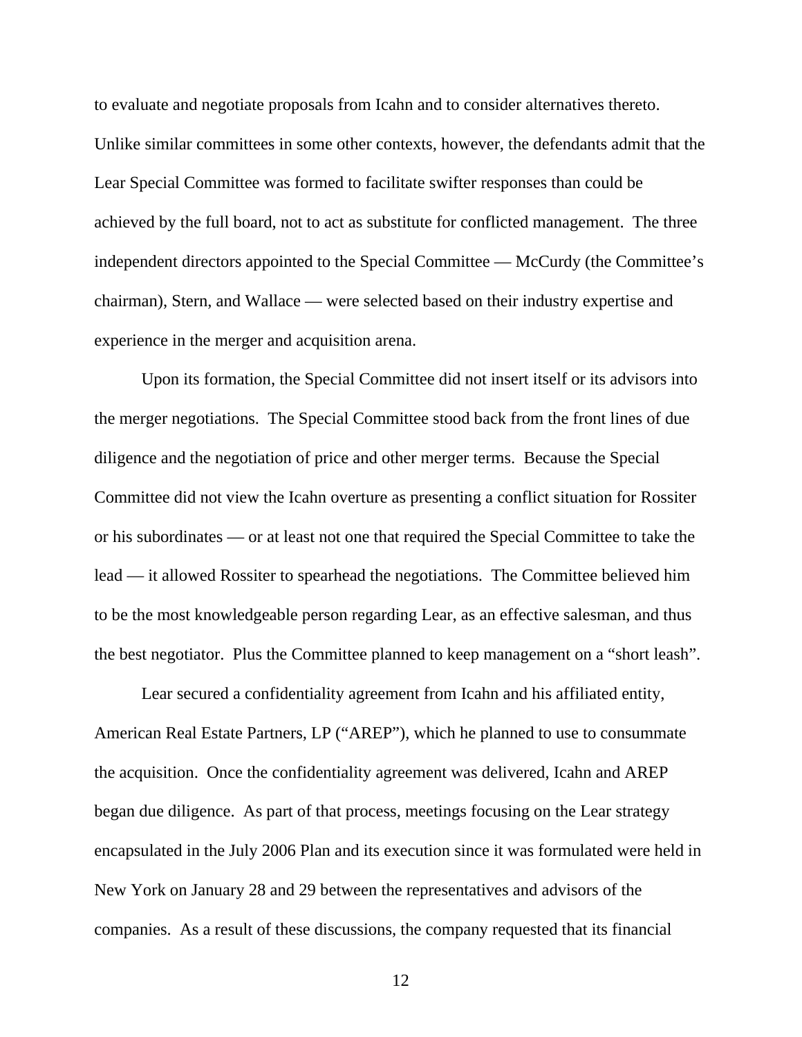to evaluate and negotiate proposals from Icahn and to consider alternatives thereto. Unlike similar committees in some other contexts, however, the defendants admit that the Lear Special Committee was formed to facilitate swifter responses than could be achieved by the full board, not to act as substitute for conflicted management. The three independent directors appointed to the Special Committee — McCurdy (the Committee's chairman), Stern, and Wallace — were selected based on their industry expertise and experience in the merger and acquisition arena.

Upon its formation, the Special Committee did not insert itself or its advisors into the merger negotiations. The Special Committee stood back from the front lines of due diligence and the negotiation of price and other merger terms. Because the Special Committee did not view the Icahn overture as presenting a conflict situation for Rossiter or his subordinates — or at least not one that required the Special Committee to take the lead — it allowed Rossiter to spearhead the negotiations. The Committee believed him to be the most knowledgeable person regarding Lear, as an effective salesman, and thus the best negotiator. Plus the Committee planned to keep management on a "short leash".

Lear secured a confidentiality agreement from Icahn and his affiliated entity, American Real Estate Partners, LP ("AREP"), which he planned to use to consummate the acquisition. Once the confidentiality agreement was delivered, Icahn and AREP began due diligence. As part of that process, meetings focusing on the Lear strategy encapsulated in the July 2006 Plan and its execution since it was formulated were held in New York on January 28 and 29 between the representatives and advisors of the companies. As a result of these discussions, the company requested that its financial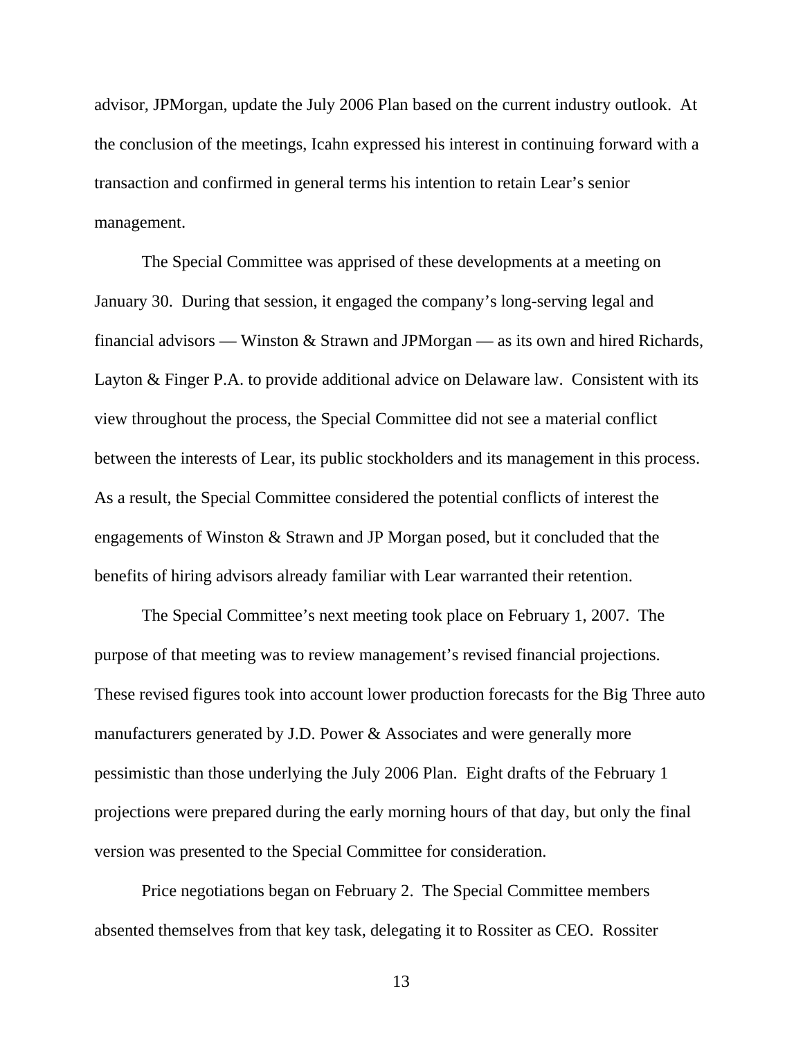advisor, JPMorgan, update the July 2006 Plan based on the current industry outlook. At the conclusion of the meetings, Icahn expressed his interest in continuing forward with a transaction and confirmed in general terms his intention to retain Lear's senior management.

The Special Committee was apprised of these developments at a meeting on January 30. During that session, it engaged the company's long-serving legal and financial advisors — Winston & Strawn and JPMorgan — as its own and hired Richards, Layton & Finger P.A. to provide additional advice on Delaware law. Consistent with its view throughout the process, the Special Committee did not see a material conflict between the interests of Lear, its public stockholders and its management in this process. As a result, the Special Committee considered the potential conflicts of interest the engagements of Winston & Strawn and JP Morgan posed, but it concluded that the benefits of hiring advisors already familiar with Lear warranted their retention.

The Special Committee's next meeting took place on February 1, 2007. The purpose of that meeting was to review management's revised financial projections. These revised figures took into account lower production forecasts for the Big Three auto manufacturers generated by J.D. Power & Associates and were generally more pessimistic than those underlying the July 2006 Plan. Eight drafts of the February 1 projections were prepared during the early morning hours of that day, but only the final version was presented to the Special Committee for consideration.

Price negotiations began on February 2. The Special Committee members absented themselves from that key task, delegating it to Rossiter as CEO. Rossiter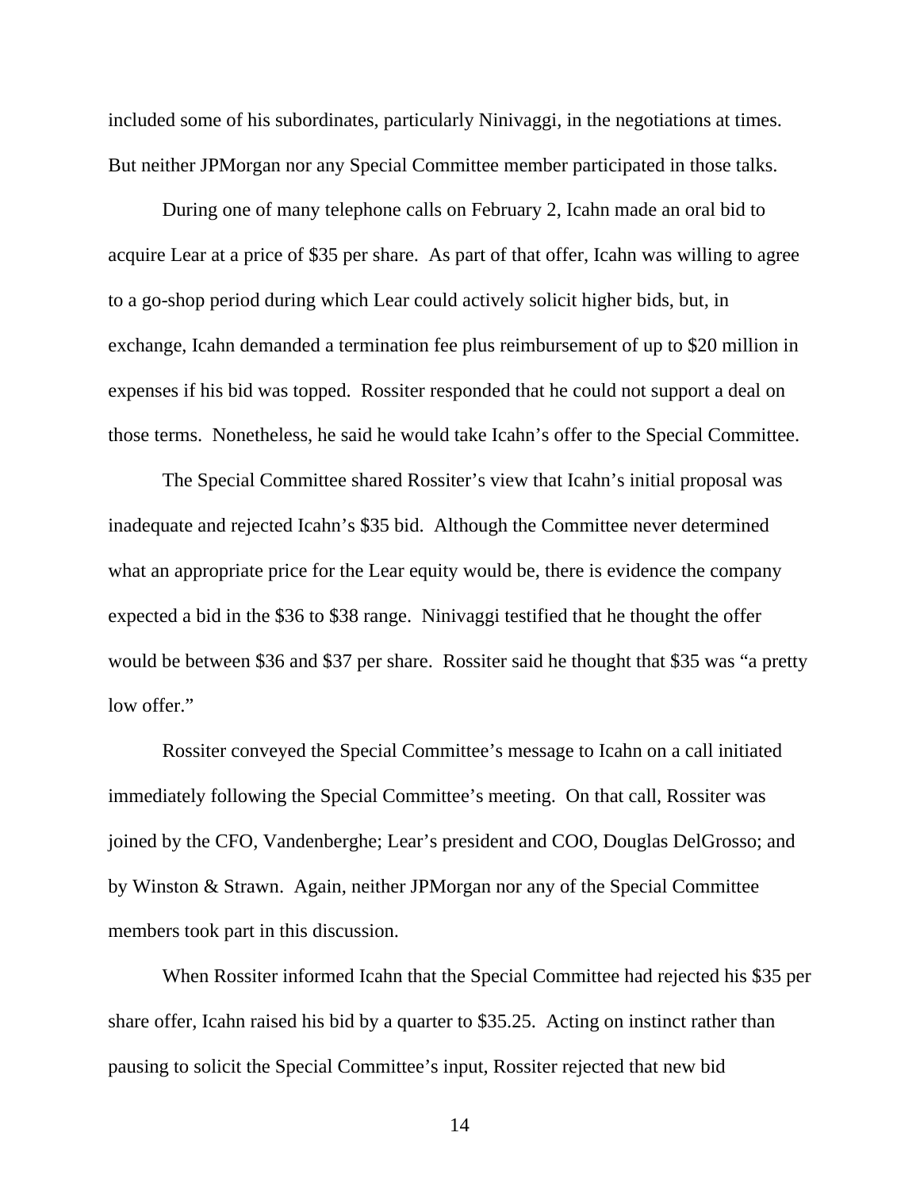included some of his subordinates, particularly Ninivaggi, in the negotiations at times. But neither JPMorgan nor any Special Committee member participated in those talks.

During one of many telephone calls on February 2, Icahn made an oral bid to acquire Lear at a price of $35 per share. As part of that offer, Icahn was willing to agree to a go-shop period during which Lear could actively solicit higher bids, but, in exchange, Icahn demanded a termination fee plus reimbursement of up to $20 million in expenses if his bid was topped. Rossiter responded that he could not support a deal on those terms. Nonetheless, he said he would take Icahn's offer to the Special Committee.

The Special Committee shared Rossiter's view that Icahn's initial proposal was inadequate and rejected Icahn's $35 bid. Although the Committee never determined what an appropriate price for the Lear equity would be, there is evidence the company expected a bid in the $36 to $38 range. Ninivaggi testified that he thought the offer would be between $36 and $37 per share. Rossiter said he thought that $35 was "a pretty low offer."

Rossiter conveyed the Special Committee's message to Icahn on a call initiated immediately following the Special Committee's meeting. On that call, Rossiter was joined by the CFO, Vandenberghe; Lear's president and COO, Douglas DelGrosso; and by Winston & Strawn. Again, neither JPMorgan nor any of the Special Committee members took part in this discussion.

When Rossiter informed Icahn that the Special Committee had rejected his $35 per share offer, Icahn raised his bid by a quarter to $35.25. Acting on instinct rather than pausing to solicit the Special Committee's input, Rossiter rejected that new bid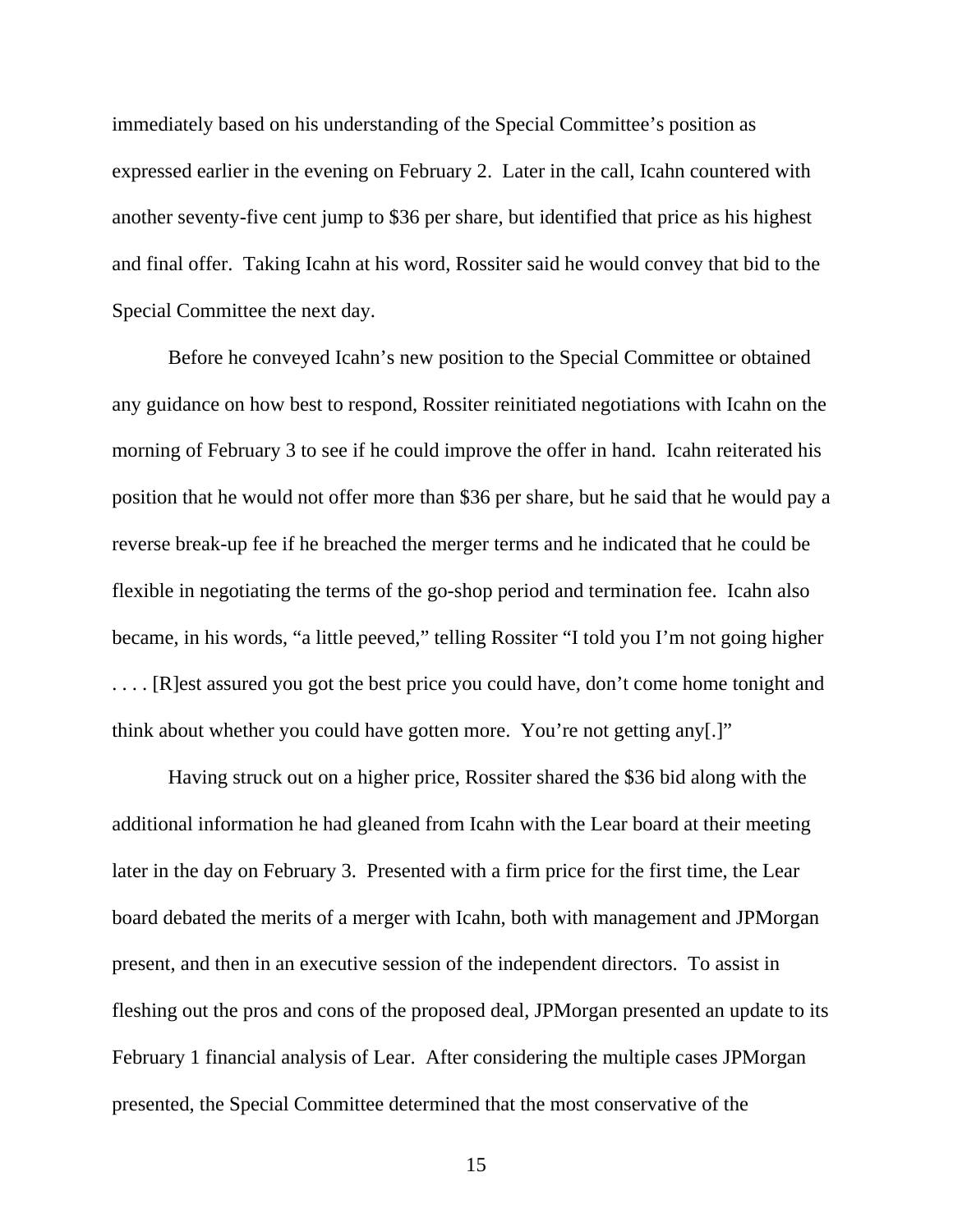immediately based on his understanding of the Special Committee's position as expressed earlier in the evening on February 2. Later in the call, Icahn countered with another seventy-five cent jump to $36 per share, but identified that price as his highest and final offer. Taking Icahn at his word, Rossiter said he would convey that bid to the Special Committee the next day.

Before he conveyed Icahn's new position to the Special Committee or obtained any guidance on how best to respond, Rossiter reinitiated negotiations with Icahn on the morning of February 3 to see if he could improve the offer in hand. Icahn reiterated his position that he would not offer more than $36 per share, but he said that he would pay a reverse break-up fee if he breached the merger terms and he indicated that he could be flexible in negotiating the terms of the go-shop period and termination fee. Icahn also became, in his words, "a little peeved," telling Rossiter "I told you I'm not going higher . . . . [R]est assured you got the best price you could have, don't come home tonight and think about whether you could have gotten more. You're not getting any[.]"

Having struck out on a higher price, Rossiter shared the $36 bid along with the additional information he had gleaned from Icahn with the Lear board at their meeting later in the day on February 3. Presented with a firm price for the first time, the Lear board debated the merits of a merger with Icahn, both with management and JPMorgan present, and then in an executive session of the independent directors. To assist in fleshing out the pros and cons of the proposed deal, JPMorgan presented an update to its February 1 financial analysis of Lear. After considering the multiple cases JPMorgan presented, the Special Committee determined that the most conservative of the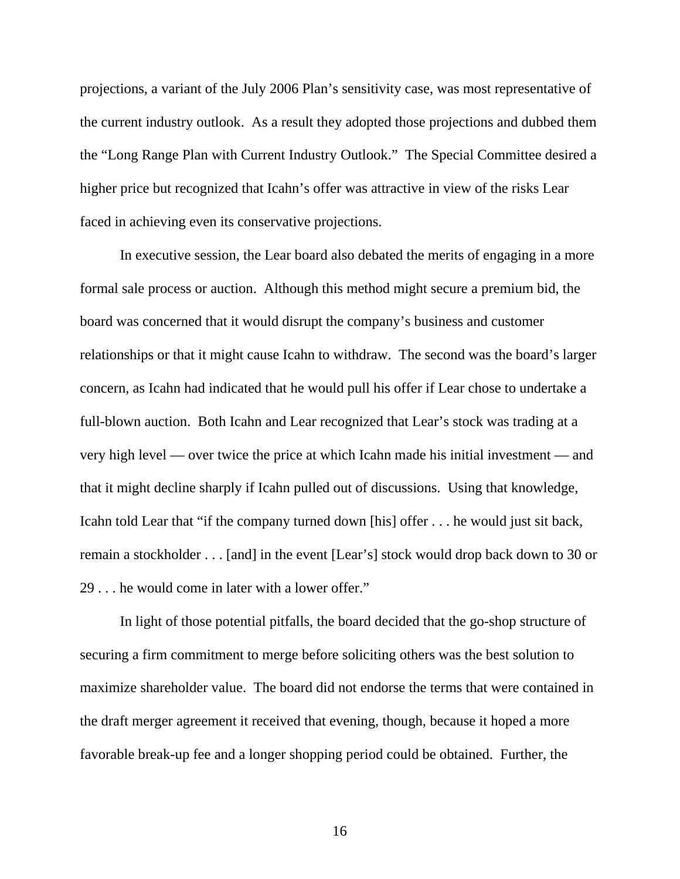projections, a variant of the July 2006 Plan's sensitivity case, was most representative of the current industry outlook. As a result they adopted those projections and dubbed them the "Long Range Plan with Current Industry Outlook." The Special Committee desired a higher price but recognized that Icahn's offer was attractive in view of the risks Lear faced in achieving even its conservative projections.

In executive session, the Lear board also debated the merits of engaging in a more formal sale process or auction. Although this method might secure a premium bid, the board was concerned that it would disrupt the company's business and customer relationships or that it might cause Icahn to withdraw. The second was the board's larger concern, as Icahn had indicated that he would pull his offer if Lear chose to undertake a full-blown auction. Both Icahn and Lear recognized that Lear's stock was trading at a very high level — over twice the price at which Icahn made his initial investment — and that it might decline sharply if Icahn pulled out of discussions. Using that knowledge, Icahn told Lear that "if the company turned down [his] offer . . . he would just sit back, remain a stockholder . . . [and] in the event [Lear's] stock would drop back down to 30 or 29 . . . he would come in later with a lower offer."

In light of those potential pitfalls, the board decided that the go-shop structure of securing a firm commitment to merge before soliciting others was the best solution to maximize shareholder value. The board did not endorse the terms that were contained in the draft merger agreement it received that evening, though, because it hoped a more favorable break-up fee and a longer shopping period could be obtained. Further, the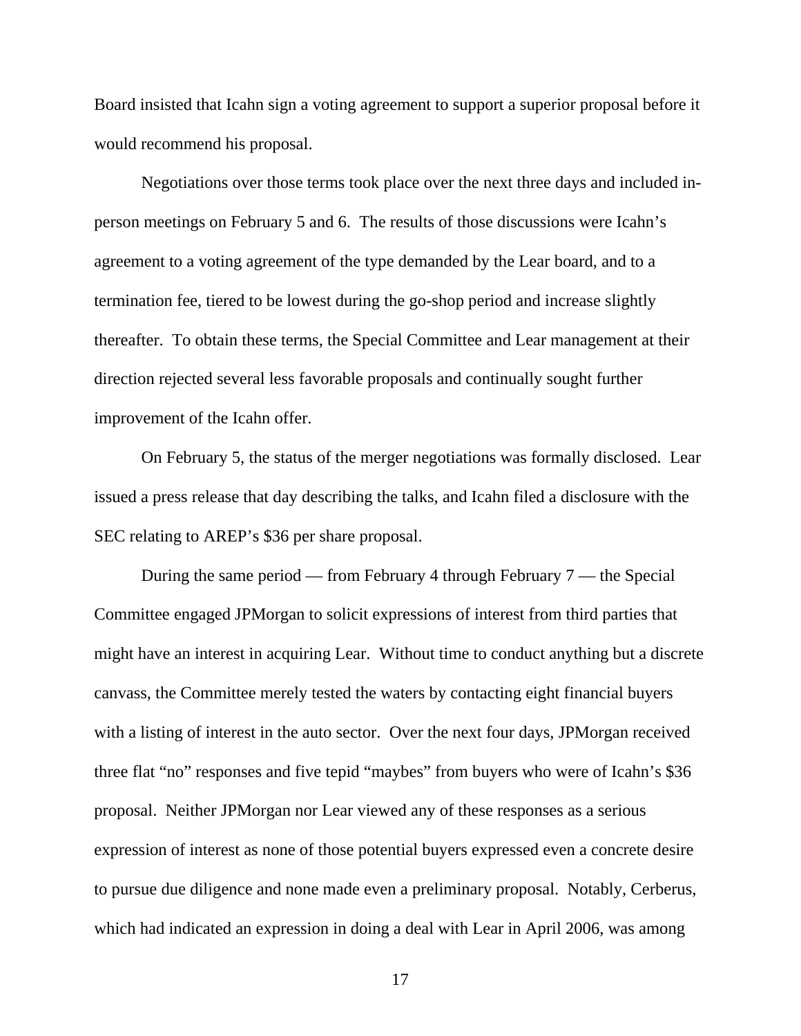Board insisted that Icahn sign a voting agreement to support a superior proposal before it would recommend his proposal.

Negotiations over those terms took place over the next three days and included in-person meetings on February 5 and 6. The results of those discussions were Icahn's agreement to a voting agreement of the type demanded by the Lear board, and to a termination fee, tiered to be lowest during the go-shop period and increase slightly thereafter. To obtain these terms, the Special Committee and Lear management at their direction rejected several less favorable proposals and continually sought further improvement of the Icahn offer.

On February 5, the status of the merger negotiations was formally disclosed. Lear issued a press release that day describing the talks, and Icahn filed a disclosure with the SEC relating to AREP's $36 per share proposal.

During the same period — from February 4 through February 7 — the Special Committee engaged JPMorgan to solicit expressions of interest from third parties that might have an interest in acquiring Lear. Without time to conduct anything but a discrete canvass, the Committee merely tested the waters by contacting eight financial buyers with a listing of interest in the auto sector. Over the next four days, JPMorgan received three flat "no" responses and five tepid "maybes" from buyers who were of Icahn's $36 proposal. Neither JPMorgan nor Lear viewed any of these responses as a serious expression of interest as none of those potential buyers expressed even a concrete desire to pursue due diligence and none made even a preliminary proposal. Notably, Cerberus, which had indicated an expression in doing a deal with Lear in April 2006, was among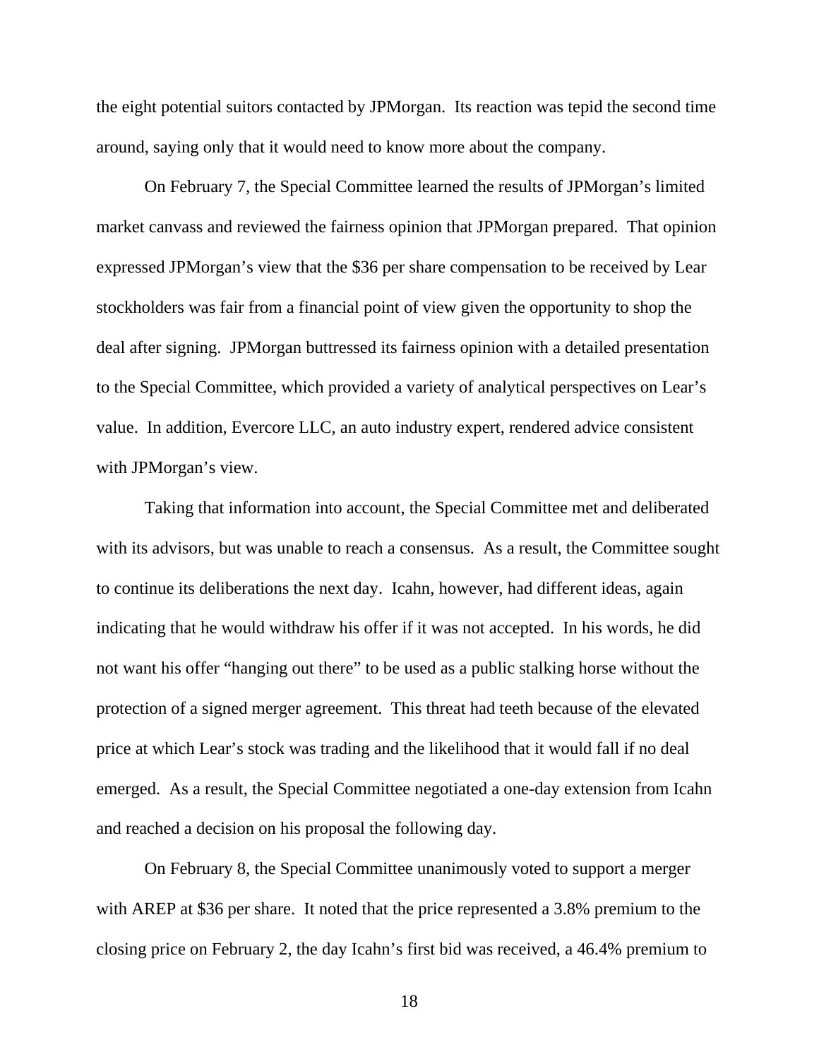the eight potential suitors contacted by JPMorgan. Its reaction was tepid the second time around, saying only that it would need to know more about the company.

On February 7, the Special Committee learned the results of JPMorgan's limited market canvass and reviewed the fairness opinion that JPMorgan prepared. That opinion expressed JPMorgan's view that the $36 per share compensation to be received by Lear stockholders was fair from a financial point of view given the opportunity to shop the deal after signing. JPMorgan buttressed its fairness opinion with a detailed presentation to the Special Committee, which provided a variety of analytical perspectives on Lear's value. In addition, Evercore LLC, an auto industry expert, rendered advice consistent with JPMorgan's view.

Taking that information into account, the Special Committee met and deliberated with its advisors, but was unable to reach a consensus. As a result, the Committee sought to continue its deliberations the next day. Icahn, however, had different ideas, again indicating that he would withdraw his offer if it was not accepted. In his words, he did not want his offer "hanging out there" to be used as a public stalking horse without the protection of a signed merger agreement. This threat had teeth because of the elevated price at which Lear's stock was trading and the likelihood that it would fall if no deal emerged. As a result, the Special Committee negotiated a one-day extension from Icahn and reached a decision on his proposal the following day.

On February 8, the Special Committee unanimously voted to support a merger with AREP at $36 per share. It noted that the price represented a 3.8% premium to the closing price on February 2, the day Icahn's first bid was received, a 46.4% premium to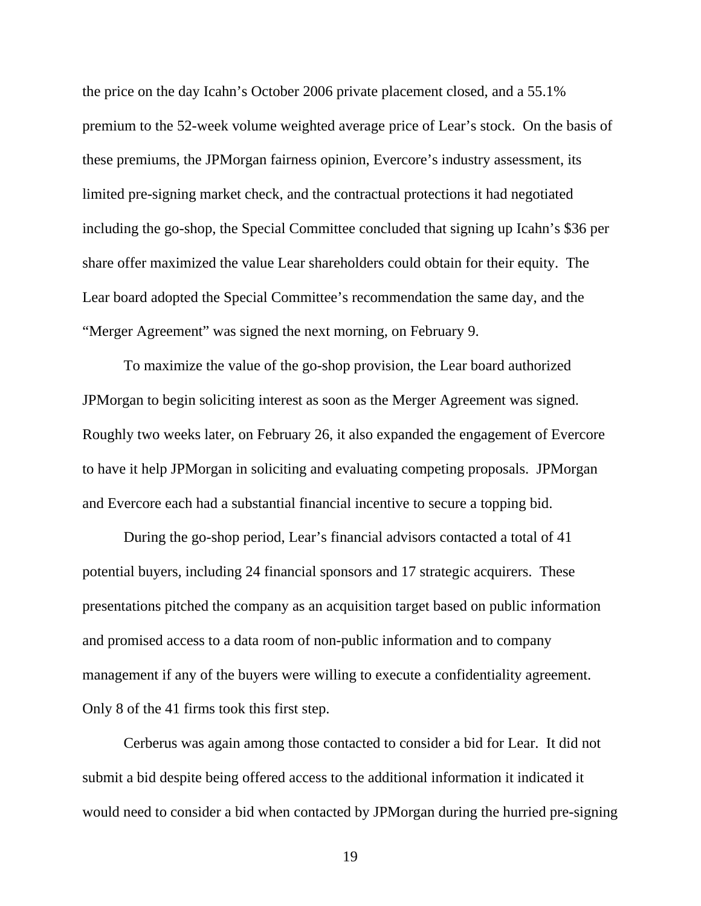the price on the day Icahn's October 2006 private placement closed, and a 55.1% premium to the 52-week volume weighted average price of Lear's stock. On the basis of these premiums, the JPMorgan fairness opinion, Evercore's industry assessment, its limited pre-signing market check, and the contractual protections it had negotiated including the go-shop, the Special Committee concluded that signing up Icahn's $36 per share offer maximized the value Lear shareholders could obtain for their equity. The Lear board adopted the Special Committee's recommendation the same day, and the "Merger Agreement" was signed the next morning, on February 9.

To maximize the value of the go-shop provision, the Lear board authorized JPMorgan to begin soliciting interest as soon as the Merger Agreement was signed. Roughly two weeks later, on February 26, it also expanded the engagement of Evercore to have it help JPMorgan in soliciting and evaluating competing proposals. JPMorgan and Evercore each had a substantial financial incentive to secure a topping bid.

During the go-shop period, Lear's financial advisors contacted a total of 41 potential buyers, including 24 financial sponsors and 17 strategic acquirers. These presentations pitched the company as an acquisition target based on public information and promised access to a data room of non-public information and to company management if any of the buyers were willing to execute a confidentiality agreement. Only 8 of the 41 firms took this first step.

Cerberus was again among those contacted to consider a bid for Lear. It did not submit a bid despite being offered access to the additional information it indicated it would need to consider a bid when contacted by JPMorgan during the hurried pre-signing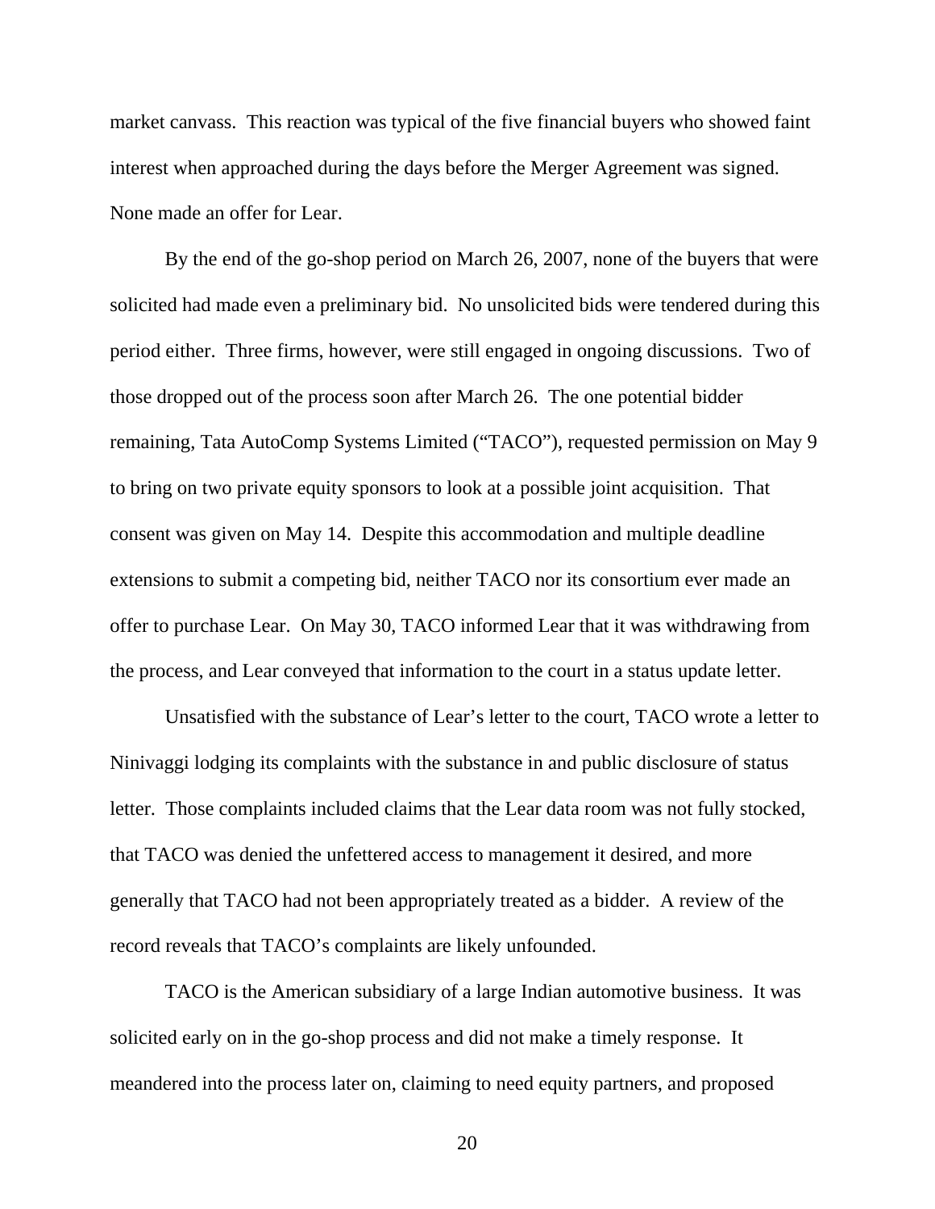market canvass. This reaction was typical of the five financial buyers who showed faint interest when approached during the days before the Merger Agreement was signed. None made an offer for Lear.

By the end of the go-shop period on March 26, 2007, none of the buyers that were solicited had made even a preliminary bid. No unsolicited bids were tendered during this period either. Three firms, however, were still engaged in ongoing discussions. Two of those dropped out of the process soon after March 26. The one potential bidder remaining, Tata AutoComp Systems Limited ("TACO"), requested permission on May 9 to bring on two private equity sponsors to look at a possible joint acquisition. That consent was given on May 14. Despite this accommodation and multiple deadline extensions to submit a competing bid, neither TACO nor its consortium ever made an offer to purchase Lear. On May 30, TACO informed Lear that it was withdrawing from the process, and Lear conveyed that information to the court in a status update letter.

Unsatisfied with the substance of Lear's letter to the court, TACO wrote a letter to Ninivaggi lodging its complaints with the substance in and public disclosure of status letter. Those complaints included claims that the Lear data room was not fully stocked, that TACO was denied the unfettered access to management it desired, and more generally that TACO had not been appropriately treated as a bidder. A review of the record reveals that TACO's complaints are likely unfounded.

TACO is the American subsidiary of a large Indian automotive business. It was solicited early on in the go-shop process and did not make a timely response. It meandered into the process later on, claiming to need equity partners, and proposed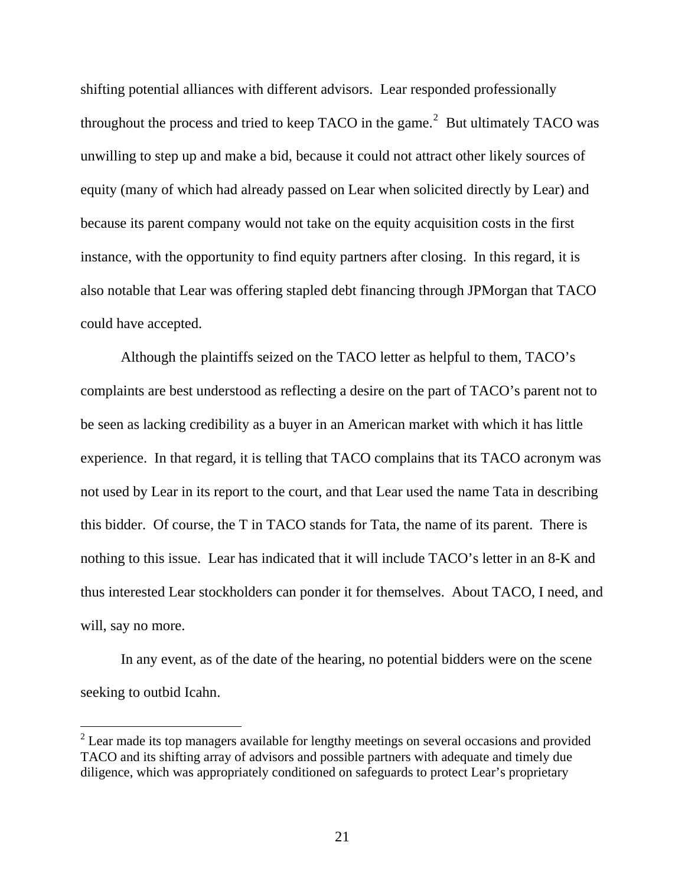shifting potential alliances with different advisors. Lear responded professionally throughout the process and tried to keep TACO in the game.[2] But ultimately TACO was unwilling to step up and make a bid, because it could not attract other likely sources of equity (many of which had already passed on Lear when solicited directly by Lear) and because its parent company would not take on the equity acquisition costs in the first instance, with the opportunity to find equity partners after closing. In this regard, it is also notable that Lear was offering stapled debt financing through JPMorgan that TACO could have accepted.

Although the plaintiffs seized on the TACO letter as helpful to them, TACO's complaints are best understood as reflecting a desire on the part of TACO's parent not to be seen as lacking credibility as a buyer in an American market with which it has little experience. In that regard, it is telling that TACO complains that its TACO acronym was not used by Lear in its report to the court, and that Lear used the name Tata in describing this bidder. Of course, the T in TACO stands for Tata, the name of its parent. There is nothing to this issue. Lear has indicated that it will include TACO's letter in an 8-K and thus interested Lear stockholders can ponder it for themselves. About TACO, I need, and will, say no more.

In any event, as of the date of the hearing, no potential bidders were on the scene seeking to outbid Icahn.

---

[2] Lear made its top managers available for lengthy meetings on several occasions and provided TACO and its shifting array of advisors and possible partners with adequate and timely due diligence, which was appropriately conditioned on safeguards to protect Lear's proprietary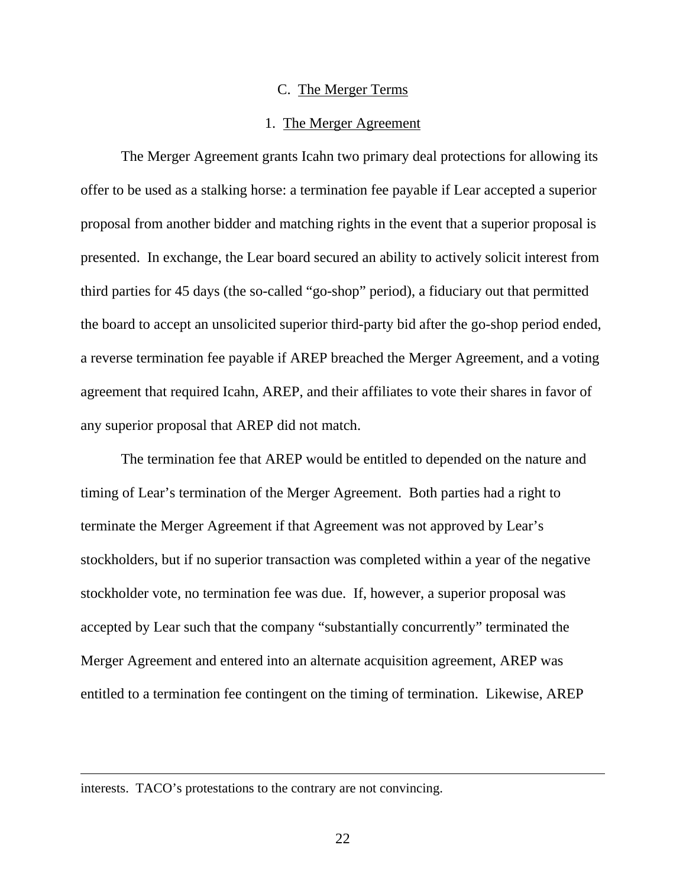### C. The Merger Terms

#### 1. The Merger Agreement

The Merger Agreement grants Icahn two primary deal protections for allowing its offer to be used as a stalking horse: a termination fee payable if Lear accepted a superior proposal from another bidder and matching rights in the event that a superior proposal is presented. In exchange, the Lear board secured an ability to actively solicit interest from third parties for 45 days (the so-called "go-shop" period), a fiduciary out that permitted the board to accept an unsolicited superior third-party bid after the go-shop period ended, a reverse termination fee payable if AREP breached the Merger Agreement, and a voting agreement that required Icahn, AREP, and their affiliates to vote their shares in favor of any superior proposal that AREP did not match.

The termination fee that AREP would be entitled to depended on the nature and timing of Lear's termination of the Merger Agreement. Both parties had a right to terminate the Merger Agreement if that Agreement was not approved by Lear's stockholders, but if no superior transaction was completed within a year of the negative stockholder vote, no termination fee was due. If, however, a superior proposal was accepted by Lear such that the company "substantially concurrently" terminated the Merger Agreement and entered into an alternate acquisition agreement, AREP was entitled to a termination fee contingent on the timing of termination. Likewise, AREP

---

interests. TACO's protestations to the contrary are not convincing.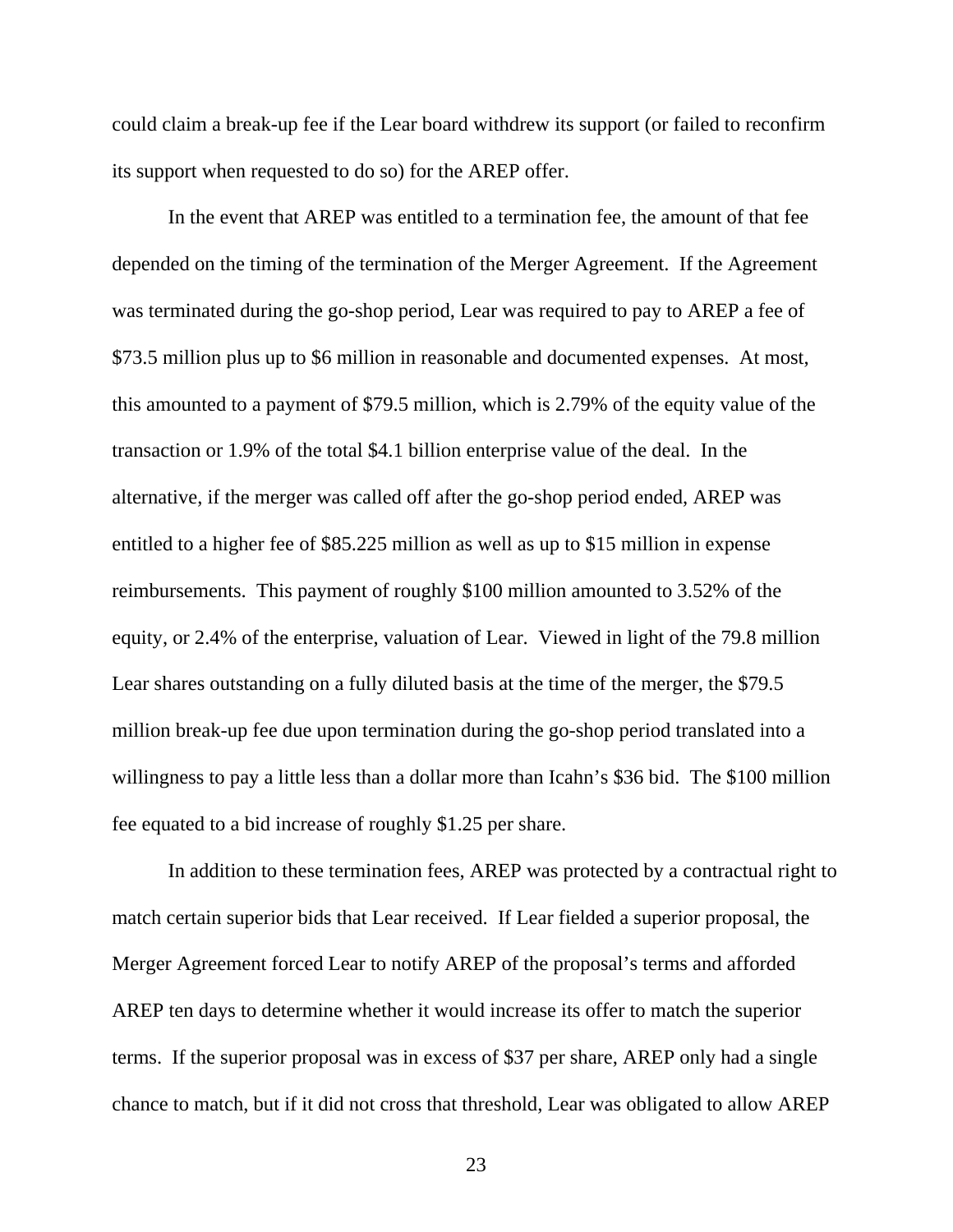could claim a break-up fee if the Lear board withdrew its support (or failed to reconfirm its support when requested to do so) for the AREP offer.

In the event that AREP was entitled to a termination fee, the amount of that fee depended on the timing of the termination of the Merger Agreement. If the Agreement was terminated during the go-shop period, Lear was required to pay to AREP a fee of $73.5 million plus up to $6 million in reasonable and documented expenses. At most, this amounted to a payment of $79.5 million, which is 2.79% of the equity value of the transaction or 1.9% of the total $4.1 billion enterprise value of the deal. In the alternative, if the merger was called off after the go-shop period ended, AREP was entitled to a higher fee of $85.225 million as well as up to $15 million in expense reimbursements. This payment of roughly $100 million amounted to 3.52% of the equity, or 2.4% of the enterprise, valuation of Lear. Viewed in light of the 79.8 million Lear shares outstanding on a fully diluted basis at the time of the merger, the $79.5 million break-up fee due upon termination during the go-shop period translated into a willingness to pay a little less than a dollar more than Icahn's $36 bid. The $100 million fee equated to a bid increase of roughly $1.25 per share.

In addition to these termination fees, AREP was protected by a contractual right to match certain superior bids that Lear received. If Lear fielded a superior proposal, the Merger Agreement forced Lear to notify AREP of the proposal's terms and afforded AREP ten days to determine whether it would increase its offer to match the superior terms. If the superior proposal was in excess of $37 per share, AREP only had a single chance to match, but if it did not cross that threshold, Lear was obligated to allow AREP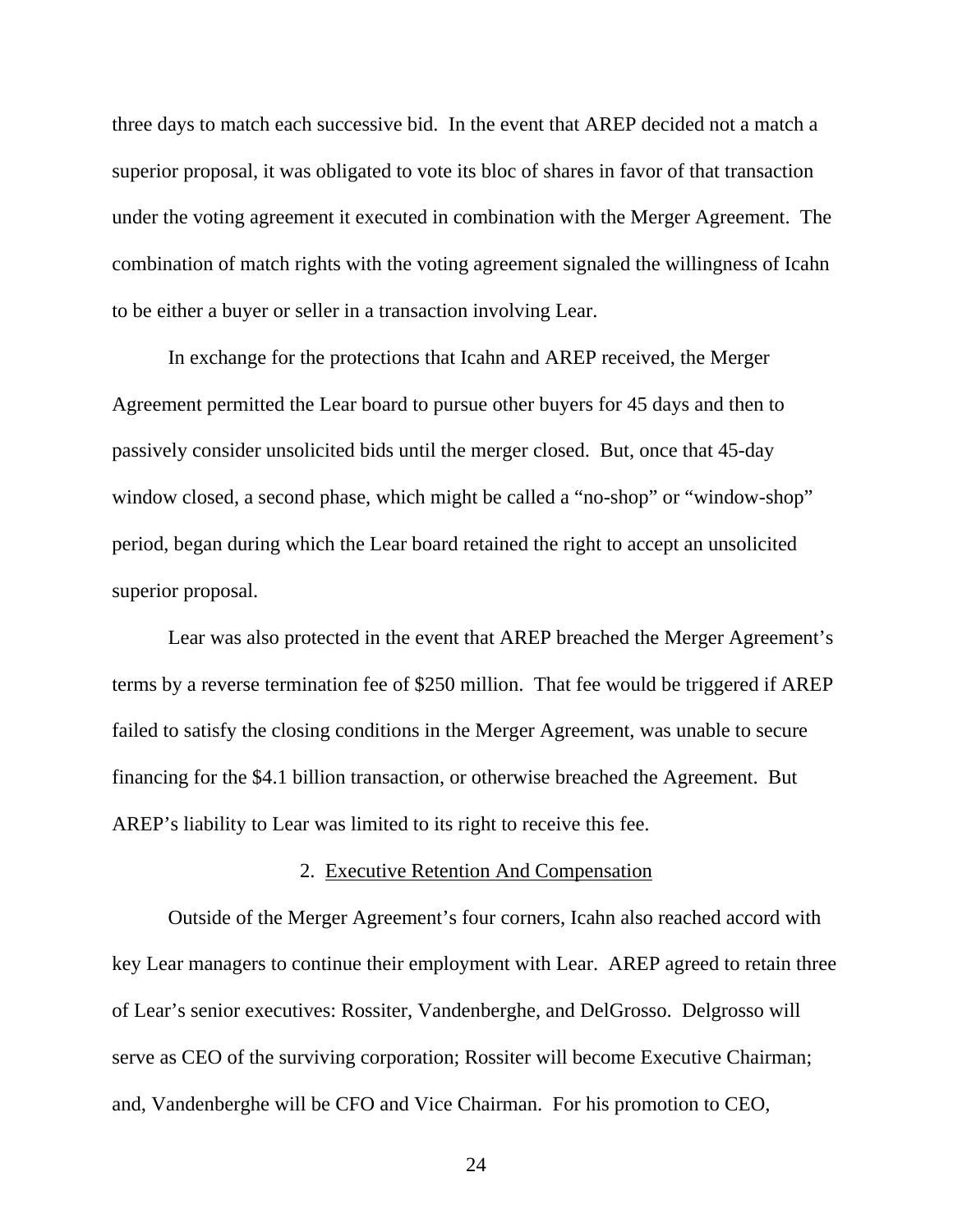three days to match each successive bid. In the event that AREP decided not a match a superior proposal, it was obligated to vote its bloc of shares in favor of that transaction under the voting agreement it executed in combination with the Merger Agreement. The combination of match rights with the voting agreement signaled the willingness of Icahn to be either a buyer or seller in a transaction involving Lear.

In exchange for the protections that Icahn and AREP received, the Merger Agreement permitted the Lear board to pursue other buyers for 45 days and then to passively consider unsolicited bids until the merger closed. But, once that 45-day window closed, a second phase, which might be called a "no-shop" or "window-shop" period, began during which the Lear board retained the right to accept an unsolicited superior proposal.

Lear was also protected in the event that AREP breached the Merger Agreement's terms by a reverse termination fee of $250 million. That fee would be triggered if AREP failed to satisfy the closing conditions in the Merger Agreement, was unable to secure financing for the $4.1 billion transaction, or otherwise breached the Agreement. But AREP's liability to Lear was limited to its right to receive this fee.

### 2. Executive Retention And Compensation

Outside of the Merger Agreement's four corners, Icahn also reached accord with key Lear managers to continue their employment with Lear. AREP agreed to retain three of Lear's senior executives: Rossiter, Vandenberghe, and DelGrosso. Delgrosso will serve as CEO of the surviving corporation; Rossiter will become Executive Chairman; and, Vandenberghe will be CFO and Vice Chairman. For his promotion to CEO,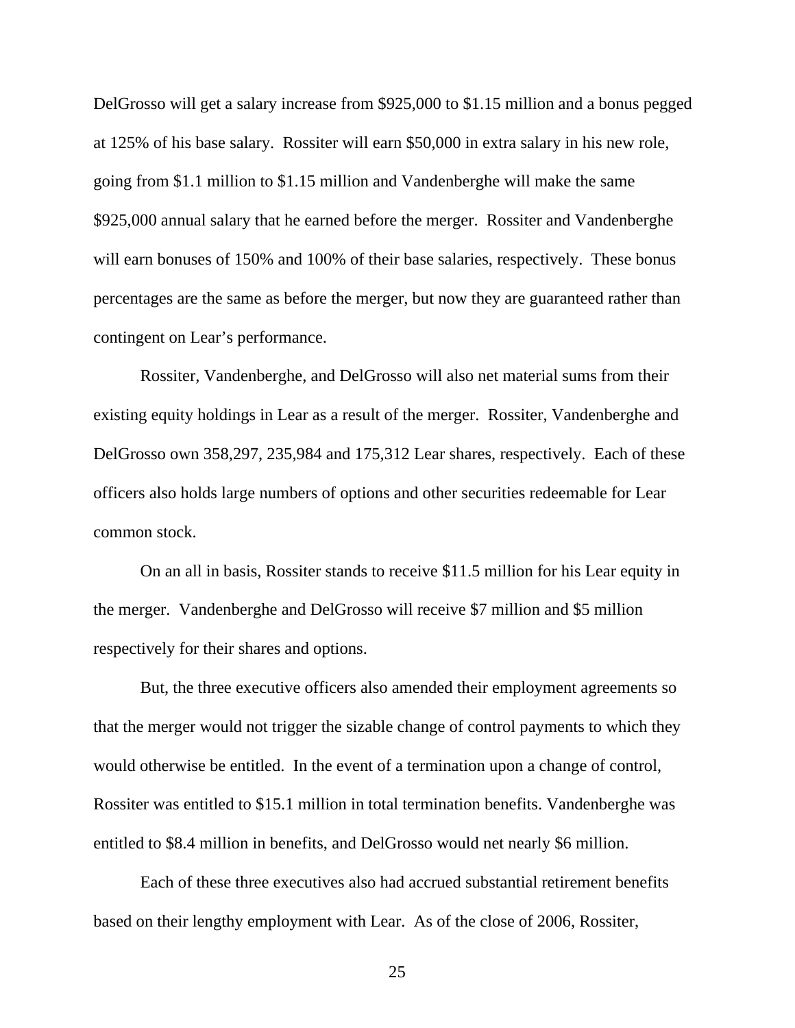DelGrosso will get a salary increase from $925,000 to $1.15 million and a bonus pegged at 125% of his base salary. Rossiter will earn $50,000 in extra salary in his new role, going from $1.1 million to $1.15 million and Vandenberghe will make the same $925,000 annual salary that he earned before the merger. Rossiter and Vandenberghe will earn bonuses of 150% and 100% of their base salaries, respectively. These bonus percentages are the same as before the merger, but now they are guaranteed rather than contingent on Lear's performance.

Rossiter, Vandenberghe, and DelGrosso will also net material sums from their existing equity holdings in Lear as a result of the merger. Rossiter, Vandenberghe and DelGrosso own 358,297, 235,984 and 175,312 Lear shares, respectively. Each of these officers also holds large numbers of options and other securities redeemable for Lear common stock.

On an all in basis, Rossiter stands to receive $11.5 million for his Lear equity in the merger. Vandenberghe and DelGrosso will receive $7 million and $5 million respectively for their shares and options.

But, the three executive officers also amended their employment agreements so that the merger would not trigger the sizable change of control payments to which they would otherwise be entitled. In the event of a termination upon a change of control, Rossiter was entitled to $15.1 million in total termination benefits. Vandenberghe was entitled to $8.4 million in benefits, and DelGrosso would net nearly $6 million.

Each of these three executives also had accrued substantial retirement benefits based on their lengthy employment with Lear. As of the close of 2006, Rossiter,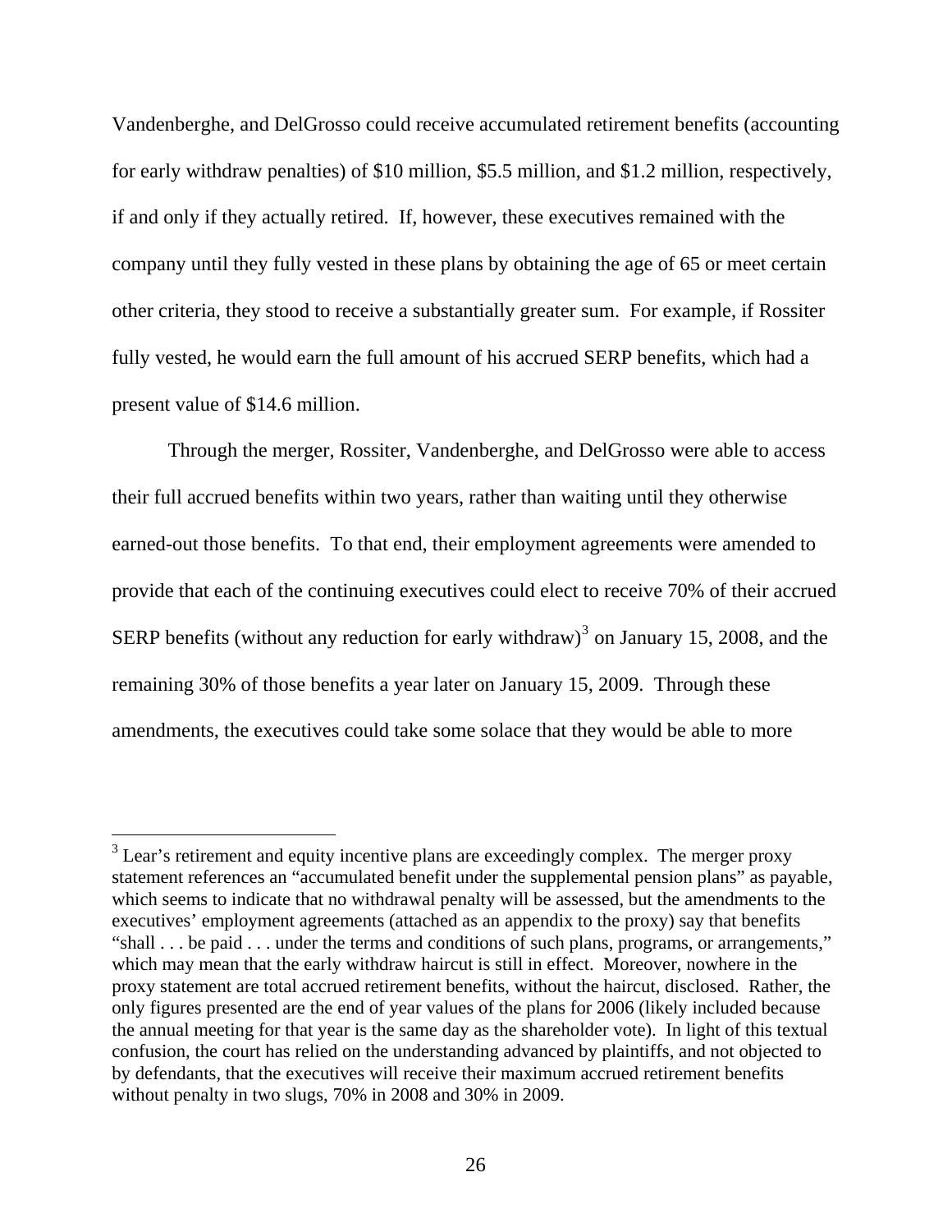Vandenberghe, and DelGrosso could receive accumulated retirement benefits (accounting for early withdraw penalties) of $10 million, $5.5 million, and $1.2 million, respectively, if and only if they actually retired. If, however, these executives remained with the company until they fully vested in these plans by obtaining the age of 65 or meet certain other criteria, they stood to receive a substantially greater sum. For example, if Rossiter fully vested, he would earn the full amount of his accrued SERP benefits, which had a present value of $14.6 million.

Through the merger, Rossiter, Vandenberghe, and DelGrosso were able to access their full accrued benefits within two years, rather than waiting until they otherwise earned-out those benefits. To that end, their employment agreements were amended to provide that each of the continuing executives could elect to receive 70% of their accrued SERP benefits (without any reduction for early withdraw)[3] on January 15, 2008, and the remaining 30% of those benefits a year later on January 15, 2009. Through these amendments, the executives could take some solace that they would be able to more

---

[3] Lear's retirement and equity incentive plans are exceedingly complex. The merger proxy statement references an "accumulated benefit under the supplemental pension plans" as payable, which seems to indicate that no withdrawal penalty will be assessed, but the amendments to the executives' employment agreements (attached as an appendix to the proxy) say that benefits "shall . . . be paid . . . under the terms and conditions of such plans, programs, or arrangements," which may mean that the early withdraw haircut is still in effect. Moreover, nowhere in the proxy statement are total accrued retirement benefits, without the haircut, disclosed. Rather, the only figures presented are the end of year values of the plans for 2006 (likely included because the annual meeting for that year is the same day as the shareholder vote). In light of this textual confusion, the court has relied on the understanding advanced by plaintiffs, and not objected to by defendants, that the executives will receive their maximum accrued retirement benefits without penalty in two slugs, 70% in 2008 and 30% in 2009.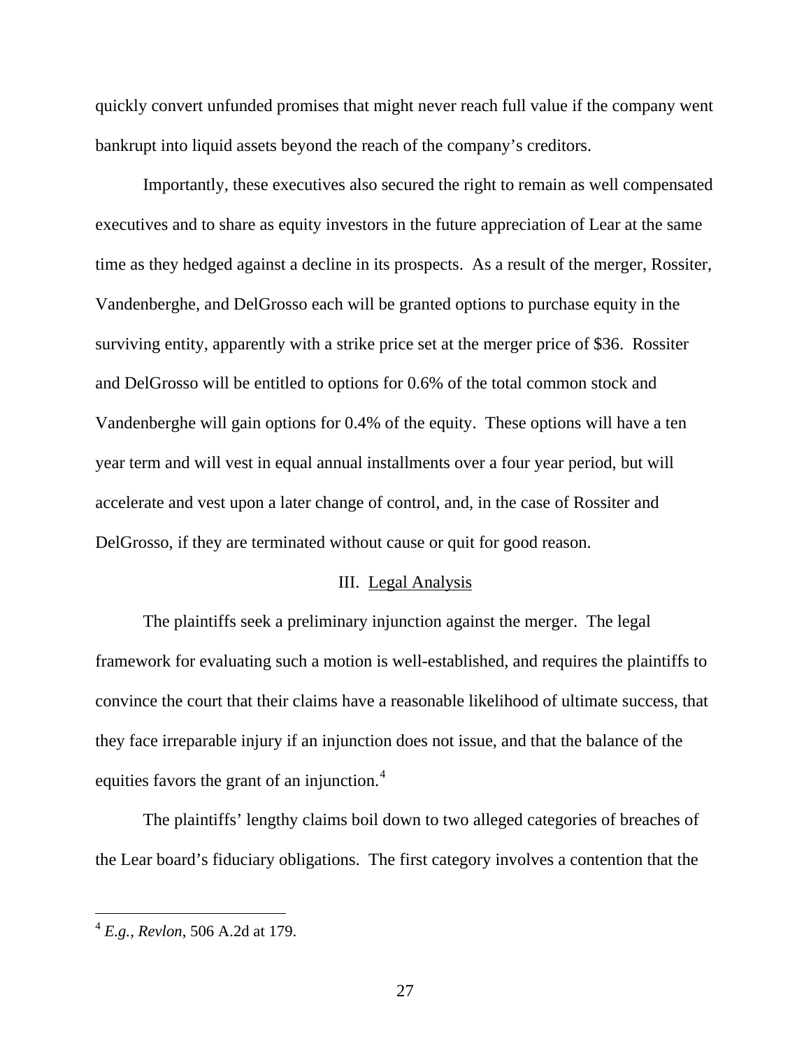quickly convert unfunded promises that might never reach full value if the company went bankrupt into liquid assets beyond the reach of the company's creditors.

Importantly, these executives also secured the right to remain as well compensated executives and to share as equity investors in the future appreciation of Lear at the same time as they hedged against a decline in its prospects. As a result of the merger, Rossiter, Vandenberghe, and DelGrosso each will be granted options to purchase equity in the surviving entity, apparently with a strike price set at the merger price of $36. Rossiter and DelGrosso will be entitled to options for 0.6% of the total common stock and Vandenberghe will gain options for 0.4% of the equity. These options will have a ten year term and will vest in equal annual installments over a four year period, but will accelerate and vest upon a later change of control, and, in the case of Rossiter and DelGrosso, if they are terminated without cause or quit for good reason.

## III. Legal Analysis

The plaintiffs seek a preliminary injunction against the merger. The legal framework for evaluating such a motion is well-established, and requires the plaintiffs to convince the court that their claims have a reasonable likelihood of ultimate success, that they face irreparable injury if an injunction does not issue, and that the balance of the equities favors the grant of an injunction.[4]

The plaintiffs' lengthy claims boil down to two alleged categories of breaches of the Lear board's fiduciary obligations. The first category involves a contention that the

---

[4] *E.g.*, *Revlon*, 506 A.2d at 179.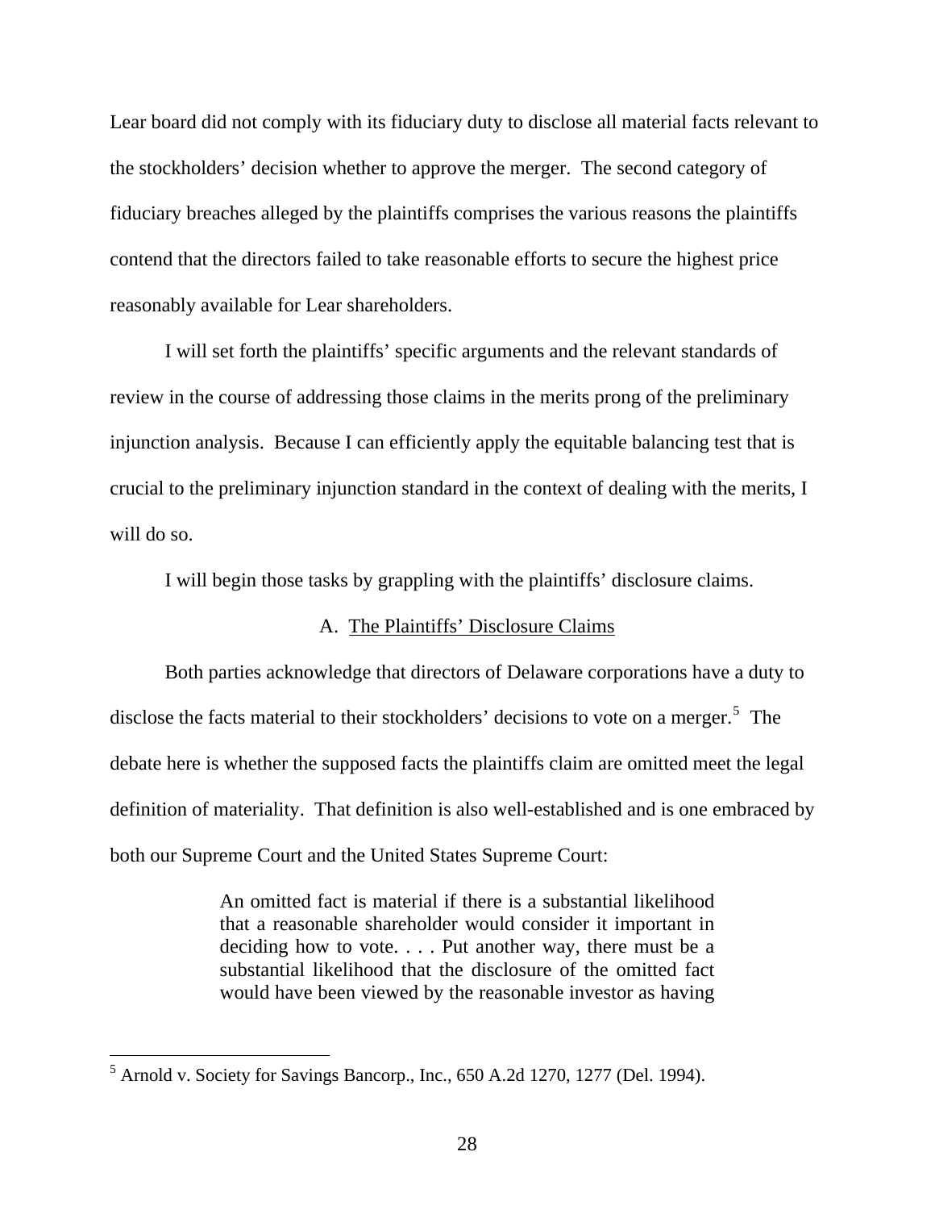Lear board did not comply with its fiduciary duty to disclose all material facts relevant to the stockholders' decision whether to approve the merger. The second category of fiduciary breaches alleged by the plaintiffs comprises the various reasons the plaintiffs contend that the directors failed to take reasonable efforts to secure the highest price reasonably available for Lear shareholders.

I will set forth the plaintiffs' specific arguments and the relevant standards of review in the course of addressing those claims in the merits prong of the preliminary injunction analysis. Because I can efficiently apply the equitable balancing test that is crucial to the preliminary injunction standard in the context of dealing with the merits, I will do so.

I will begin those tasks by grappling with the plaintiffs' disclosure claims.

### A. The Plaintiffs' Disclosure Claims

Both parties acknowledge that directors of Delaware corporations have a duty to disclose the facts material to their stockholders' decisions to vote on a merger.[5] The debate here is whether the supposed facts the plaintiffs claim are omitted meet the legal definition of materiality. That definition is also well-established and is one embraced by both our Supreme Court and the United States Supreme Court:

> An omitted fact is material if there is a substantial likelihood that a reasonable shareholder would consider it important in deciding how to vote. . . . Put another way, there must be a substantial likelihood that the disclosure of the omitted fact would have been viewed by the reasonable investor as having

---

[5] Arnold v. Society for Savings Bancorp., Inc., 650 A.2d 1270, 1277 (Del. 1994).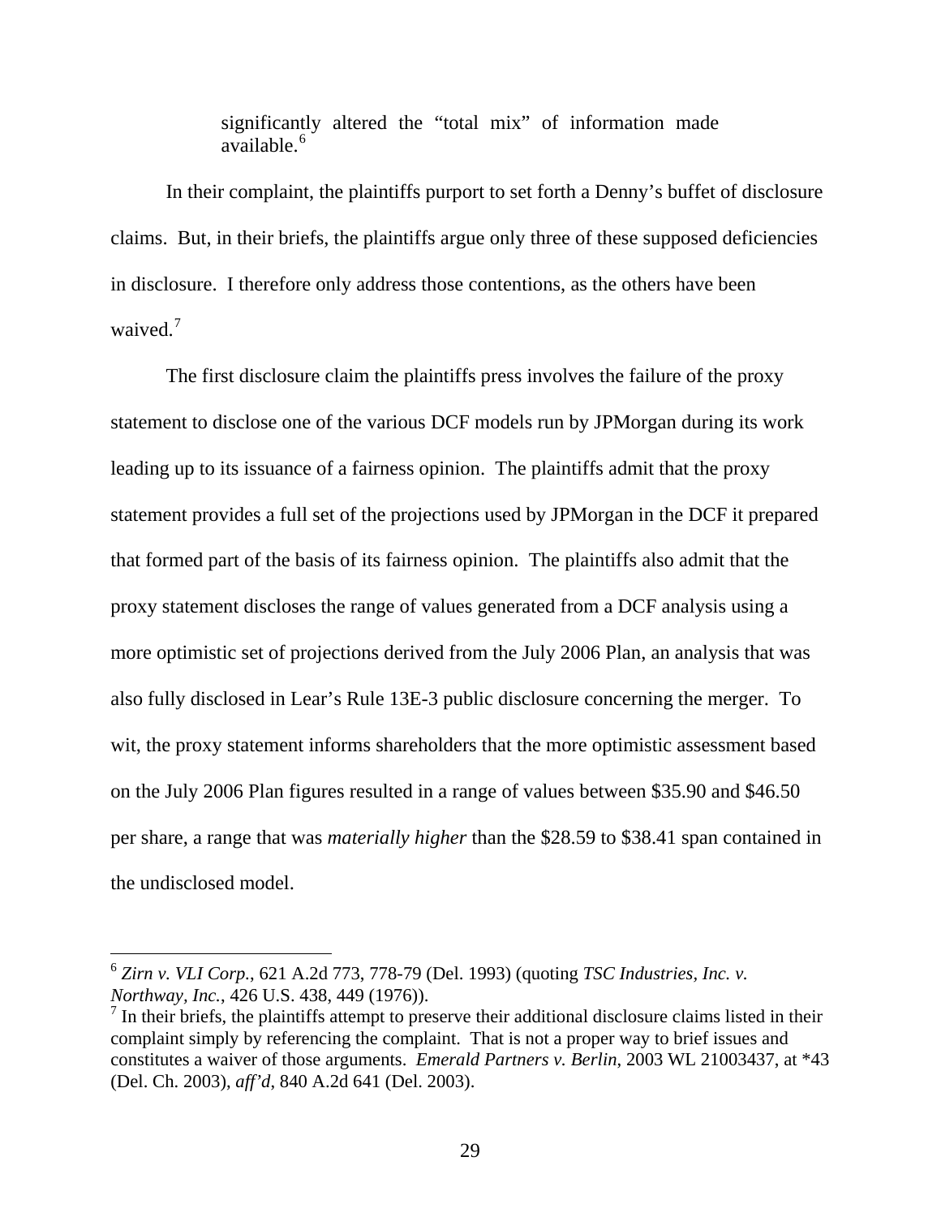> significantly altered the "total mix" of information made available.[6]

In their complaint, the plaintiffs purport to set forth a Denny's buffet of disclosure claims. But, in their briefs, the plaintiffs argue only three of these supposed deficiencies in disclosure. I therefore only address those contentions, as the others have been waived.[7]

The first disclosure claim the plaintiffs press involves the failure of the proxy statement to disclose one of the various DCF models run by JPMorgan during its work leading up to its issuance of a fairness opinion. The plaintiffs admit that the proxy statement provides a full set of the projections used by JPMorgan in the DCF it prepared that formed part of the basis of its fairness opinion. The plaintiffs also admit that the proxy statement discloses the range of values generated from a DCF analysis using a more optimistic set of projections derived from the July 2006 Plan, an analysis that was also fully disclosed in Lear's Rule 13E-3 public disclosure concerning the merger. To wit, the proxy statement informs shareholders that the more optimistic assessment based on the July 2006 Plan figures resulted in a range of values between $35.90 and $46.50 per share, a range that was *materially higher* than the $28.59 to $38.41 span contained in the undisclosed model.

---

[6] *Zirn v. VLI Corp.*, 621 A.2d 773, 778-79 (Del. 1993) (quoting *TSC Industries, Inc. v. Northway, Inc.*, 426 U.S. 438, 449 (1976)).

[7] In their briefs, the plaintiffs attempt to preserve their additional disclosure claims listed in their complaint simply by referencing the complaint. That is not a proper way to brief issues and constitutes a waiver of those arguments. *Emerald Partners v. Berlin*, 2003 WL 21003437, at *43 (Del. Ch. 2003), *aff'd*, 840 A.2d 641 (Del. 2003).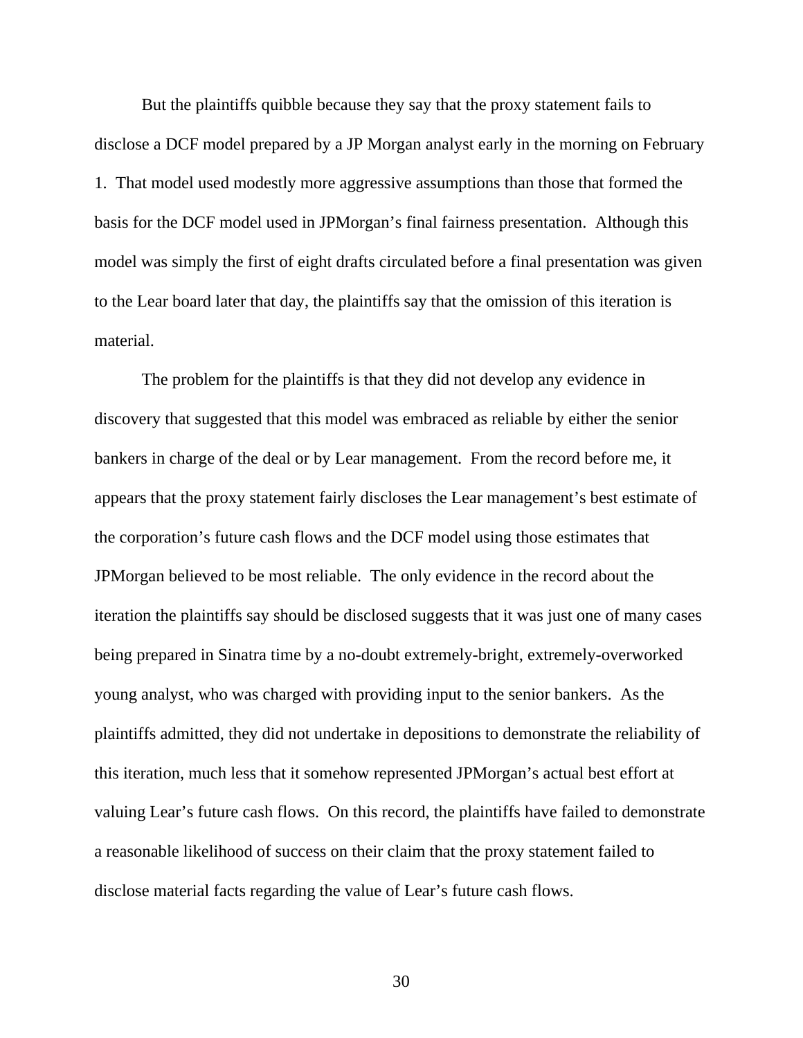But the plaintiffs quibble because they say that the proxy statement fails to disclose a DCF model prepared by a JP Morgan analyst early in the morning on February 1. That model used modestly more aggressive assumptions than those that formed the basis for the DCF model used in JPMorgan's final fairness presentation. Although this model was simply the first of eight drafts circulated before a final presentation was given to the Lear board later that day, the plaintiffs say that the omission of this iteration is material.

The problem for the plaintiffs is that they did not develop any evidence in discovery that suggested that this model was embraced as reliable by either the senior bankers in charge of the deal or by Lear management. From the record before me, it appears that the proxy statement fairly discloses the Lear management's best estimate of the corporation's future cash flows and the DCF model using those estimates that JPMorgan believed to be most reliable. The only evidence in the record about the iteration the plaintiffs say should be disclosed suggests that it was just one of many cases being prepared in Sinatra time by a no-doubt extremely-bright, extremely-overworked young analyst, who was charged with providing input to the senior bankers. As the plaintiffs admitted, they did not undertake in depositions to demonstrate the reliability of this iteration, much less that it somehow represented JPMorgan's actual best effort at valuing Lear's future cash flows. On this record, the plaintiffs have failed to demonstrate a reasonable likelihood of success on their claim that the proxy statement failed to disclose material facts regarding the value of Lear's future cash flows.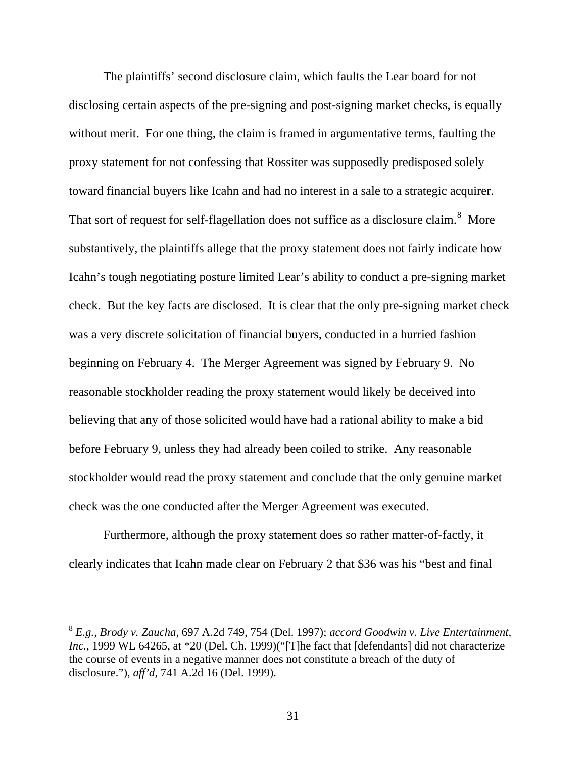The plaintiffs' second disclosure claim, which faults the Lear board for not disclosing certain aspects of the pre-signing and post-signing market checks, is equally without merit. For one thing, the claim is framed in argumentative terms, faulting the proxy statement for not confessing that Rossiter was supposedly predisposed solely toward financial buyers like Icahn and had no interest in a sale to a strategic acquirer. That sort of request for self-flagellation does not suffice as a disclosure claim.[8] More substantively, the plaintiffs allege that the proxy statement does not fairly indicate how Icahn's tough negotiating posture limited Lear's ability to conduct a pre-signing market check. But the key facts are disclosed. It is clear that the only pre-signing market check was a very discrete solicitation of financial buyers, conducted in a hurried fashion beginning on February 4. The Merger Agreement was signed by February 9. No reasonable stockholder reading the proxy statement would likely be deceived into believing that any of those solicited would have had a rational ability to make a bid before February 9, unless they had already been coiled to strike. Any reasonable stockholder would read the proxy statement and conclude that the only genuine market check was the one conducted after the Merger Agreement was executed.

Furthermore, although the proxy statement does so rather matter-of-factly, it clearly indicates that Icahn made clear on February 2 that $36 was his "best and final

---

[8] *E.g., Brody v. Zaucha*, 697 A.2d 749, 754 (Del. 1997); *accord Goodwin v. Live Entertainment, Inc.*, 1999 WL 64265, at *20 (Del. Ch. 1999)("[T]he fact that [defendants] did not characterize the course of events in a negative manner does not constitute a breach of the duty of disclosure."), *aff'd*, 741 A.2d 16 (Del. 1999).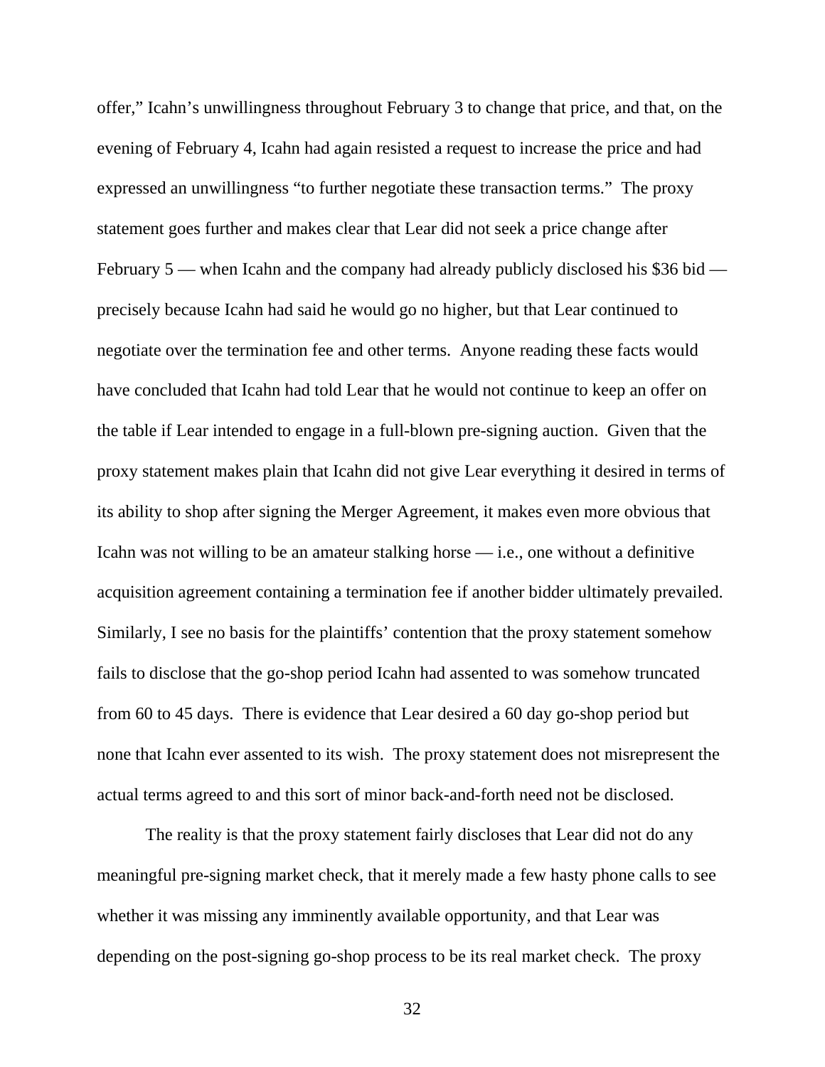offer," Icahn's unwillingness throughout February 3 to change that price, and that, on the evening of February 4, Icahn had again resisted a request to increase the price and had expressed an unwillingness "to further negotiate these transaction terms." The proxy statement goes further and makes clear that Lear did not seek a price change after February 5 — when Icahn and the company had already publicly disclosed his $36 bid — precisely because Icahn had said he would go no higher, but that Lear continued to negotiate over the termination fee and other terms. Anyone reading these facts would have concluded that Icahn had told Lear that he would not continue to keep an offer on the table if Lear intended to engage in a full-blown pre-signing auction. Given that the proxy statement makes plain that Icahn did not give Lear everything it desired in terms of its ability to shop after signing the Merger Agreement, it makes even more obvious that Icahn was not willing to be an amateur stalking horse — i.e., one without a definitive acquisition agreement containing a termination fee if another bidder ultimately prevailed. Similarly, I see no basis for the plaintiffs' contention that the proxy statement somehow fails to disclose that the go-shop period Icahn had assented to was somehow truncated from 60 to 45 days. There is evidence that Lear desired a 60 day go-shop period but none that Icahn ever assented to its wish. The proxy statement does not misrepresent the actual terms agreed to and this sort of minor back-and-forth need not be disclosed.

The reality is that the proxy statement fairly discloses that Lear did not do any meaningful pre-signing market check, that it merely made a few hasty phone calls to see whether it was missing any imminently available opportunity, and that Lear was depending on the post-signing go-shop process to be its real market check. The proxy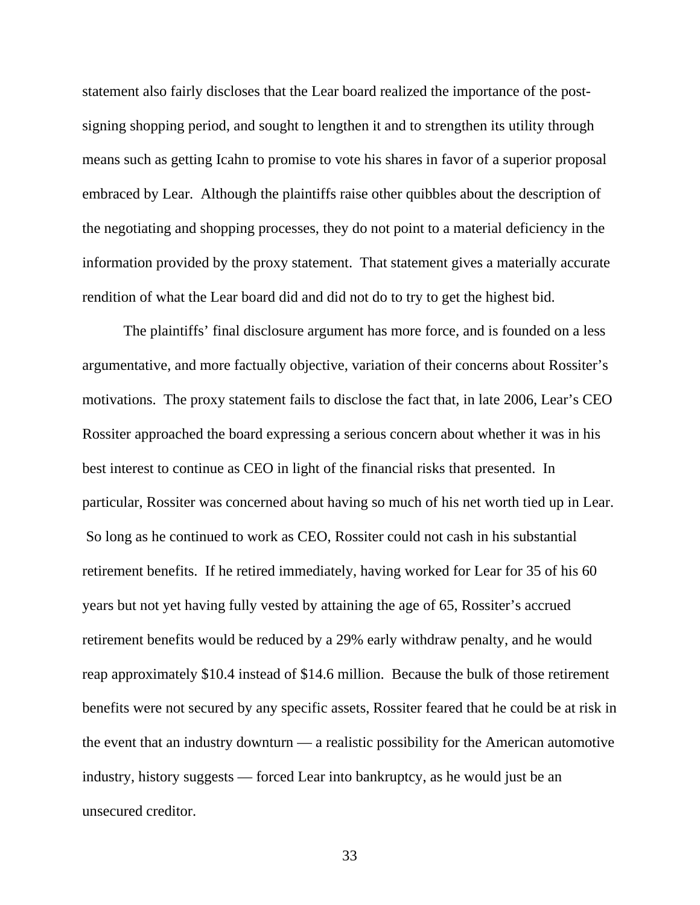statement also fairly discloses that the Lear board realized the importance of the post-signing shopping period, and sought to lengthen it and to strengthen its utility through means such as getting Icahn to promise to vote his shares in favor of a superior proposal embraced by Lear. Although the plaintiffs raise other quibbles about the description of the negotiating and shopping processes, they do not point to a material deficiency in the information provided by the proxy statement. That statement gives a materially accurate rendition of what the Lear board did and did not do to try to get the highest bid.

The plaintiffs' final disclosure argument has more force, and is founded on a less argumentative, and more factually objective, variation of their concerns about Rossiter's motivations. The proxy statement fails to disclose the fact that, in late 2006, Lear's CEO Rossiter approached the board expressing a serious concern about whether it was in his best interest to continue as CEO in light of the financial risks that presented. In particular, Rossiter was concerned about having so much of his net worth tied up in Lear. So long as he continued to work as CEO, Rossiter could not cash in his substantial retirement benefits. If he retired immediately, having worked for Lear for 35 of his 60 years but not yet having fully vested by attaining the age of 65, Rossiter's accrued retirement benefits would be reduced by a 29% early withdraw penalty, and he would reap approximately $10.4 instead of $14.6 million. Because the bulk of those retirement benefits were not secured by any specific assets, Rossiter feared that he could be at risk in the event that an industry downturn — a realistic possibility for the American automotive industry, history suggests — forced Lear into bankruptcy, as he would just be an unsecured creditor.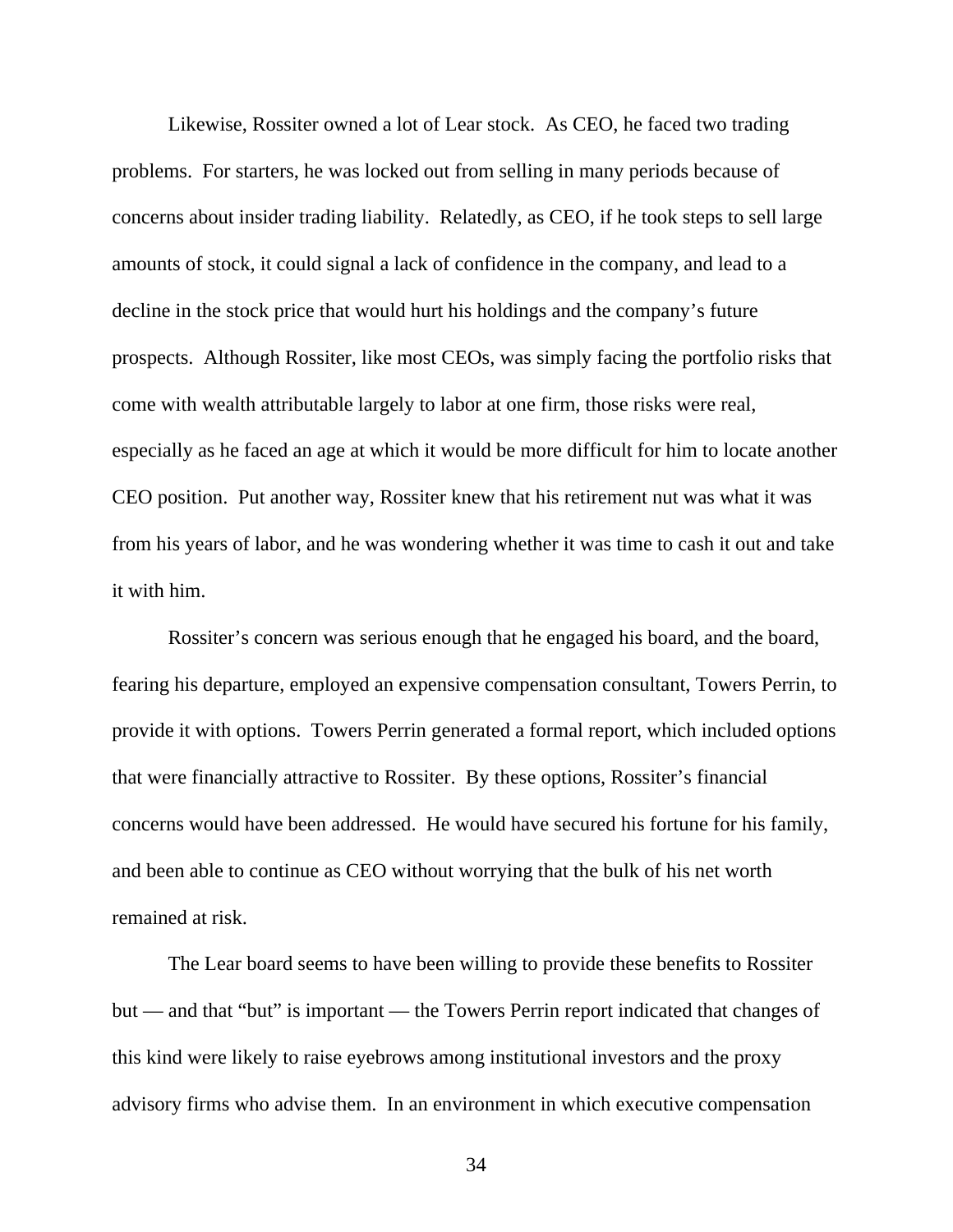Likewise, Rossiter owned a lot of Lear stock. As CEO, he faced two trading problems. For starters, he was locked out from selling in many periods because of concerns about insider trading liability. Relatedly, as CEO, if he took steps to sell large amounts of stock, it could signal a lack of confidence in the company, and lead to a decline in the stock price that would hurt his holdings and the company's future prospects. Although Rossiter, like most CEOs, was simply facing the portfolio risks that come with wealth attributable largely to labor at one firm, those risks were real, especially as he faced an age at which it would be more difficult for him to locate another CEO position. Put another way, Rossiter knew that his retirement nut was what it was from his years of labor, and he was wondering whether it was time to cash it out and take it with him.

Rossiter's concern was serious enough that he engaged his board, and the board, fearing his departure, employed an expensive compensation consultant, Towers Perrin, to provide it with options. Towers Perrin generated a formal report, which included options that were financially attractive to Rossiter. By these options, Rossiter's financial concerns would have been addressed. He would have secured his fortune for his family, and been able to continue as CEO without worrying that the bulk of his net worth remained at risk.

The Lear board seems to have been willing to provide these benefits to Rossiter but — and that "but" is important — the Towers Perrin report indicated that changes of this kind were likely to raise eyebrows among institutional investors and the proxy advisory firms who advise them. In an environment in which executive compensation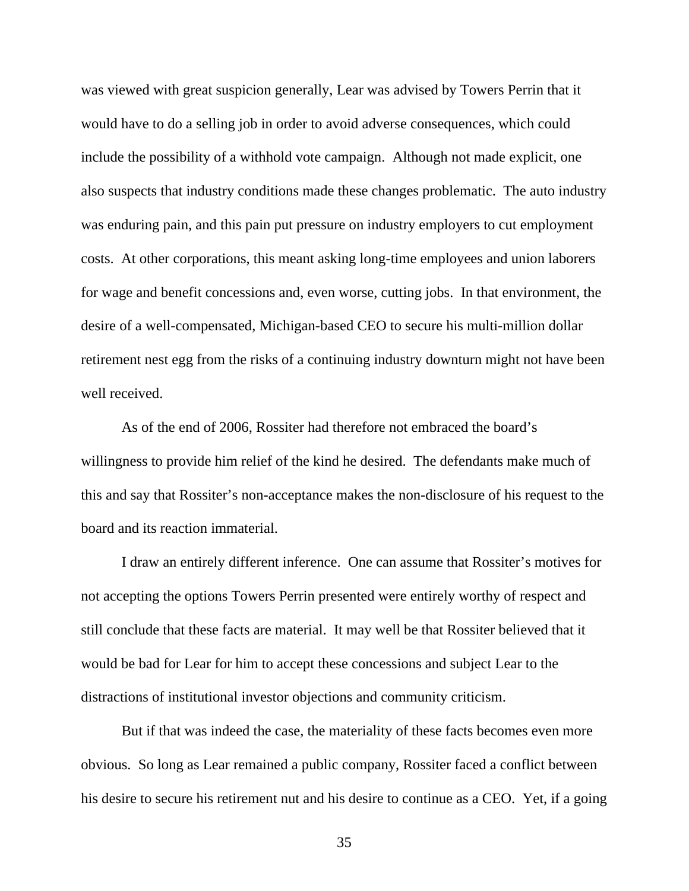was viewed with great suspicion generally, Lear was advised by Towers Perrin that it would have to do a selling job in order to avoid adverse consequences, which could include the possibility of a withhold vote campaign. Although not made explicit, one also suspects that industry conditions made these changes problematic. The auto industry was enduring pain, and this pain put pressure on industry employers to cut employment costs. At other corporations, this meant asking long-time employees and union laborers for wage and benefit concessions and, even worse, cutting jobs. In that environment, the desire of a well-compensated, Michigan-based CEO to secure his multi-million dollar retirement nest egg from the risks of a continuing industry downturn might not have been well received.

As of the end of 2006, Rossiter had therefore not embraced the board's willingness to provide him relief of the kind he desired. The defendants make much of this and say that Rossiter's non-acceptance makes the non-disclosure of his request to the board and its reaction immaterial.

I draw an entirely different inference. One can assume that Rossiter's motives for not accepting the options Towers Perrin presented were entirely worthy of respect and still conclude that these facts are material. It may well be that Rossiter believed that it would be bad for Lear for him to accept these concessions and subject Lear to the distractions of institutional investor objections and community criticism.

But if that was indeed the case, the materiality of these facts becomes even more obvious. So long as Lear remained a public company, Rossiter faced a conflict between his desire to secure his retirement nut and his desire to continue as a CEO. Yet, if a going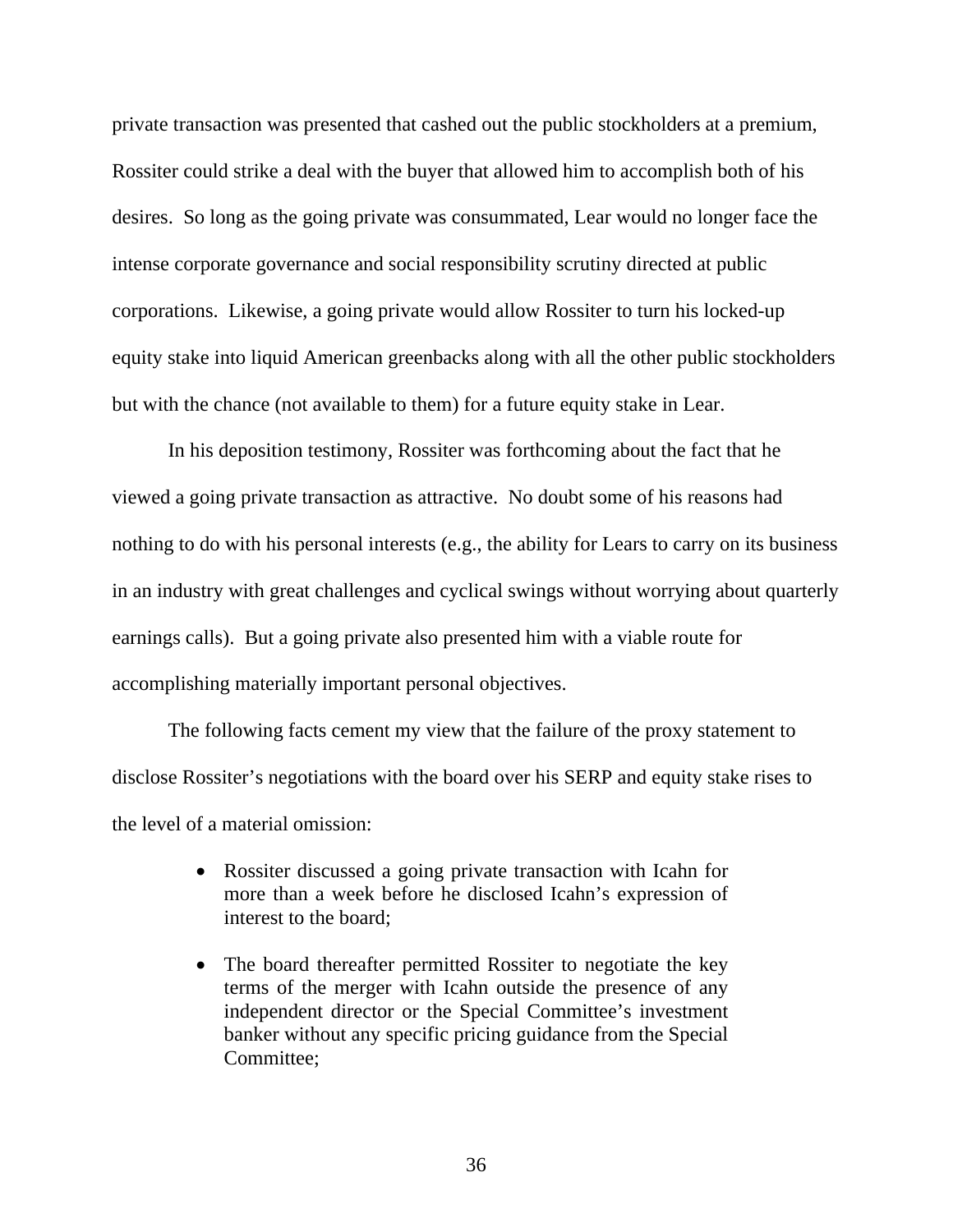private transaction was presented that cashed out the public stockholders at a premium, Rossiter could strike a deal with the buyer that allowed him to accomplish both of his desires. So long as the going private was consummated, Lear would no longer face the intense corporate governance and social responsibility scrutiny directed at public corporations. Likewise, a going private would allow Rossiter to turn his locked-up equity stake into liquid American greenbacks along with all the other public stockholders but with the chance (not available to them) for a future equity stake in Lear.

In his deposition testimony, Rossiter was forthcoming about the fact that he viewed a going private transaction as attractive. No doubt some of his reasons had nothing to do with his personal interests (e.g., the ability for Lears to carry on its business in an industry with great challenges and cyclical swings without worrying about quarterly earnings calls). But a going private also presented him with a viable route for accomplishing materially important personal objectives.

The following facts cement my view that the failure of the proxy statement to disclose Rossiter's negotiations with the board over his SERP and equity stake rises to the level of a material omission:

- Rossiter discussed a going private transaction with Icahn for more than a week before he disclosed Icahn's expression of interest to the board;
- The board thereafter permitted Rossiter to negotiate the key terms of the merger with Icahn outside the presence of any independent director or the Special Committee's investment banker without any specific pricing guidance from the Special Committee;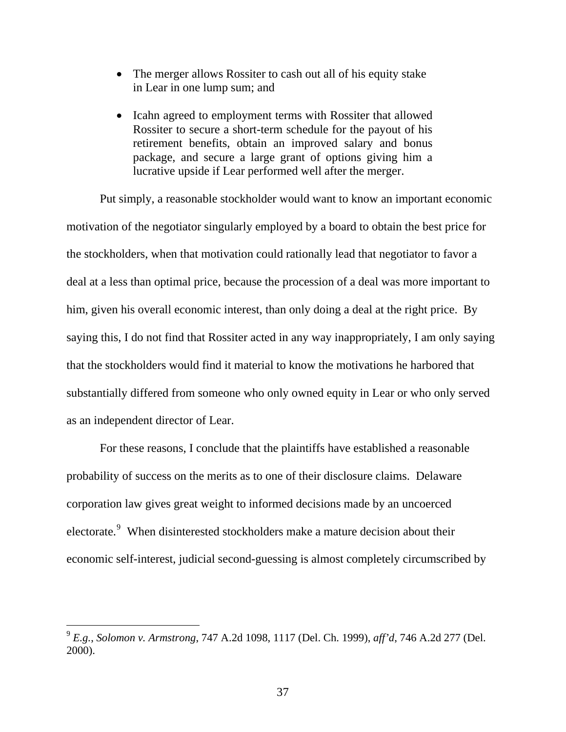- The merger allows Rossiter to cash out all of his equity stake in Lear in one lump sum; and
- Icahn agreed to employment terms with Rossiter that allowed Rossiter to secure a short-term schedule for the payout of his retirement benefits, obtain an improved salary and bonus package, and secure a large grant of options giving him a lucrative upside if Lear performed well after the merger.

Put simply, a reasonable stockholder would want to know an important economic motivation of the negotiator singularly employed by a board to obtain the best price for the stockholders, when that motivation could rationally lead that negotiator to favor a deal at a less than optimal price, because the procession of a deal was more important to him, given his overall economic interest, than only doing a deal at the right price. By saying this, I do not find that Rossiter acted in any way inappropriately, I am only saying that the stockholders would find it material to know the motivations he harbored that substantially differed from someone who only owned equity in Lear or who only served as an independent director of Lear.

For these reasons, I conclude that the plaintiffs have established a reasonable probability of success on the merits as to one of their disclosure claims. Delaware corporation law gives great weight to informed decisions made by an uncoerced electorate.[9] When disinterested stockholders make a mature decision about their economic self-interest, judicial second-guessing is almost completely circumscribed by

---

[9] *E.g.*, *Solomon v. Armstrong*, 747 A.2d 1098, 1117 (Del. Ch. 1999), *aff'd*, 746 A.2d 277 (Del. 2000).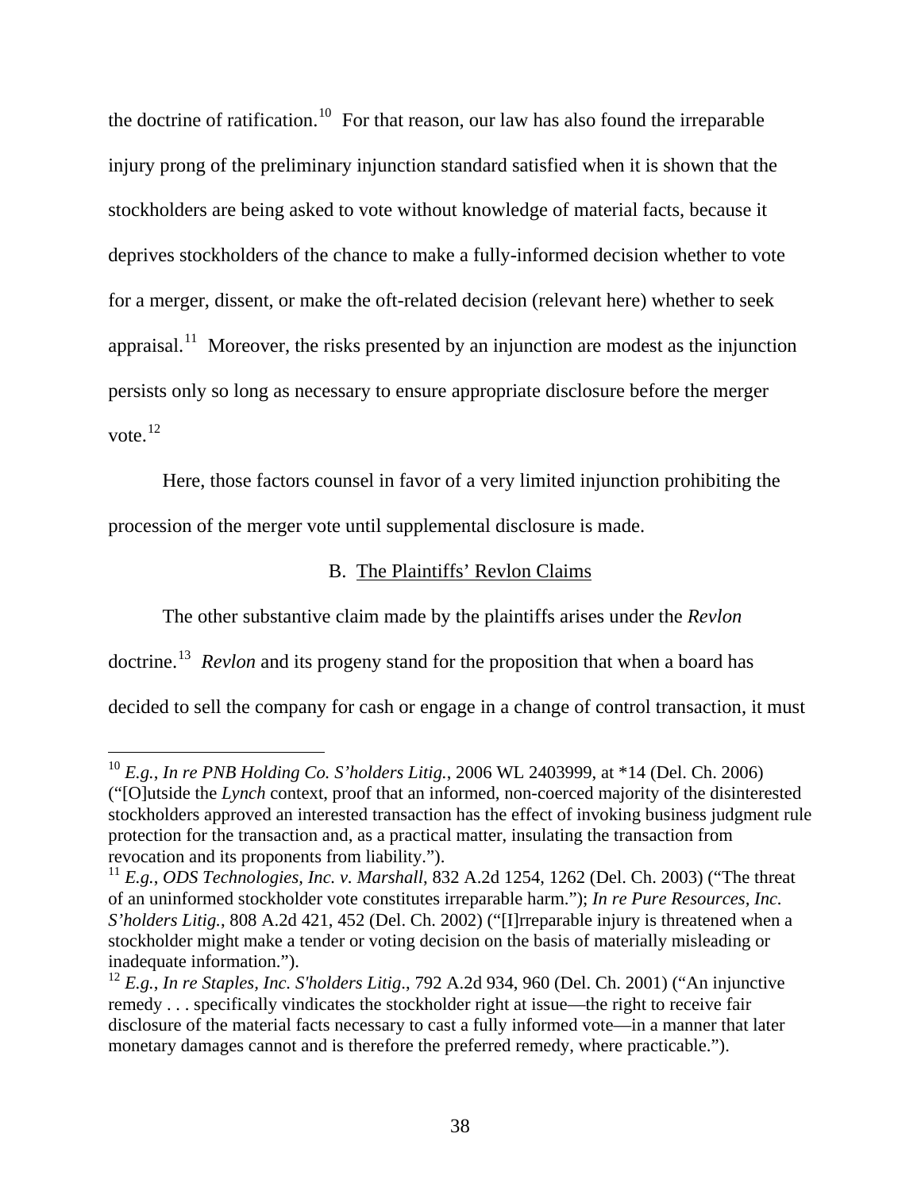the doctrine of ratification.[10] For that reason, our law has also found the irreparable injury prong of the preliminary injunction standard satisfied when it is shown that the stockholders are being asked to vote without knowledge of material facts, because it deprives stockholders of the chance to make a fully-informed decision whether to vote for a merger, dissent, or make the oft-related decision (relevant here) whether to seek appraisal.[11] Moreover, the risks presented by an injunction are modest as the injunction persists only so long as necessary to ensure appropriate disclosure before the merger vote.[12]

Here, those factors counsel in favor of a very limited injunction prohibiting the procession of the merger vote until supplemental disclosure is made.

## B. The Plaintiffs' Revlon Claims

The other substantive claim made by the plaintiffs arises under the *Revlon* doctrine.[13] *Revlon* and its progeny stand for the proposition that when a board has decided to sell the company for cash or engage in a change of control transaction, it must

---

[10] *E.g.*, *In re PNB Holding Co. S'holders Litig.*, 2006 WL 2403999, at *14 (Del. Ch. 2006) ("[O]utside the *Lynch* context, proof that an informed, non-coerced majority of the disinterested stockholders approved an interested transaction has the effect of invoking business judgment rule protection for the transaction and, as a practical matter, insulating the transaction from revocation and its proponents from liability.").

[11] *E.g.*, *ODS Technologies, Inc. v. Marshall*, 832 A.2d 1254, 1262 (Del. Ch. 2003) ("The threat of an uninformed stockholder vote constitutes irreparable harm."); *In re Pure Resources, Inc. S'holders Litig.*, 808 A.2d 421, 452 (Del. Ch. 2002) ("[I]rreparable injury is threatened when a stockholder might make a tender or voting decision on the basis of materially misleading or inadequate information.").

[12] *E.g.*, *In re Staples, Inc. S'holders Litig.*, 792 A.2d 934, 960 (Del. Ch. 2001) ("An injunctive remedy . . . specifically vindicates the stockholder right at issue—the right to receive fair disclosure of the material facts necessary to cast a fully informed vote—in a manner that later monetary damages cannot and is therefore the preferred remedy, where practicable.").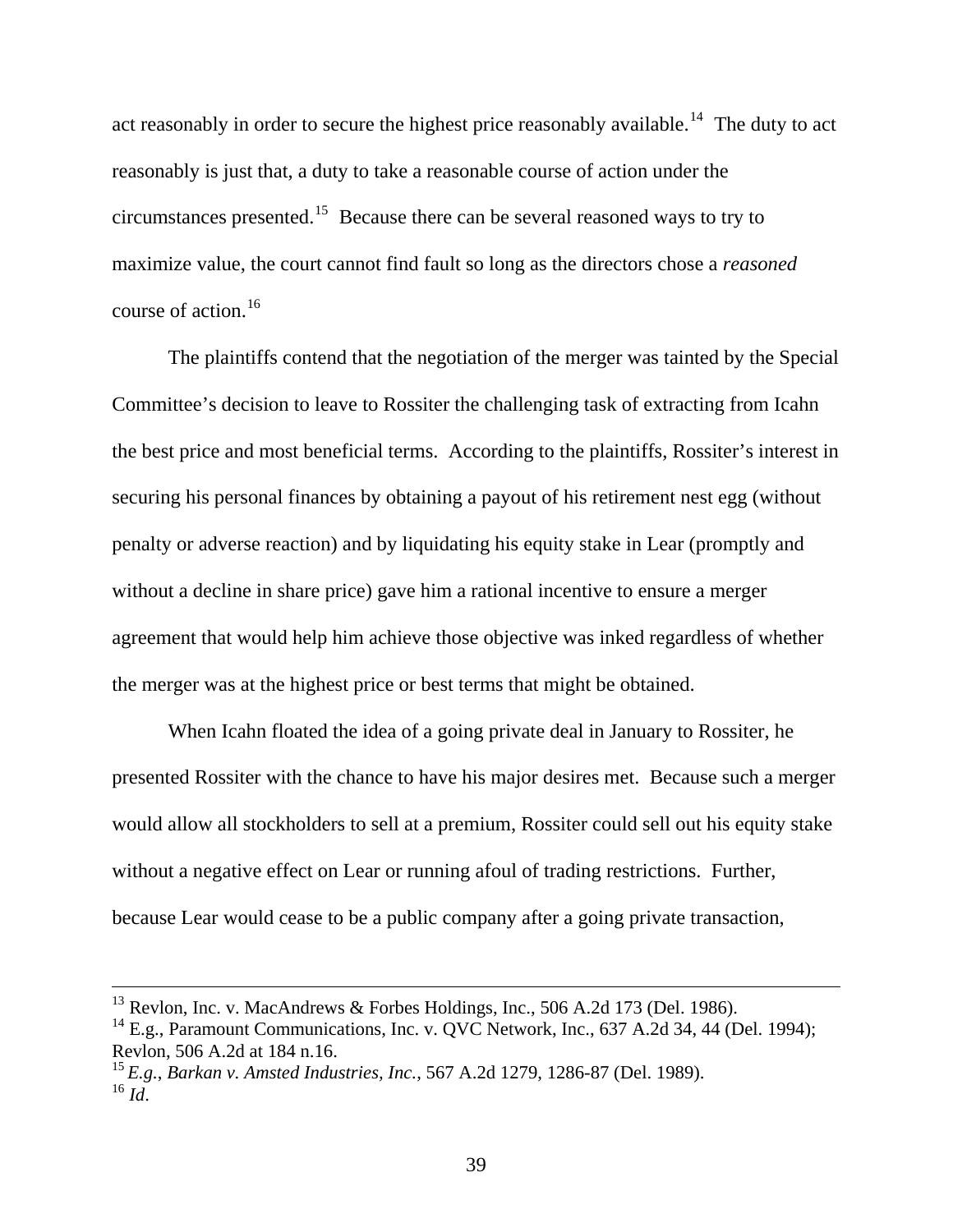act reasonably in order to secure the highest price reasonably available.[14] The duty to act reasonably is just that, a duty to take a reasonable course of action under the circumstances presented.[15] Because there can be several reasoned ways to try to maximize value, the court cannot find fault so long as the directors chose a *reasoned* course of action.[16]

The plaintiffs contend that the negotiation of the merger was tainted by the Special Committee's decision to leave to Rossiter the challenging task of extracting from Icahn the best price and most beneficial terms. According to the plaintiffs, Rossiter's interest in securing his personal finances by obtaining a payout of his retirement nest egg (without penalty or adverse reaction) and by liquidating his equity stake in Lear (promptly and without a decline in share price) gave him a rational incentive to ensure a merger agreement that would help him achieve those objective was inked regardless of whether the merger was at the highest price or best terms that might be obtained.

When Icahn floated the idea of a going private deal in January to Rossiter, he presented Rossiter with the chance to have his major desires met. Because such a merger would allow all stockholders to sell at a premium, Rossiter could sell out his equity stake without a negative effect on Lear or running afoul of trading restrictions. Further, because Lear would cease to be a public company after a going private transaction,

---

[13] Revlon, Inc. v. MacAndrews & Forbes Holdings, Inc., 506 A.2d 173 (Del. 1986).

[14] E.g., Paramount Communications, Inc. v. QVC Network, Inc., 637 A.2d 34, 44 (Del. 1994); Revlon, 506 A.2d at 184 n.16.

[15] *E.g.*, *Barkan v. Amsted Industries, Inc.*, 567 A.2d 1279, 1286-87 (Del. 1989).

[16] *Id*.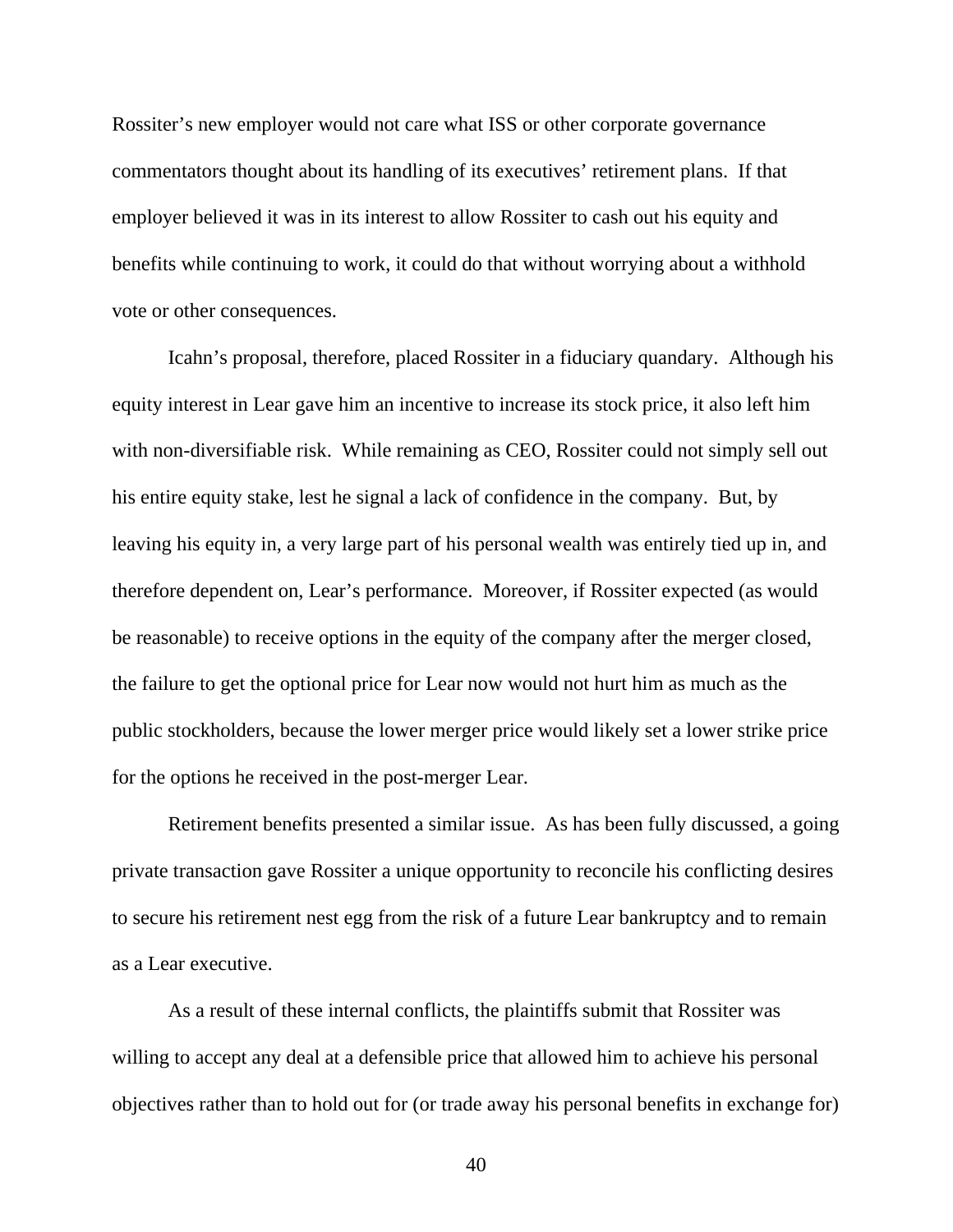Rossiter's new employer would not care what ISS or other corporate governance commentators thought about its handling of its executives' retirement plans. If that employer believed it was in its interest to allow Rossiter to cash out his equity and benefits while continuing to work, it could do that without worrying about a withhold vote or other consequences.

Icahn's proposal, therefore, placed Rossiter in a fiduciary quandary. Although his equity interest in Lear gave him an incentive to increase its stock price, it also left him with non-diversifiable risk. While remaining as CEO, Rossiter could not simply sell out his entire equity stake, lest he signal a lack of confidence in the company. But, by leaving his equity in, a very large part of his personal wealth was entirely tied up in, and therefore dependent on, Lear's performance. Moreover, if Rossiter expected (as would be reasonable) to receive options in the equity of the company after the merger closed, the failure to get the optional price for Lear now would not hurt him as much as the public stockholders, because the lower merger price would likely set a lower strike price for the options he received in the post-merger Lear.

Retirement benefits presented a similar issue. As has been fully discussed, a going private transaction gave Rossiter a unique opportunity to reconcile his conflicting desires to secure his retirement nest egg from the risk of a future Lear bankruptcy and to remain as a Lear executive.

As a result of these internal conflicts, the plaintiffs submit that Rossiter was willing to accept any deal at a defensible price that allowed him to achieve his personal objectives rather than to hold out for (or trade away his personal benefits in exchange for)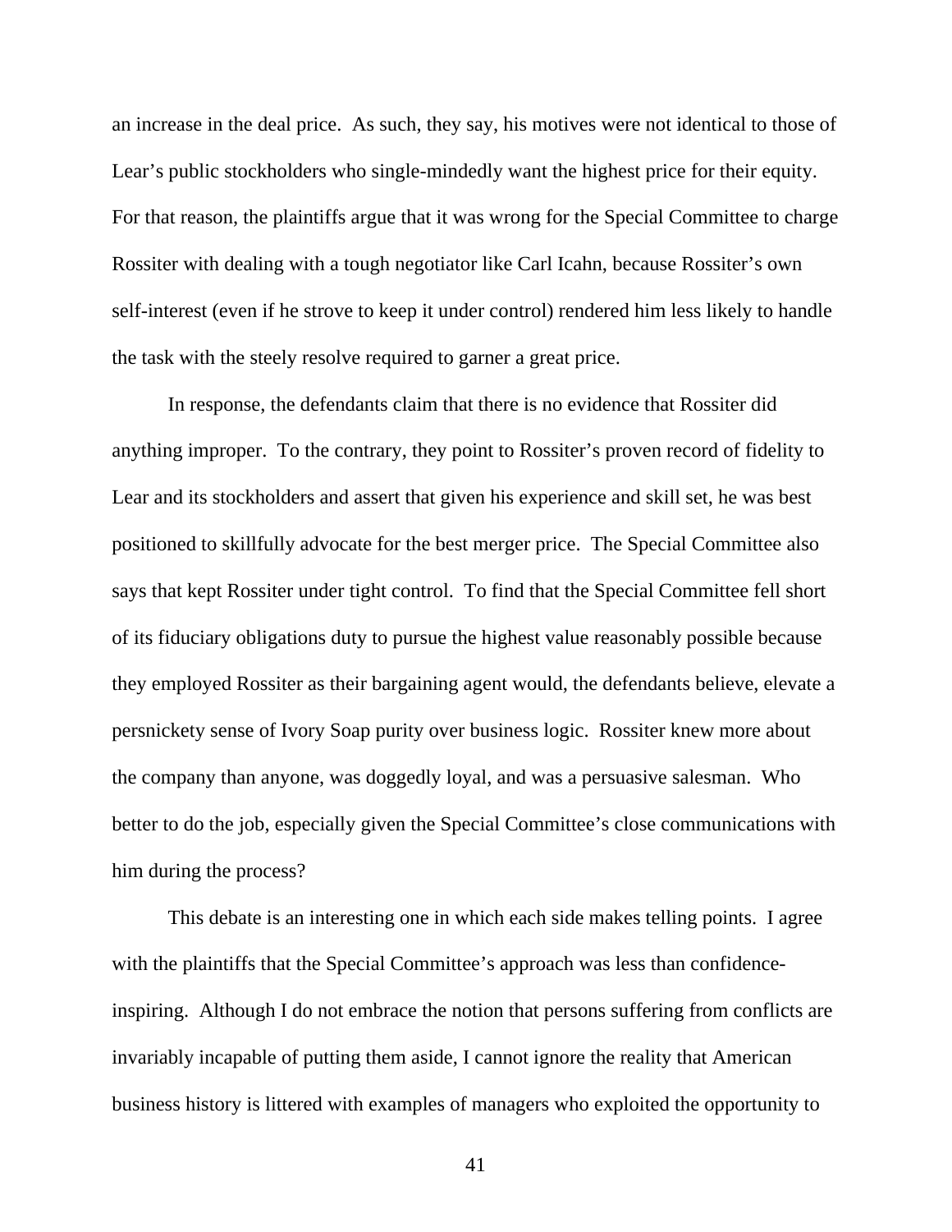an increase in the deal price. As such, they say, his motives were not identical to those of Lear's public stockholders who single-mindedly want the highest price for their equity. For that reason, the plaintiffs argue that it was wrong for the Special Committee to charge Rossiter with dealing with a tough negotiator like Carl Icahn, because Rossiter's own self-interest (even if he strove to keep it under control) rendered him less likely to handle the task with the steely resolve required to garner a great price.

In response, the defendants claim that there is no evidence that Rossiter did anything improper. To the contrary, they point to Rossiter's proven record of fidelity to Lear and its stockholders and assert that given his experience and skill set, he was best positioned to skillfully advocate for the best merger price. The Special Committee also says that kept Rossiter under tight control. To find that the Special Committee fell short of its fiduciary obligations duty to pursue the highest value reasonably possible because they employed Rossiter as their bargaining agent would, the defendants believe, elevate a persnickety sense of Ivory Soap purity over business logic. Rossiter knew more about the company than anyone, was doggedly loyal, and was a persuasive salesman. Who better to do the job, especially given the Special Committee's close communications with him during the process?

This debate is an interesting one in which each side makes telling points. I agree with the plaintiffs that the Special Committee's approach was less than confidence-inspiring. Although I do not embrace the notion that persons suffering from conflicts are invariably incapable of putting them aside, I cannot ignore the reality that American business history is littered with examples of managers who exploited the opportunity to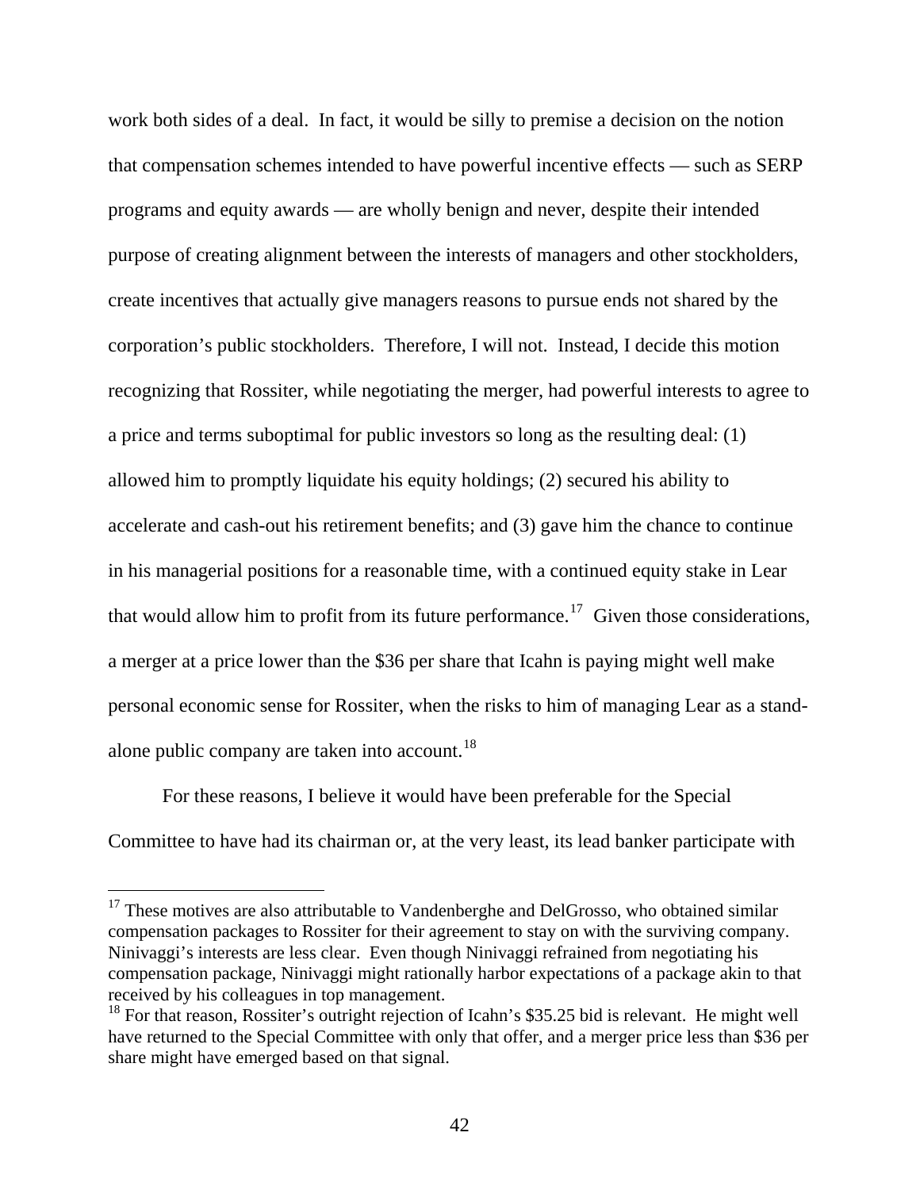work both sides of a deal. In fact, it would be silly to premise a decision on the notion that compensation schemes intended to have powerful incentive effects — such as SERP programs and equity awards — are wholly benign and never, despite their intended purpose of creating alignment between the interests of managers and other stockholders, create incentives that actually give managers reasons to pursue ends not shared by the corporation's public stockholders. Therefore, I will not. Instead, I decide this motion recognizing that Rossiter, while negotiating the merger, had powerful interests to agree to a price and terms suboptimal for public investors so long as the resulting deal: (1) allowed him to promptly liquidate his equity holdings; (2) secured his ability to accelerate and cash-out his retirement benefits; and (3) gave him the chance to continue in his managerial positions for a reasonable time, with a continued equity stake in Lear that would allow him to profit from its future performance.[17] Given those considerations, a merger at a price lower than the $36 per share that Icahn is paying might well make personal economic sense for Rossiter, when the risks to him of managing Lear as a stand-alone public company are taken into account.[18]

For these reasons, I believe it would have been preferable for the Special Committee to have had its chairman or, at the very least, its lead banker participate with

---

[17] These motives are also attributable to Vandenberghe and DelGrosso, who obtained similar compensation packages to Rossiter for their agreement to stay on with the surviving company. Ninivaggi's interests are less clear. Even though Ninivaggi refrained from negotiating his compensation package, Ninivaggi might rationally harbor expectations of a package akin to that received by his colleagues in top management.

[18] For that reason, Rossiter's outright rejection of Icahn's $35.25 bid is relevant. He might well have returned to the Special Committee with only that offer, and a merger price less than $36 per share might have emerged based on that signal.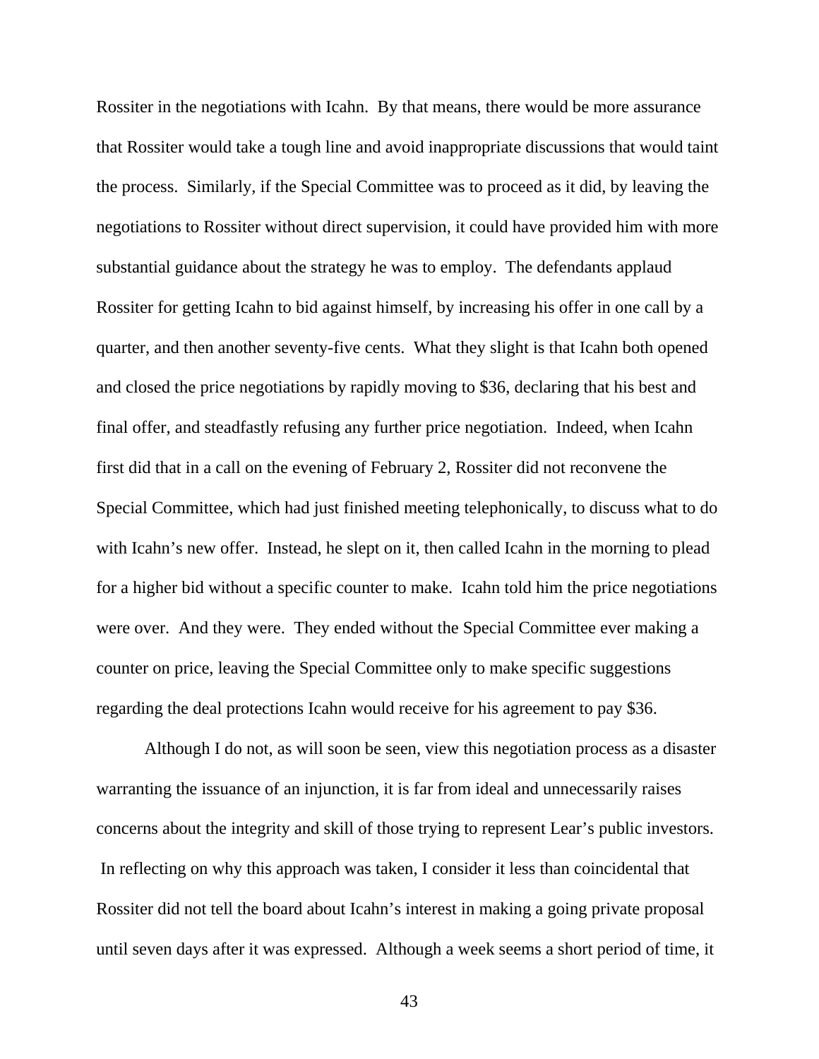Rossiter in the negotiations with Icahn. By that means, there would be more assurance that Rossiter would take a tough line and avoid inappropriate discussions that would taint the process. Similarly, if the Special Committee was to proceed as it did, by leaving the negotiations to Rossiter without direct supervision, it could have provided him with more substantial guidance about the strategy he was to employ. The defendants applaud Rossiter for getting Icahn to bid against himself, by increasing his offer in one call by a quarter, and then another seventy-five cents. What they slight is that Icahn both opened and closed the price negotiations by rapidly moving to $36, declaring that his best and final offer, and steadfastly refusing any further price negotiation. Indeed, when Icahn first did that in a call on the evening of February 2, Rossiter did not reconvene the Special Committee, which had just finished meeting telephonically, to discuss what to do with Icahn's new offer. Instead, he slept on it, then called Icahn in the morning to plead for a higher bid without a specific counter to make. Icahn told him the price negotiations were over. And they were. They ended without the Special Committee ever making a counter on price, leaving the Special Committee only to make specific suggestions regarding the deal protections Icahn would receive for his agreement to pay $36.

Although I do not, as will soon be seen, view this negotiation process as a disaster warranting the issuance of an injunction, it is far from ideal and unnecessarily raises concerns about the integrity and skill of those trying to represent Lear's public investors. In reflecting on why this approach was taken, I consider it less than coincidental that Rossiter did not tell the board about Icahn's interest in making a going private proposal until seven days after it was expressed. Although a week seems a short period of time, it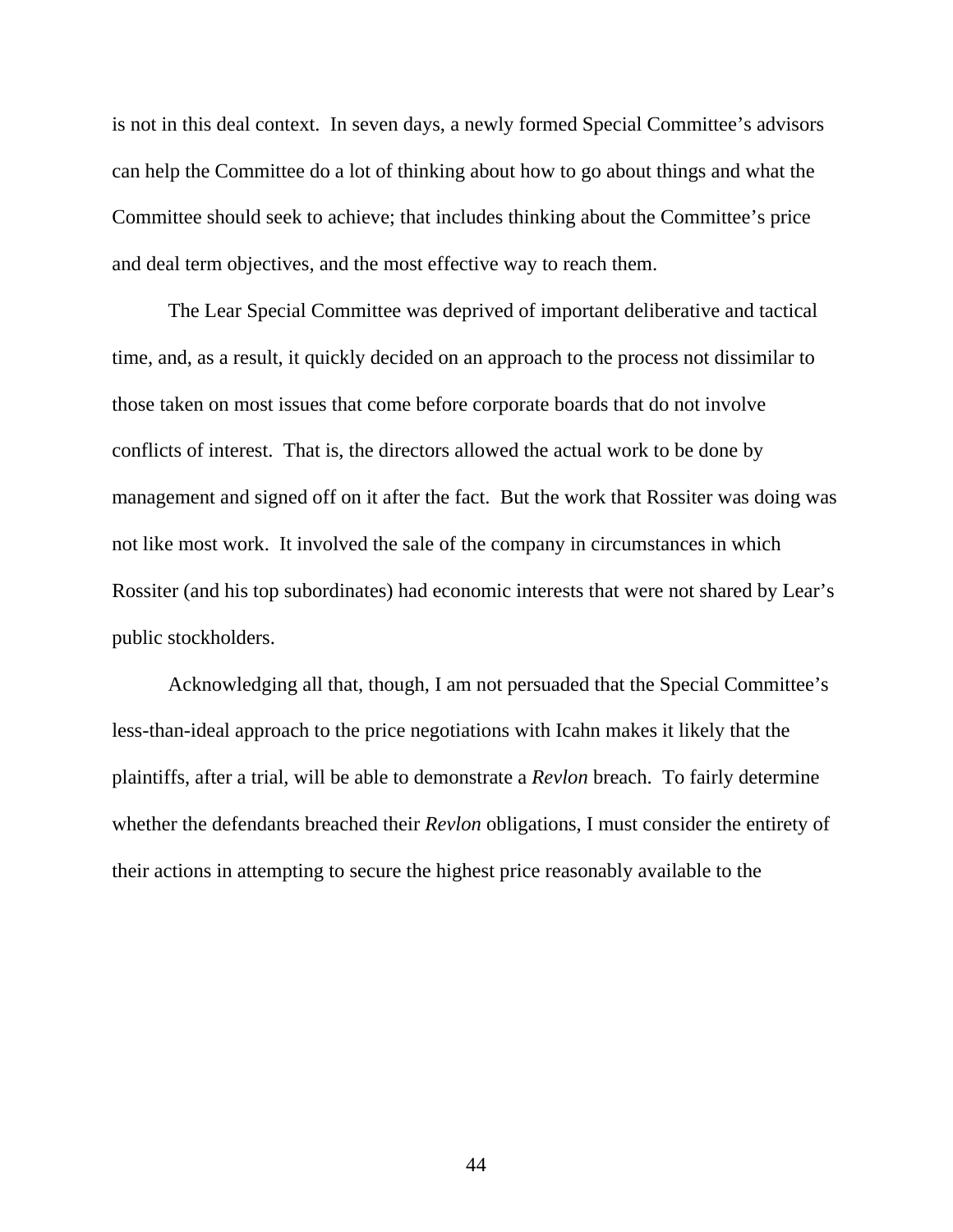is not in this deal context. In seven days, a newly formed Special Committee's advisors can help the Committee do a lot of thinking about how to go about things and what the Committee should seek to achieve; that includes thinking about the Committee's price and deal term objectives, and the most effective way to reach them.

The Lear Special Committee was deprived of important deliberative and tactical time, and, as a result, it quickly decided on an approach to the process not dissimilar to those taken on most issues that come before corporate boards that do not involve conflicts of interest. That is, the directors allowed the actual work to be done by management and signed off on it after the fact. But the work that Rossiter was doing was not like most work. It involved the sale of the company in circumstances in which Rossiter (and his top subordinates) had economic interests that were not shared by Lear's public stockholders.

Acknowledging all that, though, I am not persuaded that the Special Committee's less-than-ideal approach to the price negotiations with Icahn makes it likely that the plaintiffs, after a trial, will be able to demonstrate a *Revlon* breach. To fairly determine whether the defendants breached their *Revlon* obligations, I must consider the entirety of their actions in attempting to secure the highest price reasonably available to the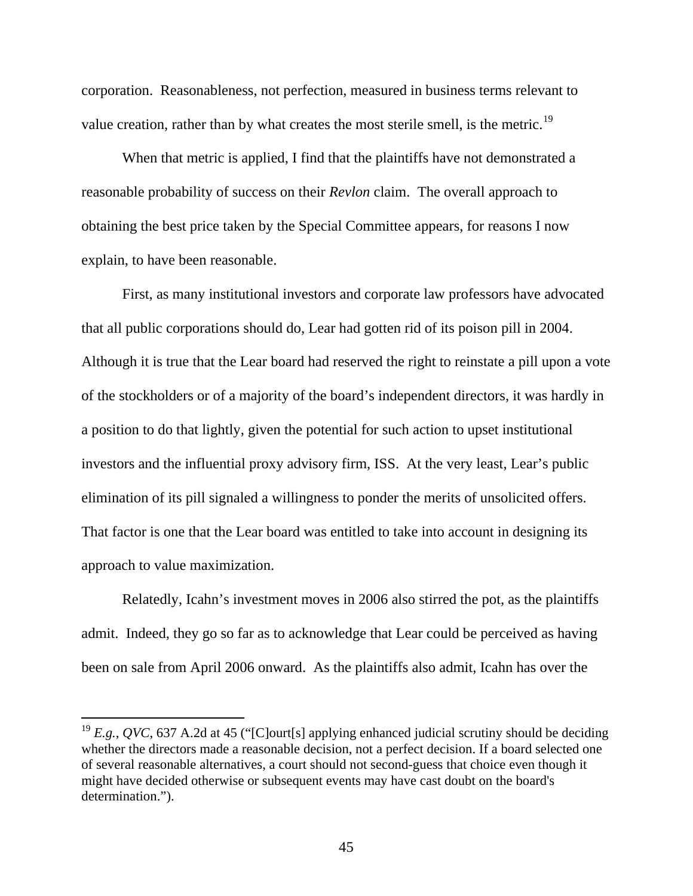corporation. Reasonableness, not perfection, measured in business terms relevant to value creation, rather than by what creates the most sterile smell, is the metric.[19]

When that metric is applied, I find that the plaintiffs have not demonstrated a reasonable probability of success on their *Revlon* claim. The overall approach to obtaining the best price taken by the Special Committee appears, for reasons I now explain, to have been reasonable.

First, as many institutional investors and corporate law professors have advocated that all public corporations should do, Lear had gotten rid of its poison pill in 2004. Although it is true that the Lear board had reserved the right to reinstate a pill upon a vote of the stockholders or of a majority of the board's independent directors, it was hardly in a position to do that lightly, given the potential for such action to upset institutional investors and the influential proxy advisory firm, ISS. At the very least, Lear's public elimination of its pill signaled a willingness to ponder the merits of unsolicited offers. That factor is one that the Lear board was entitled to take into account in designing its approach to value maximization.

Relatedly, Icahn's investment moves in 2006 also stirred the pot, as the plaintiffs admit. Indeed, they go so far as to acknowledge that Lear could be perceived as having been on sale from April 2006 onward. As the plaintiffs also admit, Icahn has over the

---

[19] *E.g.*, *QVC*, 637 A.2d at 45 ("[C]ourt[s] applying enhanced judicial scrutiny should be deciding whether the directors made a reasonable decision, not a perfect decision. If a board selected one of several reasonable alternatives, a court should not second-guess that choice even though it might have decided otherwise or subsequent events may have cast doubt on the board's determination.").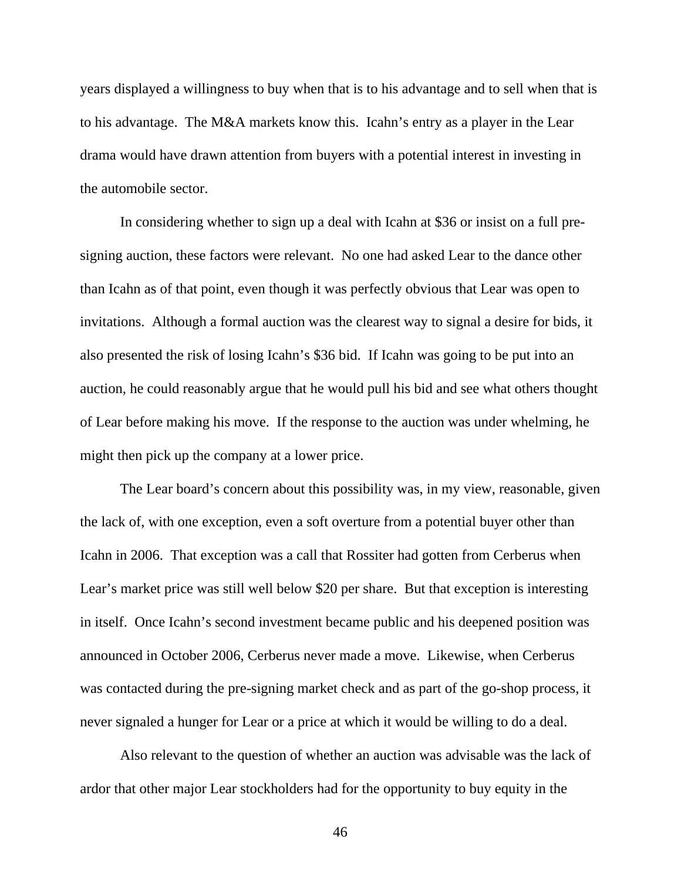years displayed a willingness to buy when that is to his advantage and to sell when that is to his advantage. The M&A markets know this. Icahn's entry as a player in the Lear drama would have drawn attention from buyers with a potential interest in investing in the automobile sector.

In considering whether to sign up a deal with Icahn at $36 or insist on a full pre-signing auction, these factors were relevant. No one had asked Lear to the dance other than Icahn as of that point, even though it was perfectly obvious that Lear was open to invitations. Although a formal auction was the clearest way to signal a desire for bids, it also presented the risk of losing Icahn's $36 bid. If Icahn was going to be put into an auction, he could reasonably argue that he would pull his bid and see what others thought of Lear before making his move. If the response to the auction was under whelming, he might then pick up the company at a lower price.

The Lear board's concern about this possibility was, in my view, reasonable, given the lack of, with one exception, even a soft overture from a potential buyer other than Icahn in 2006. That exception was a call that Rossiter had gotten from Cerberus when Lear's market price was still well below $20 per share. But that exception is interesting in itself. Once Icahn's second investment became public and his deepened position was announced in October 2006, Cerberus never made a move. Likewise, when Cerberus was contacted during the pre-signing market check and as part of the go-shop process, it never signaled a hunger for Lear or a price at which it would be willing to do a deal.

Also relevant to the question of whether an auction was advisable was the lack of ardor that other major Lear stockholders had for the opportunity to buy equity in the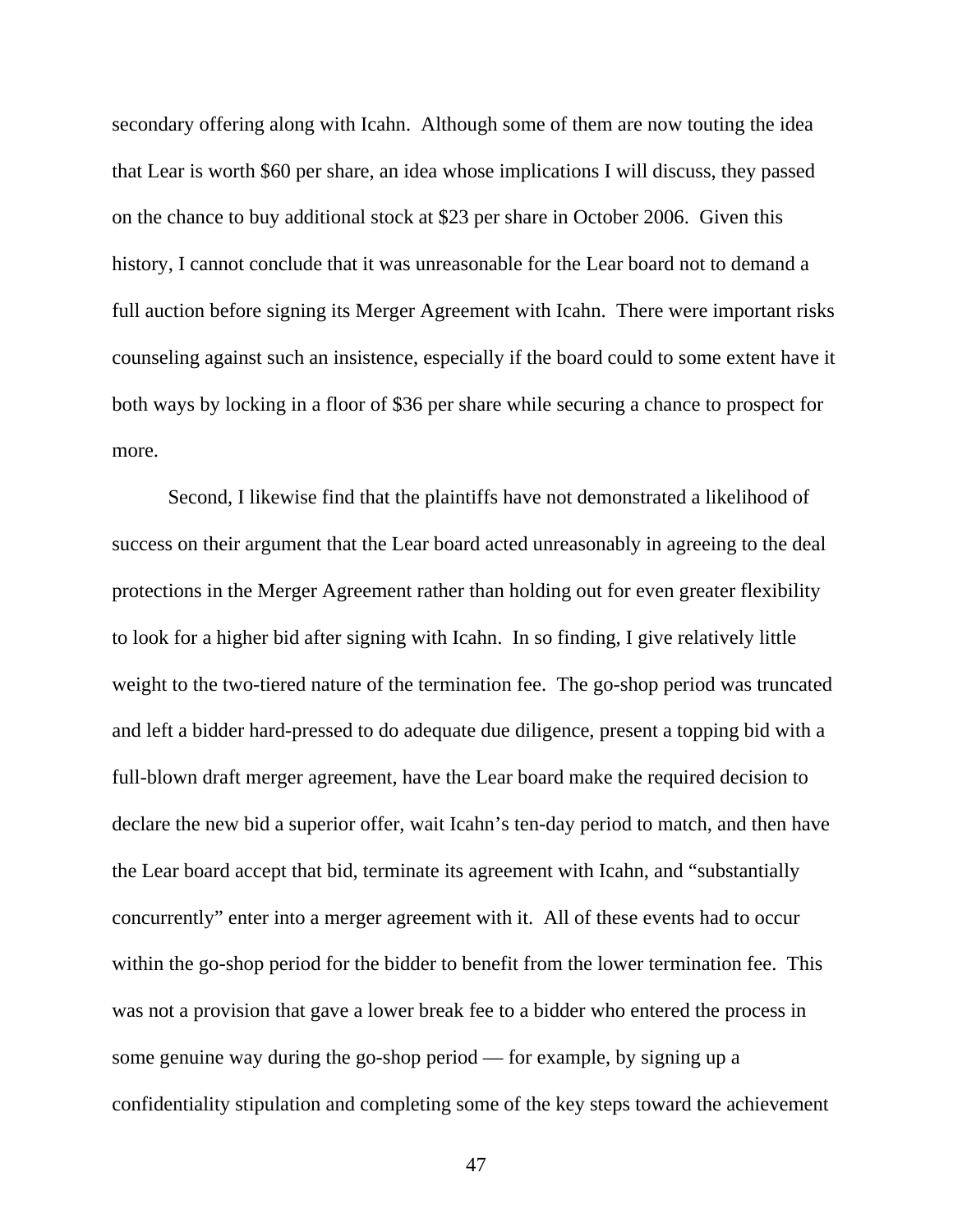secondary offering along with Icahn. Although some of them are now touting the idea that Lear is worth $60 per share, an idea whose implications I will discuss, they passed on the chance to buy additional stock at $23 per share in October 2006. Given this history, I cannot conclude that it was unreasonable for the Lear board not to demand a full auction before signing its Merger Agreement with Icahn. There were important risks counseling against such an insistence, especially if the board could to some extent have it both ways by locking in a floor of $36 per share while securing a chance to prospect for more.

Second, I likewise find that the plaintiffs have not demonstrated a likelihood of success on their argument that the Lear board acted unreasonably in agreeing to the deal protections in the Merger Agreement rather than holding out for even greater flexibility to look for a higher bid after signing with Icahn. In so finding, I give relatively little weight to the two-tiered nature of the termination fee. The go-shop period was truncated and left a bidder hard-pressed to do adequate due diligence, present a topping bid with a full-blown draft merger agreement, have the Lear board make the required decision to declare the new bid a superior offer, wait Icahn's ten-day period to match, and then have the Lear board accept that bid, terminate its agreement with Icahn, and "substantially concurrently" enter into a merger agreement with it. All of these events had to occur within the go-shop period for the bidder to benefit from the lower termination fee. This was not a provision that gave a lower break fee to a bidder who entered the process in some genuine way during the go-shop period — for example, by signing up a confidentiality stipulation and completing some of the key steps toward the achievement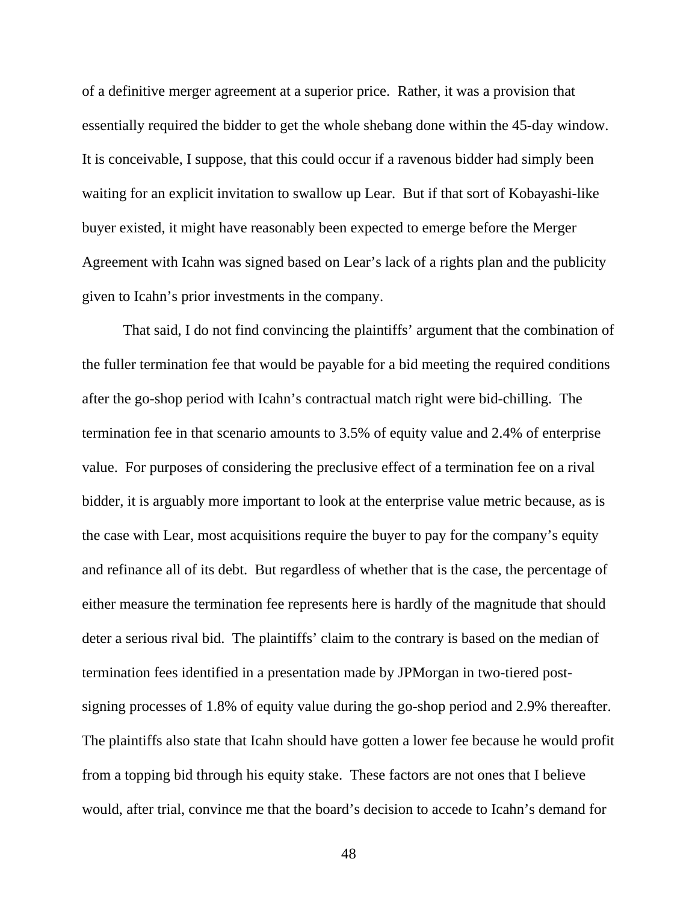of a definitive merger agreement at a superior price. Rather, it was a provision that essentially required the bidder to get the whole shebang done within the 45-day window. It is conceivable, I suppose, that this could occur if a ravenous bidder had simply been waiting for an explicit invitation to swallow up Lear. But if that sort of Kobayashi-like buyer existed, it might have reasonably been expected to emerge before the Merger Agreement with Icahn was signed based on Lear's lack of a rights plan and the publicity given to Icahn's prior investments in the company.

That said, I do not find convincing the plaintiffs' argument that the combination of the fuller termination fee that would be payable for a bid meeting the required conditions after the go-shop period with Icahn's contractual match right were bid-chilling. The termination fee in that scenario amounts to 3.5% of equity value and 2.4% of enterprise value. For purposes of considering the preclusive effect of a termination fee on a rival bidder, it is arguably more important to look at the enterprise value metric because, as is the case with Lear, most acquisitions require the buyer to pay for the company's equity and refinance all of its debt. But regardless of whether that is the case, the percentage of either measure the termination fee represents here is hardly of the magnitude that should deter a serious rival bid. The plaintiffs' claim to the contrary is based on the median of termination fees identified in a presentation made by JPMorgan in two-tiered post-signing processes of 1.8% of equity value during the go-shop period and 2.9% thereafter. The plaintiffs also state that Icahn should have gotten a lower fee because he would profit from a topping bid through his equity stake. These factors are not ones that I believe would, after trial, convince me that the board's decision to accede to Icahn's demand for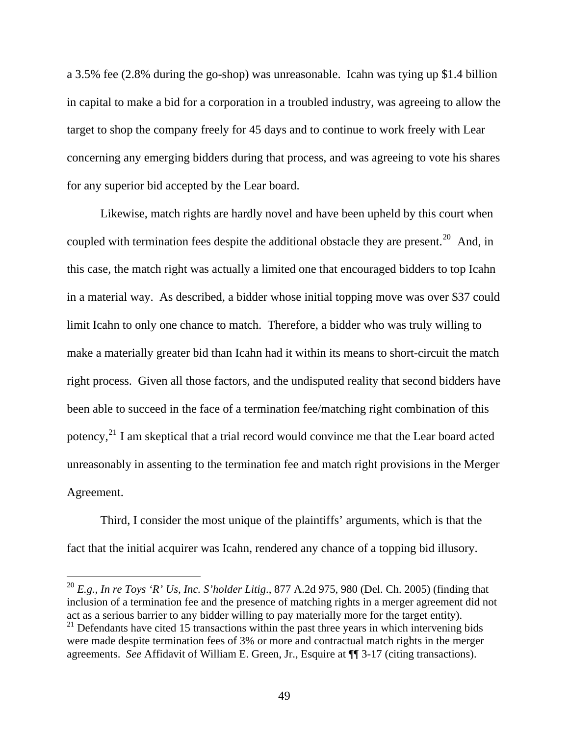a 3.5% fee (2.8% during the go-shop) was unreasonable. Icahn was tying up $1.4 billion in capital to make a bid for a corporation in a troubled industry, was agreeing to allow the target to shop the company freely for 45 days and to continue to work freely with Lear concerning any emerging bidders during that process, and was agreeing to vote his shares for any superior bid accepted by the Lear board.

Likewise, match rights are hardly novel and have been upheld by this court when coupled with termination fees despite the additional obstacle they are present.[20] And, in this case, the match right was actually a limited one that encouraged bidders to top Icahn in a material way. As described, a bidder whose initial topping move was over $37 could limit Icahn to only one chance to match. Therefore, a bidder who was truly willing to make a materially greater bid than Icahn had it within its means to short-circuit the match right process. Given all those factors, and the undisputed reality that second bidders have been able to succeed in the face of a termination fee/matching right combination of this potency,[21] I am skeptical that a trial record would convince me that the Lear board acted unreasonably in assenting to the termination fee and match right provisions in the Merger Agreement.

Third, I consider the most unique of the plaintiffs' arguments, which is that the fact that the initial acquirer was Icahn, rendered any chance of a topping bid illusory.

---

[20] *E.g., In re Toys 'R' Us, Inc. S'holder Litig*., 877 A.2d 975, 980 (Del. Ch. 2005) (finding that inclusion of a termination fee and the presence of matching rights in a merger agreement did not act as a serious barrier to any bidder willing to pay materially more for the target entity).

[21] Defendants have cited 15 transactions within the past three years in which intervening bids were made despite termination fees of 3% or more and contractual match rights in the merger agreements. *See* Affidavit of William E. Green, Jr., Esquire at ¶¶ 3-17 (citing transactions).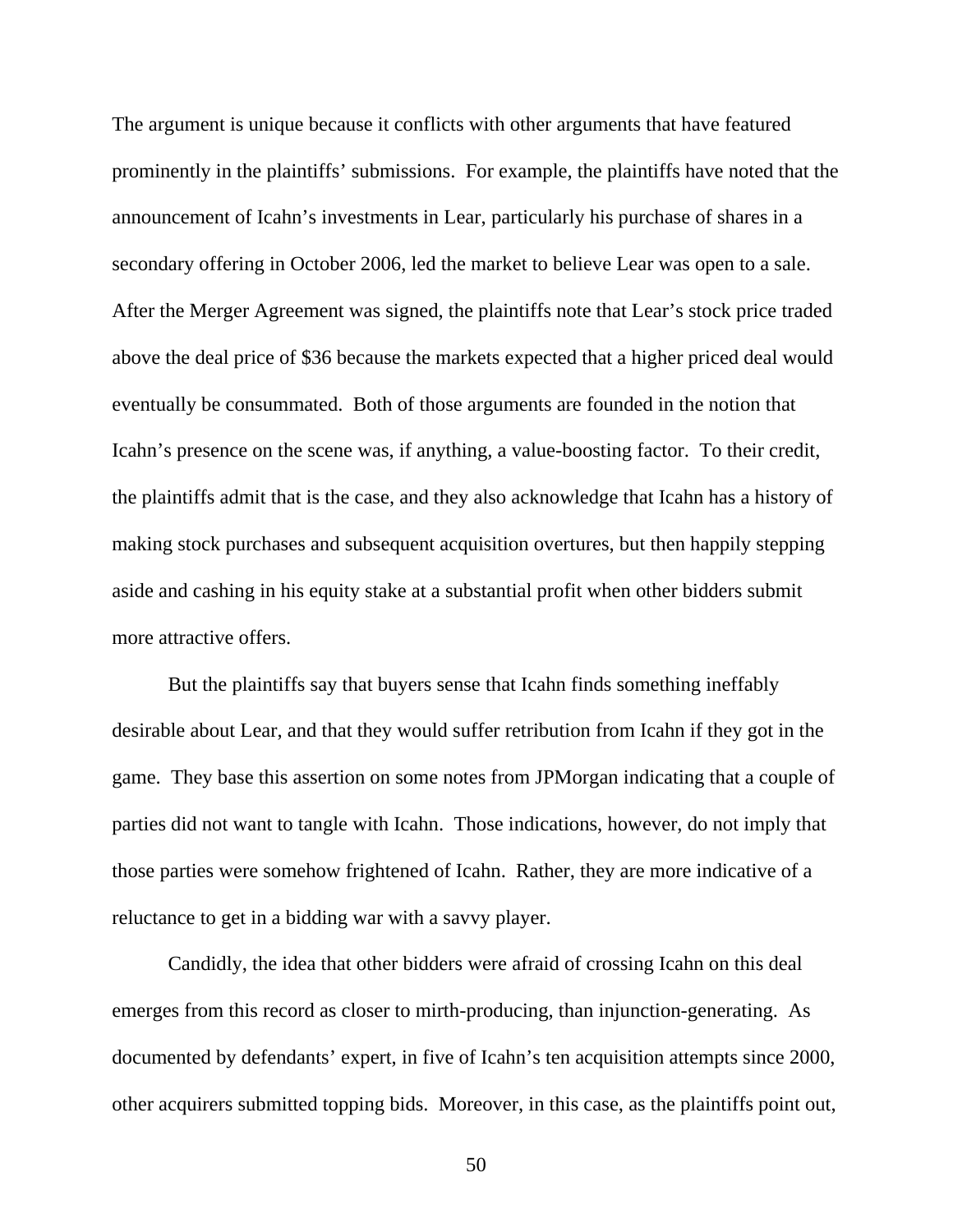The argument is unique because it conflicts with other arguments that have featured prominently in the plaintiffs' submissions. For example, the plaintiffs have noted that the announcement of Icahn's investments in Lear, particularly his purchase of shares in a secondary offering in October 2006, led the market to believe Lear was open to a sale. After the Merger Agreement was signed, the plaintiffs note that Lear's stock price traded above the deal price of $36 because the markets expected that a higher priced deal would eventually be consummated. Both of those arguments are founded in the notion that Icahn's presence on the scene was, if anything, a value-boosting factor. To their credit, the plaintiffs admit that is the case, and they also acknowledge that Icahn has a history of making stock purchases and subsequent acquisition overtures, but then happily stepping aside and cashing in his equity stake at a substantial profit when other bidders submit more attractive offers.

But the plaintiffs say that buyers sense that Icahn finds something ineffably desirable about Lear, and that they would suffer retribution from Icahn if they got in the game. They base this assertion on some notes from JPMorgan indicating that a couple of parties did not want to tangle with Icahn. Those indications, however, do not imply that those parties were somehow frightened of Icahn. Rather, they are more indicative of a reluctance to get in a bidding war with a savvy player.

Candidly, the idea that other bidders were afraid of crossing Icahn on this deal emerges from this record as closer to mirth-producing, than injunction-generating. As documented by defendants' expert, in five of Icahn's ten acquisition attempts since 2000, other acquirers submitted topping bids. Moreover, in this case, as the plaintiffs point out,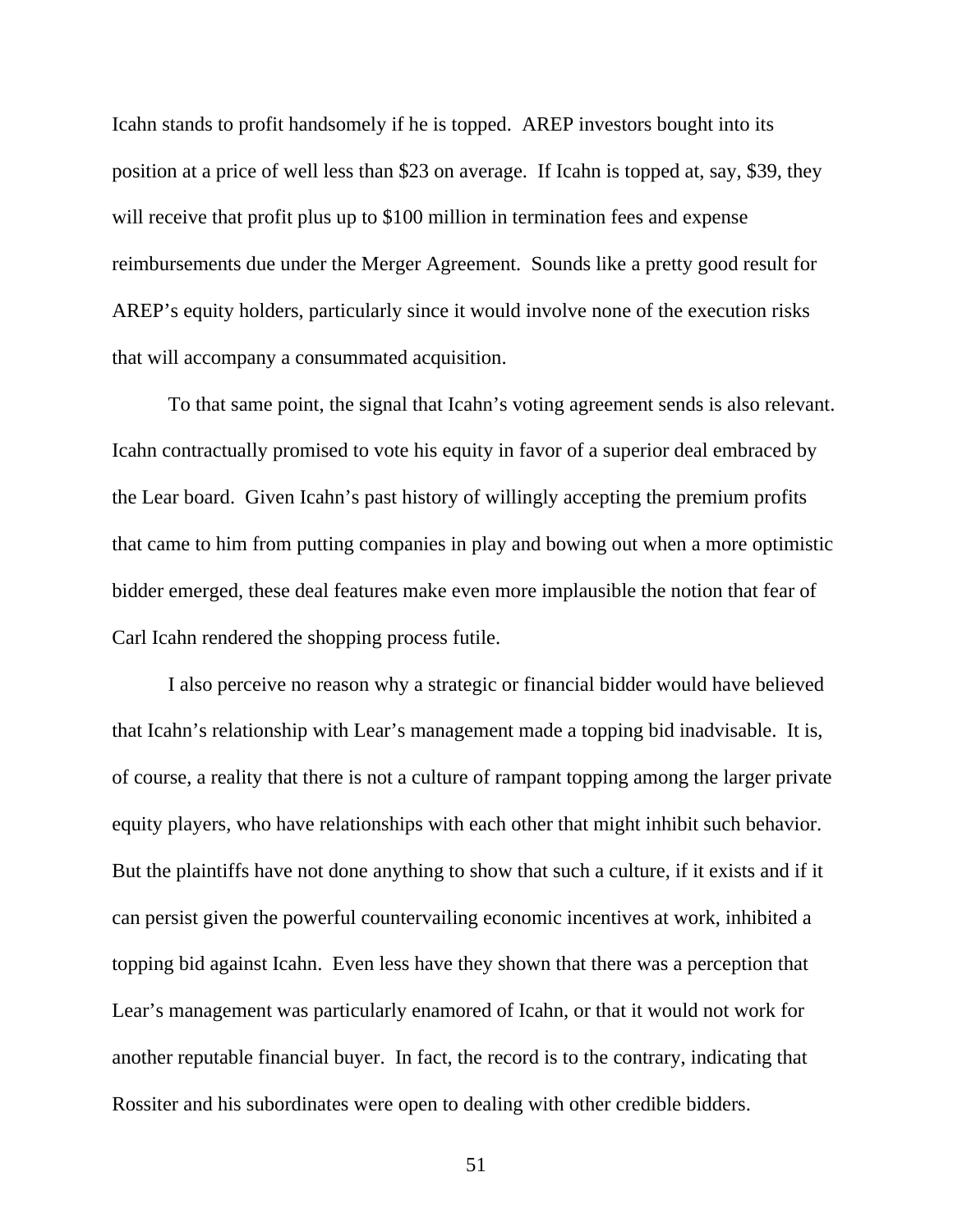Icahn stands to profit handsomely if he is topped. AREP investors bought into its position at a price of well less than $23 on average. If Icahn is topped at, say, $39, they will receive that profit plus up to $100 million in termination fees and expense reimbursements due under the Merger Agreement. Sounds like a pretty good result for AREP's equity holders, particularly since it would involve none of the execution risks that will accompany a consummated acquisition.

To that same point, the signal that Icahn's voting agreement sends is also relevant. Icahn contractually promised to vote his equity in favor of a superior deal embraced by the Lear board. Given Icahn's past history of willingly accepting the premium profits that came to him from putting companies in play and bowing out when a more optimistic bidder emerged, these deal features make even more implausible the notion that fear of Carl Icahn rendered the shopping process futile.

I also perceive no reason why a strategic or financial bidder would have believed that Icahn's relationship with Lear's management made a topping bid inadvisable. It is, of course, a reality that there is not a culture of rampant topping among the larger private equity players, who have relationships with each other that might inhibit such behavior. But the plaintiffs have not done anything to show that such a culture, if it exists and if it can persist given the powerful countervailing economic incentives at work, inhibited a topping bid against Icahn. Even less have they shown that there was a perception that Lear's management was particularly enamored of Icahn, or that it would not work for another reputable financial buyer. In fact, the record is to the contrary, indicating that Rossiter and his subordinates were open to dealing with other credible bidders.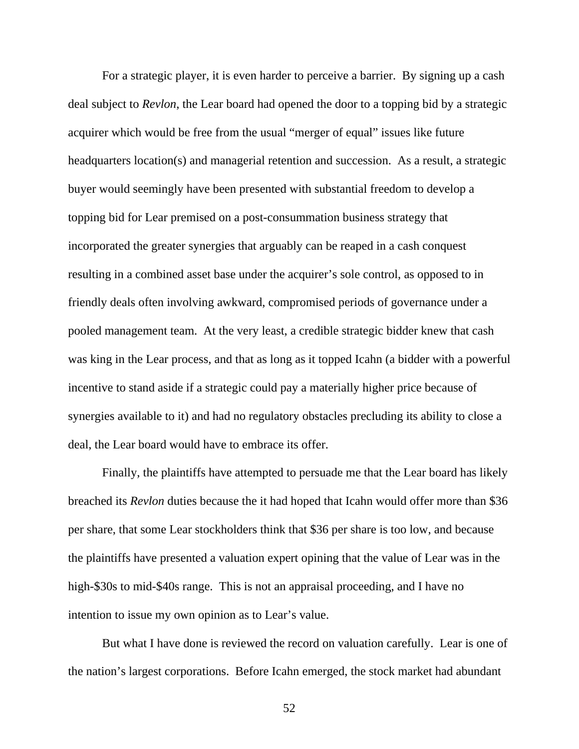For a strategic player, it is even harder to perceive a barrier. By signing up a cash deal subject to *Revlon*, the Lear board had opened the door to a topping bid by a strategic acquirer which would be free from the usual "merger of equal" issues like future headquarters location(s) and managerial retention and succession. As a result, a strategic buyer would seemingly have been presented with substantial freedom to develop a topping bid for Lear premised on a post-consummation business strategy that incorporated the greater synergies that arguably can be reaped in a cash conquest resulting in a combined asset base under the acquirer's sole control, as opposed to in friendly deals often involving awkward, compromised periods of governance under a pooled management team. At the very least, a credible strategic bidder knew that cash was king in the Lear process, and that as long as it topped Icahn (a bidder with a powerful incentive to stand aside if a strategic could pay a materially higher price because of synergies available to it) and had no regulatory obstacles precluding its ability to close a deal, the Lear board would have to embrace its offer.

Finally, the plaintiffs have attempted to persuade me that the Lear board has likely breached its *Revlon* duties because the it had hoped that Icahn would offer more than $36 per share, that some Lear stockholders think that $36 per share is too low, and because the plaintiffs have presented a valuation expert opining that the value of Lear was in the high-$30s to mid-$40s range. This is not an appraisal proceeding, and I have no intention to issue my own opinion as to Lear's value.

But what I have done is reviewed the record on valuation carefully. Lear is one of the nation's largest corporations. Before Icahn emerged, the stock market had abundant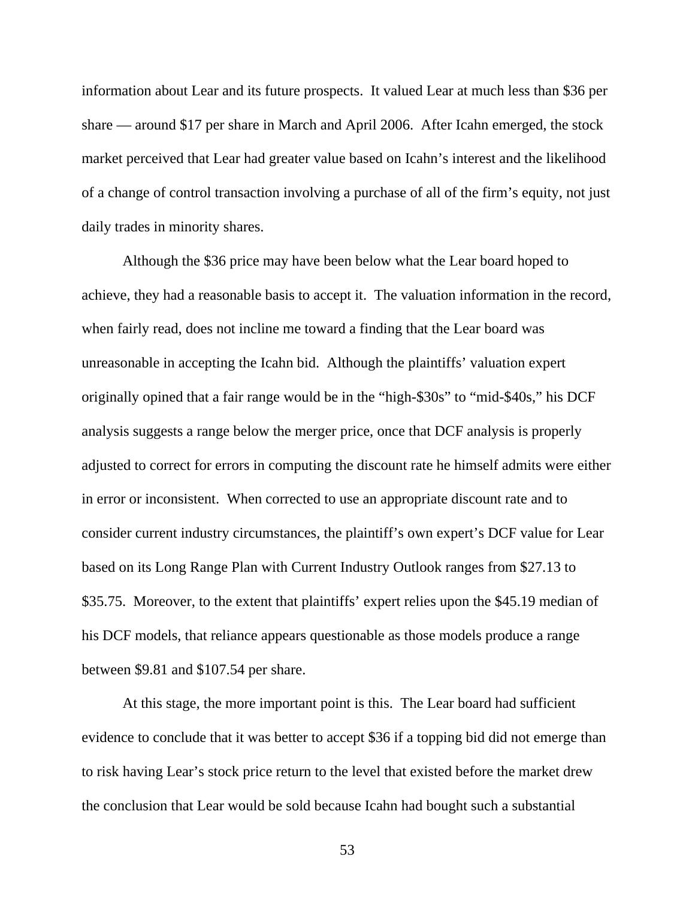information about Lear and its future prospects. It valued Lear at much less than $36 per share — around $17 per share in March and April 2006. After Icahn emerged, the stock market perceived that Lear had greater value based on Icahn's interest and the likelihood of a change of control transaction involving a purchase of all of the firm's equity, not just daily trades in minority shares.

Although the $36 price may have been below what the Lear board hoped to achieve, they had a reasonable basis to accept it. The valuation information in the record, when fairly read, does not incline me toward a finding that the Lear board was unreasonable in accepting the Icahn bid. Although the plaintiffs' valuation expert originally opined that a fair range would be in the "high-$30s" to "mid-$40s," his DCF analysis suggests a range below the merger price, once that DCF analysis is properly adjusted to correct for errors in computing the discount rate he himself admits were either in error or inconsistent. When corrected to use an appropriate discount rate and to consider current industry circumstances, the plaintiff's own expert's DCF value for Lear based on its Long Range Plan with Current Industry Outlook ranges from $27.13 to $35.75. Moreover, to the extent that plaintiffs' expert relies upon the $45.19 median of his DCF models, that reliance appears questionable as those models produce a range between $9.81 and $107.54 per share.

At this stage, the more important point is this. The Lear board had sufficient evidence to conclude that it was better to accept $36 if a topping bid did not emerge than to risk having Lear's stock price return to the level that existed before the market drew the conclusion that Lear would be sold because Icahn had bought such a substantial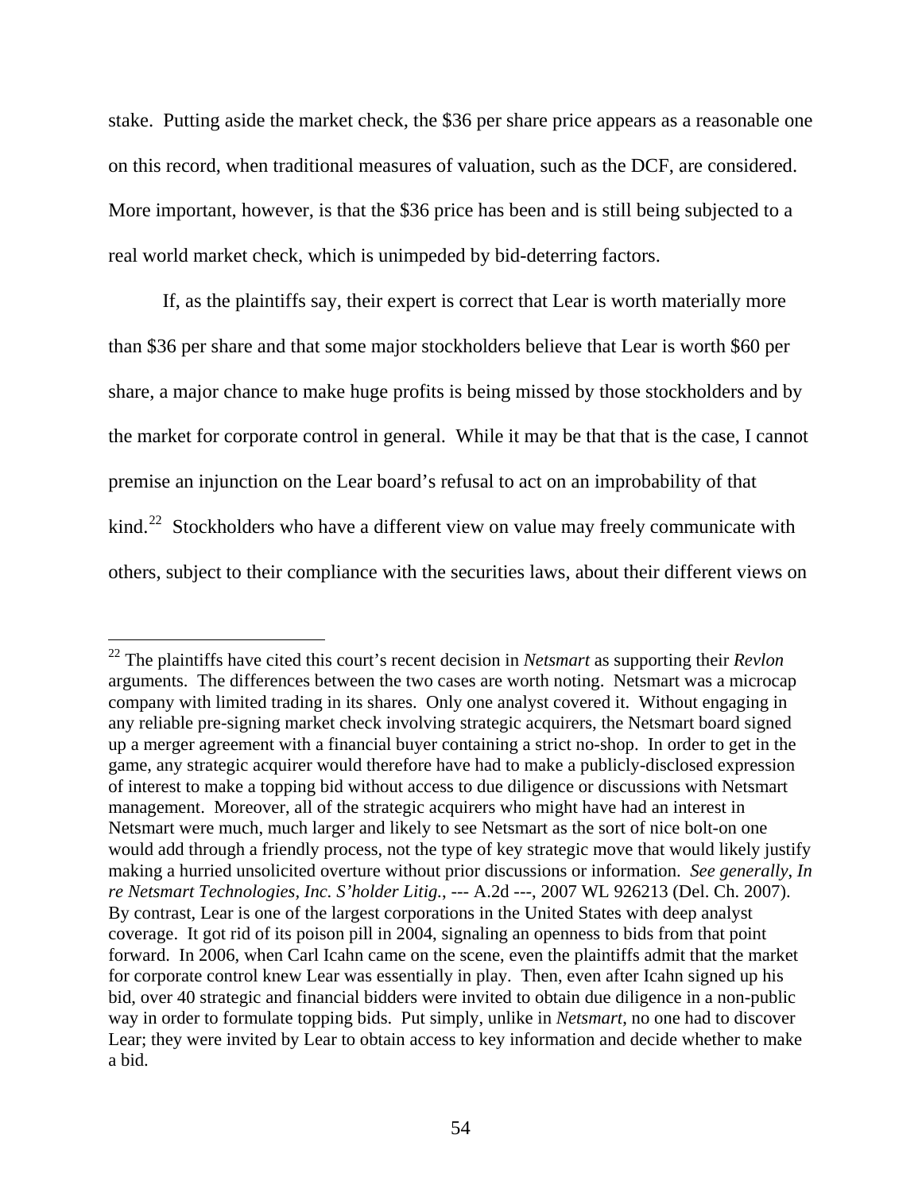stake. Putting aside the market check, the $36 per share price appears as a reasonable one on this record, when traditional measures of valuation, such as the DCF, are considered. More important, however, is that the $36 price has been and is still being subjected to a real world market check, which is unimpeded by bid-deterring factors.

If, as the plaintiffs say, their expert is correct that Lear is worth materially more than $36 per share and that some major stockholders believe that Lear is worth $60 per share, a major chance to make huge profits is being missed by those stockholders and by the market for corporate control in general. While it may be that that is the case, I cannot premise an injunction on the Lear board's refusal to act on an improbability of that kind.[22] Stockholders who have a different view on value may freely communicate with others, subject to their compliance with the securities laws, about their different views on

---

[22] The plaintiffs have cited this court's recent decision in *Netsmart* as supporting their *Revlon* arguments. The differences between the two cases are worth noting. Netsmart was a microcap company with limited trading in its shares. Only one analyst covered it. Without engaging in any reliable pre-signing market check involving strategic acquirers, the Netsmart board signed up a merger agreement with a financial buyer containing a strict no-shop. In order to get in the game, any strategic acquirer would therefore have had to make a publicly-disclosed expression of interest to make a topping bid without access to due diligence or discussions with Netsmart management. Moreover, all of the strategic acquirers who might have had an interest in Netsmart were much, much larger and likely to see Netsmart as the sort of nice bolt-on one would add through a friendly process, not the type of key strategic move that would likely justify making a hurried unsolicited overture without prior discussions or information. *See generally*, *In re Netsmart Technologies, Inc. S'holder Litig.*, --- A.2d ---, 2007 WL 926213 (Del. Ch. 2007). By contrast, Lear is one of the largest corporations in the United States with deep analyst coverage. It got rid of its poison pill in 2004, signaling an openness to bids from that point forward. In 2006, when Carl Icahn came on the scene, even the plaintiffs admit that the market for corporate control knew Lear was essentially in play. Then, even after Icahn signed up his bid, over 40 strategic and financial bidders were invited to obtain due diligence in a non-public way in order to formulate topping bids. Put simply, unlike in *Netsmart*, no one had to discover Lear; they were invited by Lear to obtain access to key information and decide whether to make a bid.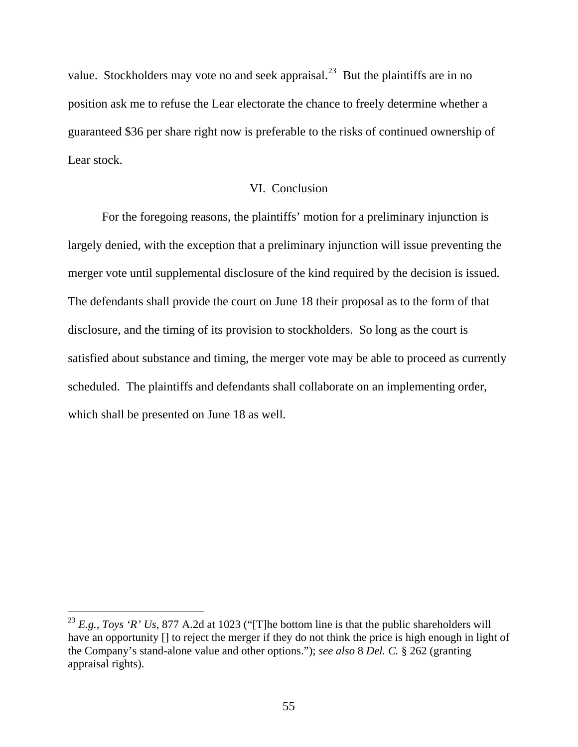value. Stockholders may vote no and seek appraisal.[23] But the plaintiffs are in no position ask me to refuse the Lear electorate the chance to freely determine whether a guaranteed $36 per share right now is preferable to the risks of continued ownership of Lear stock.

## VI. Conclusion

For the foregoing reasons, the plaintiffs' motion for a preliminary injunction is largely denied, with the exception that a preliminary injunction will issue preventing the merger vote until supplemental disclosure of the kind required by the decision is issued. The defendants shall provide the court on June 18 their proposal as to the form of that disclosure, and the timing of its provision to stockholders. So long as the court is satisfied about substance and timing, the merger vote may be able to proceed as currently scheduled. The plaintiffs and defendants shall collaborate on an implementing order, which shall be presented on June 18 as well.

---

[23] *E.g.*, *Toys 'R' Us*, 877 A.2d at 1023 ("[T]he bottom line is that the public shareholders will have an opportunity [] to reject the merger if they do not think the price is high enough in light of the Company's stand-alone value and other options."); *see also* 8 *Del. C.* § 262 (granting appraisal rights).